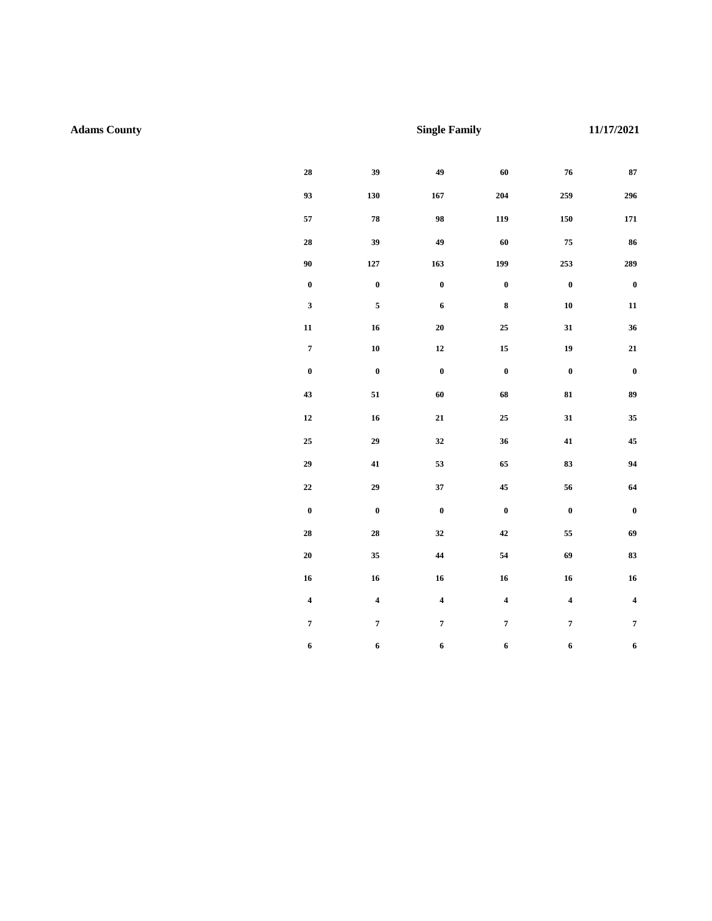**Adams County** **Single Family** **11/17/2021**

| | | | | | |
|---|---|---|---|---|---|
| 28 | 39 | 49 | 60 | 76 | 87 |
| 93 | 130 | 167 | 204 | 259 | 296 |
| 57 | 78 | 98 | 119 | 150 | 171 |
| 28 | 39 | 49 | 60 | 75 | 86 |
| 90 | 127 | 163 | 199 | 253 | 289 |
| 0 | 0 | 0 | 0 | 0 | 0 |
| 3 | 5 | 6 | 8 | 10 | 11 |
| 11 | 16 | 20 | 25 | 31 | 36 |
| 7 | 10 | 12 | 15 | 19 | 21 |
| 0 | 0 | 0 | 0 | 0 | 0 |
| 43 | 51 | 60 | 68 | 81 | 89 |
| 12 | 16 | 21 | 25 | 31 | 35 |
| 25 | 29 | 32 | 36 | 41 | 45 |
| 29 | 41 | 53 | 65 | 83 | 94 |
| 22 | 29 | 37 | 45 | 56 | 64 |
| 0 | 0 | 0 | 0 | 0 | 0 |
| 28 | 28 | 32 | 42 | 55 | 69 |
| 20 | 35 | 44 | 54 | 69 | 83 |
| 16 | 16 | 16 | 16 | 16 | 16 |
| 4 | 4 | 4 | 4 | 4 | 4 |
| 7 | 7 | 7 | 7 | 7 | 7 |
| 6 | 6 | 6 | 6 | 6 | 6 |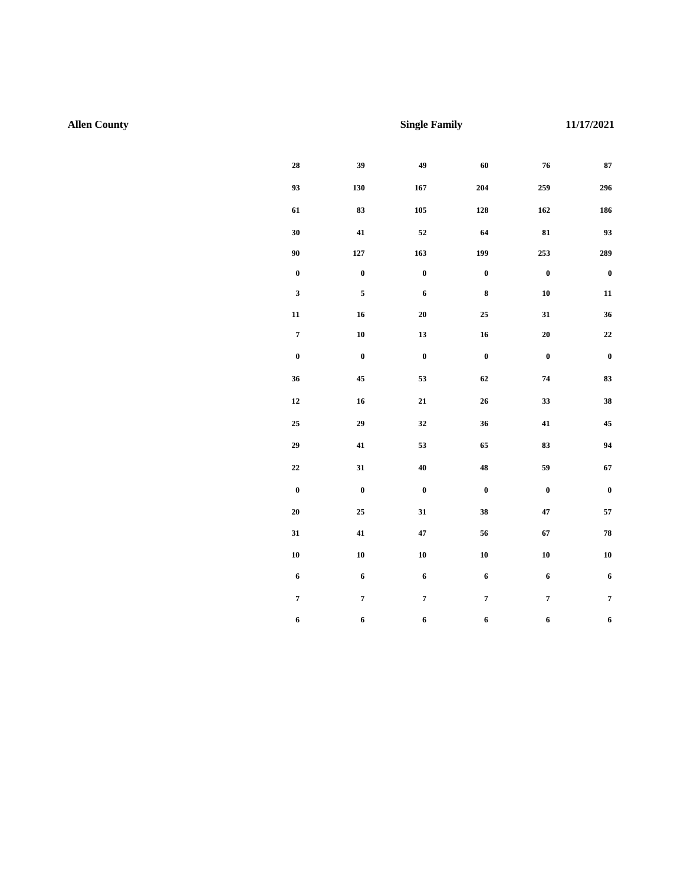**Allen County** **Single Family** **11/17/2021**

| | | | | | |
|---|---|---|---|---|---|
| 28 | 39 | 49 | 60 | 76 | 87 |
| 93 | 130 | 167 | 204 | 259 | 296 |
| 61 | 83 | 105 | 128 | 162 | 186 |
| 30 | 41 | 52 | 64 | 81 | 93 |
| 90 | 127 | 163 | 199 | 253 | 289 |
| 0 | 0 | 0 | 0 | 0 | 0 |
| 3 | 5 | 6 | 8 | 10 | 11 |
| 11 | 16 | 20 | 25 | 31 | 36 |
| 7 | 10 | 13 | 16 | 20 | 22 |
| 0 | 0 | 0 | 0 | 0 | 0 |
| 36 | 45 | 53 | 62 | 74 | 83 |
| 12 | 16 | 21 | 26 | 33 | 38 |
| 25 | 29 | 32 | 36 | 41 | 45 |
| 29 | 41 | 53 | 65 | 83 | 94 |
| 22 | 31 | 40 | 48 | 59 | 67 |
| 0 | 0 | 0 | 0 | 0 | 0 |
| 20 | 25 | 31 | 38 | 47 | 57 |
| 31 | 41 | 47 | 56 | 67 | 78 |
| 10 | 10 | 10 | 10 | 10 | 10 |
| 6 | 6 | 6 | 6 | 6 | 6 |
| 7 | 7 | 7 | 7 | 7 | 7 |
| 6 | 6 | 6 | 6 | 6 | 6 |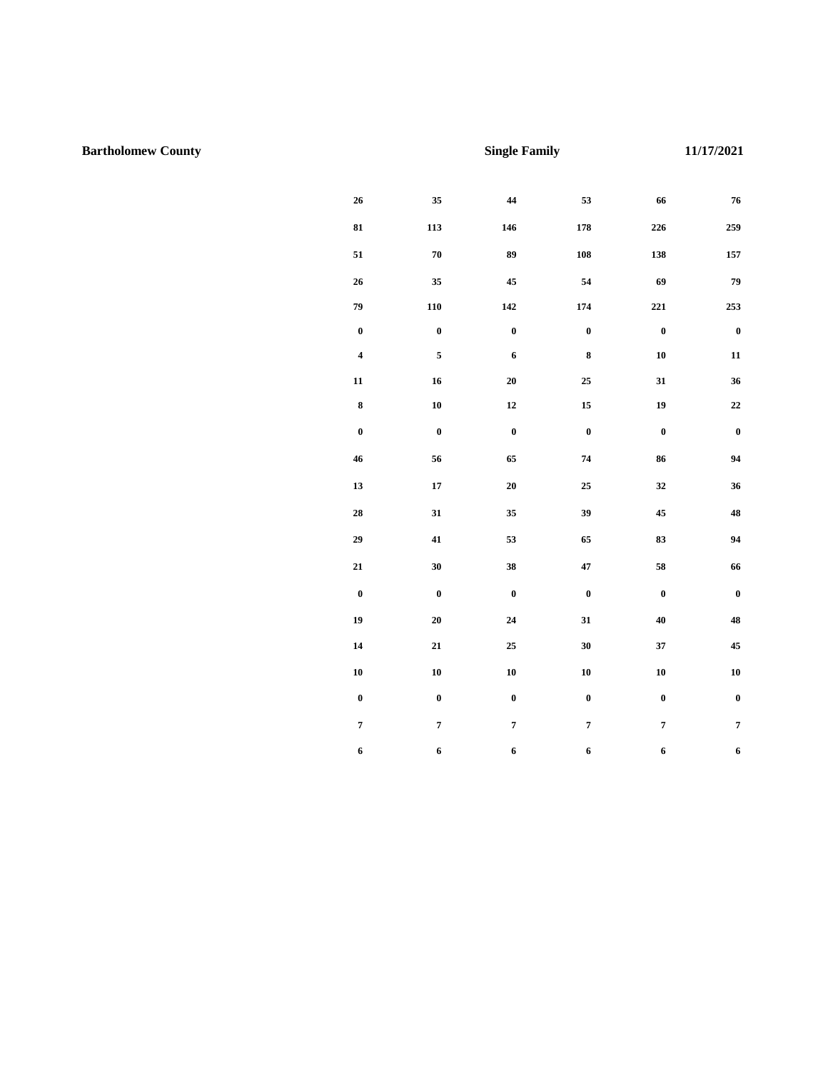**Bartholomew County** **Single Family** **11/17/2021**

| | | | | | |
|---|---|---|---|---|---|
| 26 | 35 | 44 | 53 | 66 | 76 |
| 81 | 113 | 146 | 178 | 226 | 259 |
| 51 | 70 | 89 | 108 | 138 | 157 |
| 26 | 35 | 45 | 54 | 69 | 79 |
| 79 | 110 | 142 | 174 | 221 | 253 |
| 0 | 0 | 0 | 0 | 0 | 0 |
| 4 | 5 | 6 | 8 | 10 | 11 |
| 11 | 16 | 20 | 25 | 31 | 36 |
| 8 | 10 | 12 | 15 | 19 | 22 |
| 0 | 0 | 0 | 0 | 0 | 0 |
| 46 | 56 | 65 | 74 | 86 | 94 |
| 13 | 17 | 20 | 25 | 32 | 36 |
| 28 | 31 | 35 | 39 | 45 | 48 |
| 29 | 41 | 53 | 65 | 83 | 94 |
| 21 | 30 | 38 | 47 | 58 | 66 |
| 0 | 0 | 0 | 0 | 0 | 0 |
| 19 | 20 | 24 | 31 | 40 | 48 |
| 14 | 21 | 25 | 30 | 37 | 45 |
| 10 | 10 | 10 | 10 | 10 | 10 |
| 0 | 0 | 0 | 0 | 0 | 0 |
| 7 | 7 | 7 | 7 | 7 | 7 |
| 6 | 6 | 6 | 6 | 6 | 6 |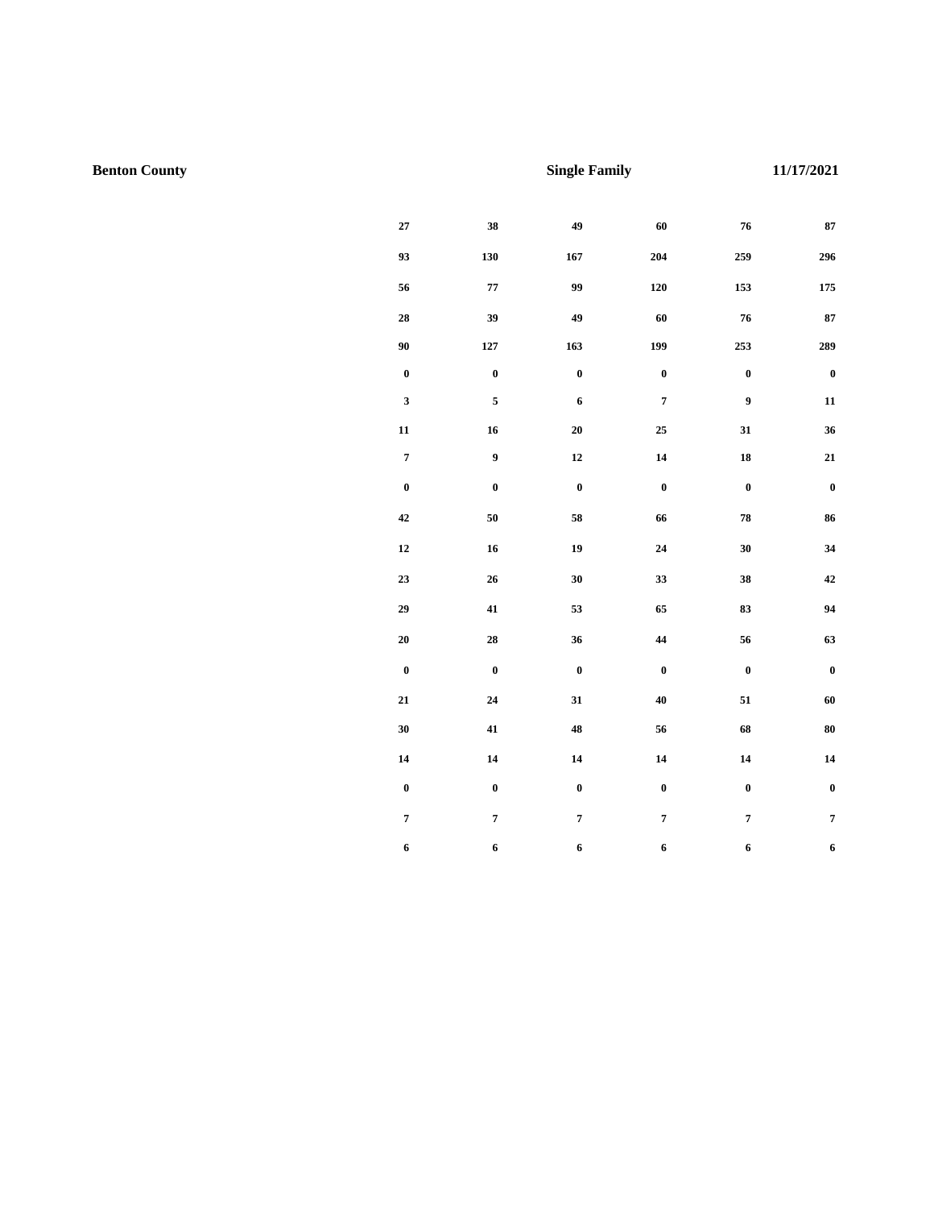**Benton County** **Single Family** **11/17/2021**

| | | | | | |
|---|---|---|---|---|---|
| 27 | 38 | 49 | 60 | 76 | 87 |
| 93 | 130 | 167 | 204 | 259 | 296 |
| 56 | 77 | 99 | 120 | 153 | 175 |
| 28 | 39 | 49 | 60 | 76 | 87 |
| 90 | 127 | 163 | 199 | 253 | 289 |
| 0 | 0 | 0 | 0 | 0 | 0 |
| 3 | 5 | 6 | 7 | 9 | 11 |
| 11 | 16 | 20 | 25 | 31 | 36 |
| 7 | 9 | 12 | 14 | 18 | 21 |
| 0 | 0 | 0 | 0 | 0 | 0 |
| 42 | 50 | 58 | 66 | 78 | 86 |
| 12 | 16 | 19 | 24 | 30 | 34 |
| 23 | 26 | 30 | 33 | 38 | 42 |
| 29 | 41 | 53 | 65 | 83 | 94 |
| 20 | 28 | 36 | 44 | 56 | 63 |
| 0 | 0 | 0 | 0 | 0 | 0 |
| 21 | 24 | 31 | 40 | 51 | 60 |
| 30 | 41 | 48 | 56 | 68 | 80 |
| 14 | 14 | 14 | 14 | 14 | 14 |
| 0 | 0 | 0 | 0 | 0 | 0 |
| 7 | 7 | 7 | 7 | 7 | 7 |
| 6 | 6 | 6 | 6 | 6 | 6 |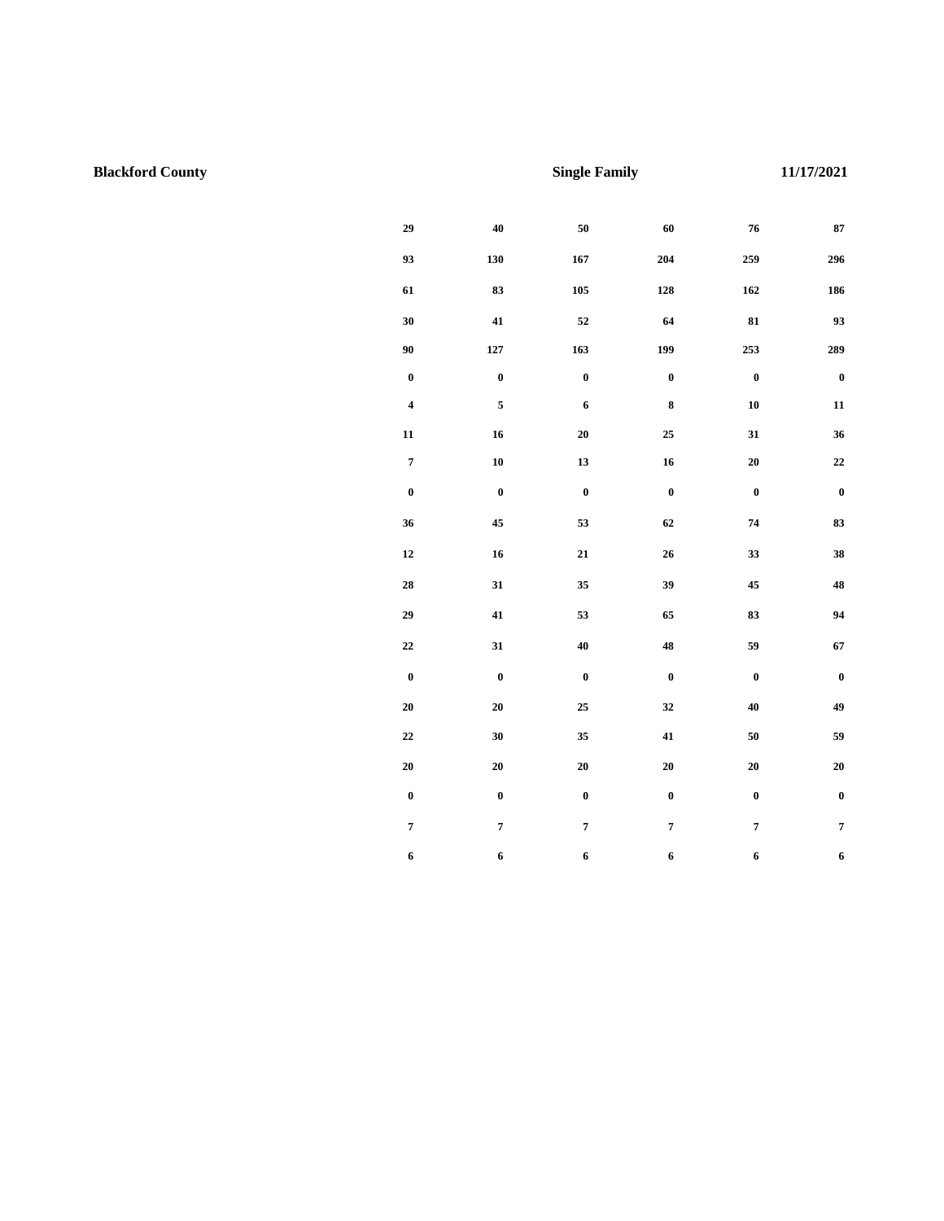**Blackford County** **Single Family** **11/17/2021**

| | | | | | |
|---|---|---|---|---|---|
| 29 | 40 | 50 | 60 | 76 | 87 |
| 93 | 130 | 167 | 204 | 259 | 296 |
| 61 | 83 | 105 | 128 | 162 | 186 |
| 30 | 41 | 52 | 64 | 81 | 93 |
| 90 | 127 | 163 | 199 | 253 | 289 |
| 0 | 0 | 0 | 0 | 0 | 0 |
| 4 | 5 | 6 | 8 | 10 | 11 |
| 11 | 16 | 20 | 25 | 31 | 36 |
| 7 | 10 | 13 | 16 | 20 | 22 |
| 0 | 0 | 0 | 0 | 0 | 0 |
| 36 | 45 | 53 | 62 | 74 | 83 |
| 12 | 16 | 21 | 26 | 33 | 38 |
| 28 | 31 | 35 | 39 | 45 | 48 |
| 29 | 41 | 53 | 65 | 83 | 94 |
| 22 | 31 | 40 | 48 | 59 | 67 |
| 0 | 0 | 0 | 0 | 0 | 0 |
| 20 | 20 | 25 | 32 | 40 | 49 |
| 22 | 30 | 35 | 41 | 50 | 59 |
| 20 | 20 | 20 | 20 | 20 | 20 |
| 0 | 0 | 0 | 0 | 0 | 0 |
| 7 | 7 | 7 | 7 | 7 | 7 |
| 6 | 6 | 6 | 6 | 6 | 6 |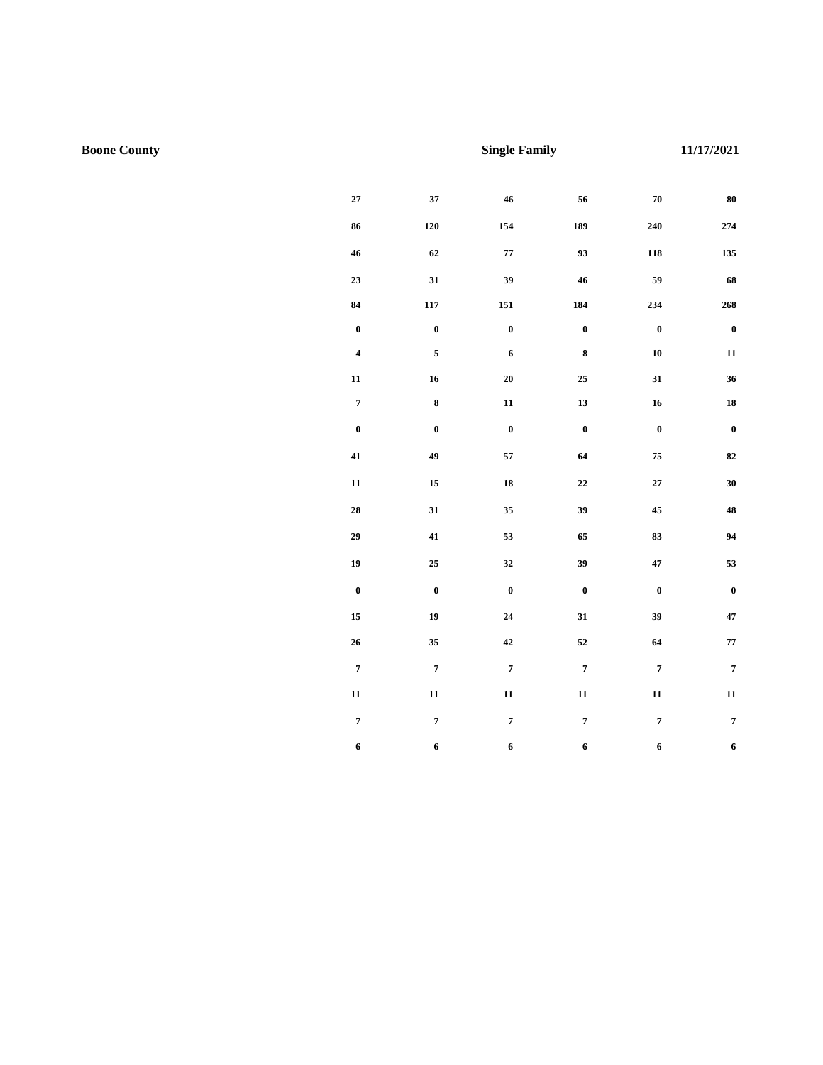**Boone County** **Single Family** **11/17/2021**

| | | | | | |
|---|---|---|---|---|---|
| 27 | 37 | 46 | 56 | 70 | 80 |
| 86 | 120 | 154 | 189 | 240 | 274 |
| 46 | 62 | 77 | 93 | 118 | 135 |
| 23 | 31 | 39 | 46 | 59 | 68 |
| 84 | 117 | 151 | 184 | 234 | 268 |
| 0 | 0 | 0 | 0 | 0 | 0 |
| 4 | 5 | 6 | 8 | 10 | 11 |
| 11 | 16 | 20 | 25 | 31 | 36 |
| 7 | 8 | 11 | 13 | 16 | 18 |
| 0 | 0 | 0 | 0 | 0 | 0 |
| 41 | 49 | 57 | 64 | 75 | 82 |
| 11 | 15 | 18 | 22 | 27 | 30 |
| 28 | 31 | 35 | 39 | 45 | 48 |
| 29 | 41 | 53 | 65 | 83 | 94 |
| 19 | 25 | 32 | 39 | 47 | 53 |
| 0 | 0 | 0 | 0 | 0 | 0 |
| 15 | 19 | 24 | 31 | 39 | 47 |
| 26 | 35 | 42 | 52 | 64 | 77 |
| 7 | 7 | 7 | 7 | 7 | 7 |
| 11 | 11 | 11 | 11 | 11 | 11 |
| 7 | 7 | 7 | 7 | 7 | 7 |
| 6 | 6 | 6 | 6 | 6 | 6 |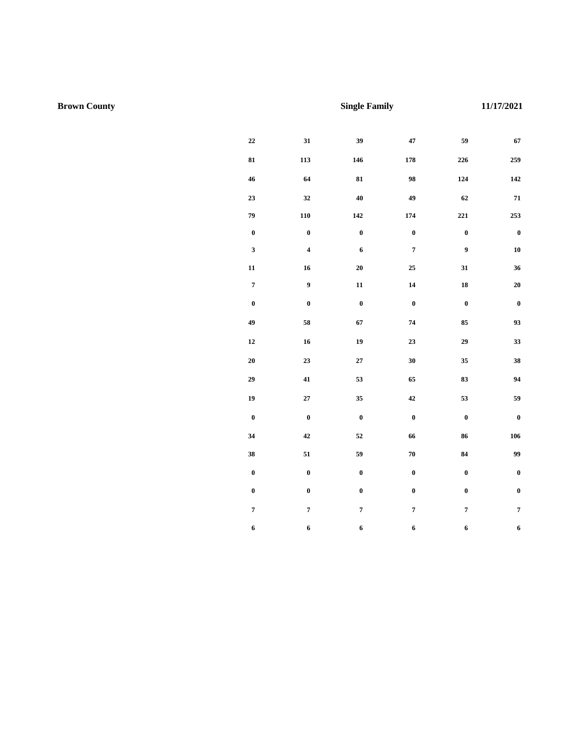**Brown County** **Single Family** **11/17/2021**

| | | | | | |
|---|---|---|---|---|---|
| 22 | 31 | 39 | 47 | 59 | 67 |
| 81 | 113 | 146 | 178 | 226 | 259 |
| 46 | 64 | 81 | 98 | 124 | 142 |
| 23 | 32 | 40 | 49 | 62 | 71 |
| 79 | 110 | 142 | 174 | 221 | 253 |
| 0 | 0 | 0 | 0 | 0 | 0 |
| 3 | 4 | 6 | 7 | 9 | 10 |
| 11 | 16 | 20 | 25 | 31 | 36 |
| 7 | 9 | 11 | 14 | 18 | 20 |
| 0 | 0 | 0 | 0 | 0 | 0 |
| 49 | 58 | 67 | 74 | 85 | 93 |
| 12 | 16 | 19 | 23 | 29 | 33 |
| 20 | 23 | 27 | 30 | 35 | 38 |
| 29 | 41 | 53 | 65 | 83 | 94 |
| 19 | 27 | 35 | 42 | 53 | 59 |
| 0 | 0 | 0 | 0 | 0 | 0 |
| 34 | 42 | 52 | 66 | 86 | 106 |
| 38 | 51 | 59 | 70 | 84 | 99 |
| 0 | 0 | 0 | 0 | 0 | 0 |
| 0 | 0 | 0 | 0 | 0 | 0 |
| 7 | 7 | 7 | 7 | 7 | 7 |
| 6 | 6 | 6 | 6 | 6 | 6 |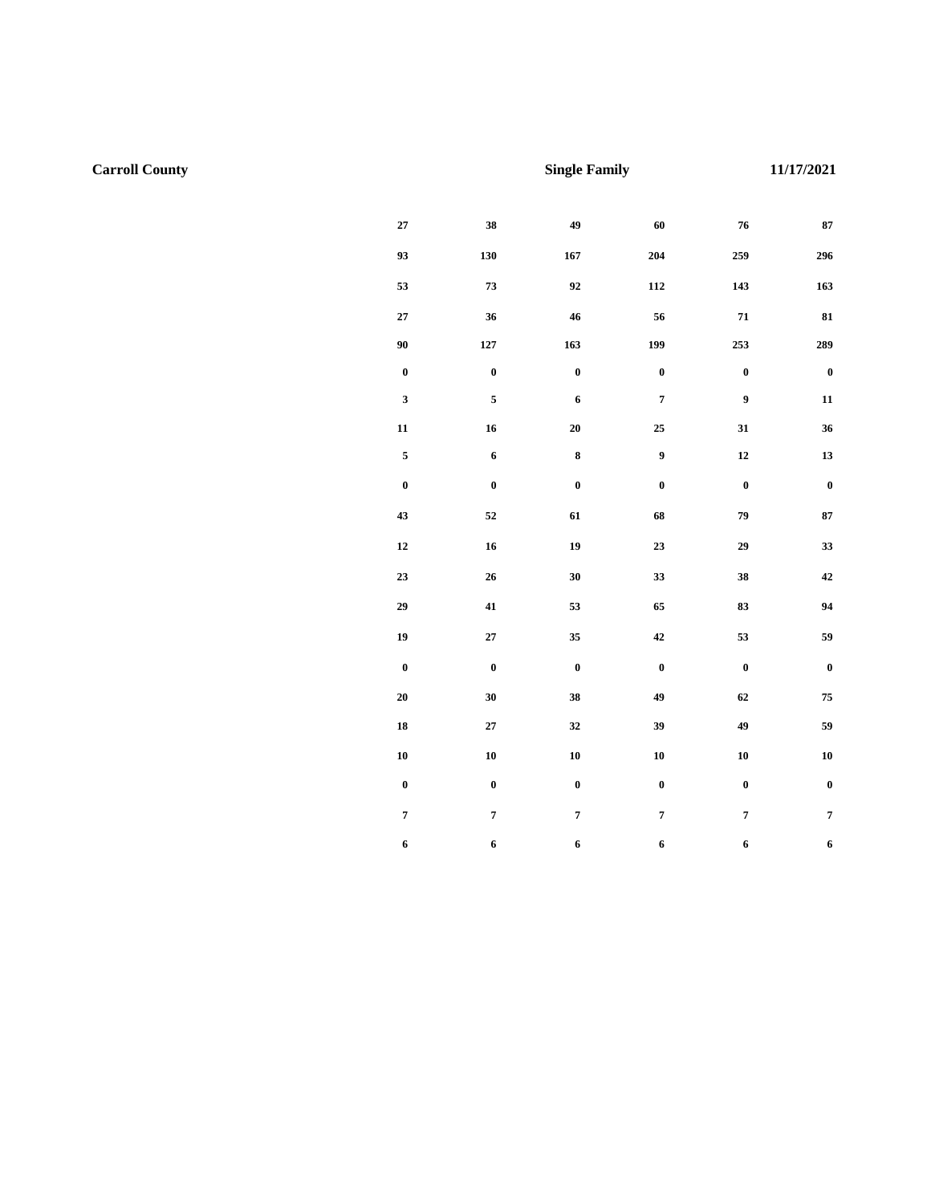**Carroll County** **Single Family** **11/17/2021**

| | | | | | |
|---|---|---|---|---|---|
| 27 | 38 | 49 | 60 | 76 | 87 |
| 93 | 130 | 167 | 204 | 259 | 296 |
| 53 | 73 | 92 | 112 | 143 | 163 |
| 27 | 36 | 46 | 56 | 71 | 81 |
| 90 | 127 | 163 | 199 | 253 | 289 |
| 0 | 0 | 0 | 0 | 0 | 0 |
| 3 | 5 | 6 | 7 | 9 | 11 |
| 11 | 16 | 20 | 25 | 31 | 36 |
| 5 | 6 | 8 | 9 | 12 | 13 |
| 0 | 0 | 0 | 0 | 0 | 0 |
| 43 | 52 | 61 | 68 | 79 | 87 |
| 12 | 16 | 19 | 23 | 29 | 33 |
| 23 | 26 | 30 | 33 | 38 | 42 |
| 29 | 41 | 53 | 65 | 83 | 94 |
| 19 | 27 | 35 | 42 | 53 | 59 |
| 0 | 0 | 0 | 0 | 0 | 0 |
| 20 | 30 | 38 | 49 | 62 | 75 |
| 18 | 27 | 32 | 39 | 49 | 59 |
| 10 | 10 | 10 | 10 | 10 | 10 |
| 0 | 0 | 0 | 0 | 0 | 0 |
| 7 | 7 | 7 | 7 | 7 | 7 |
| 6 | 6 | 6 | 6 | 6 | 6 |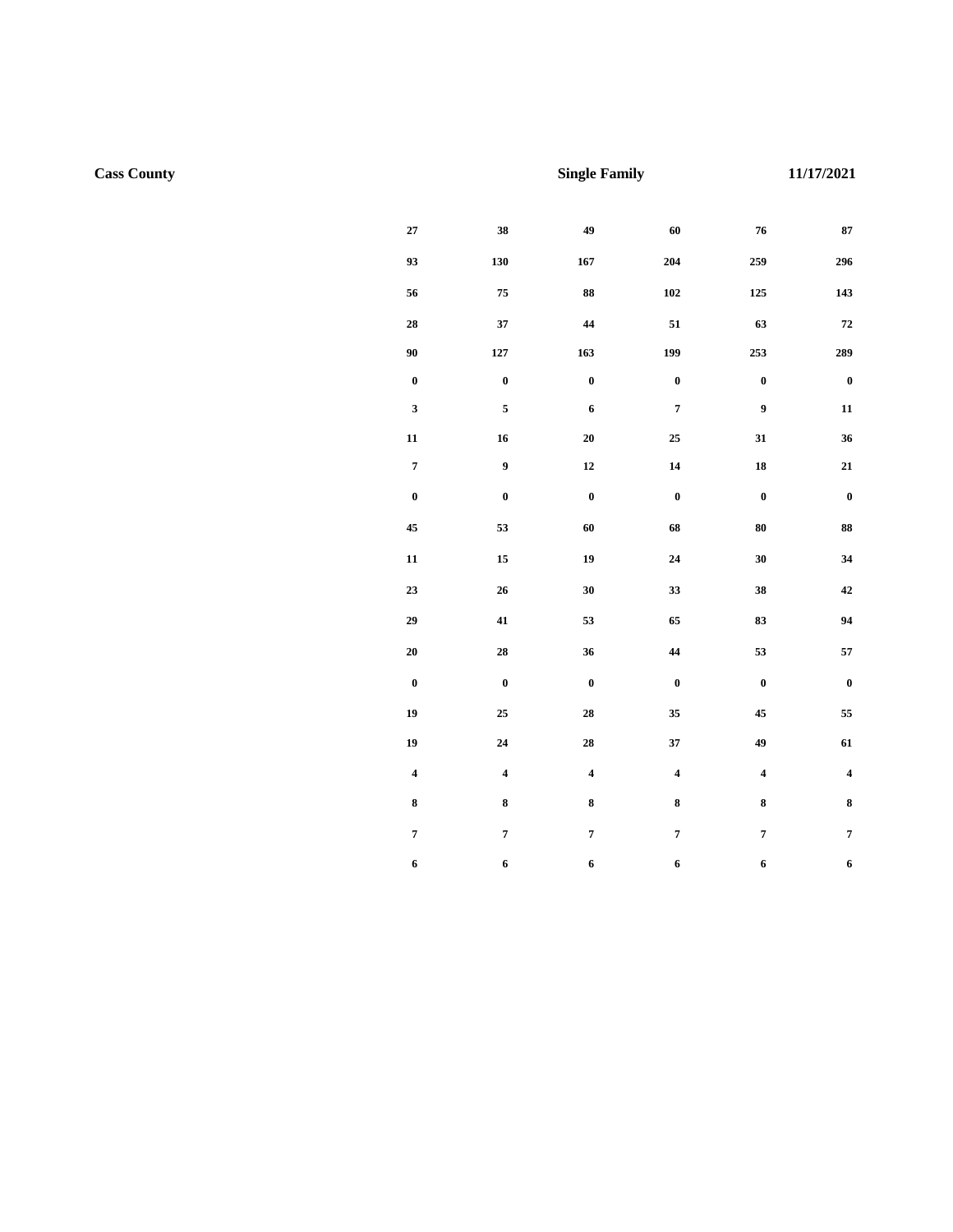**Cass County** **Single Family** **11/17/2021**

| | | | | | |
|---|---|---|---|---|---|
| 27 | 38 | 49 | 60 | 76 | 87 |
| 93 | 130 | 167 | 204 | 259 | 296 |
| 56 | 75 | 88 | 102 | 125 | 143 |
| 28 | 37 | 44 | 51 | 63 | 72 |
| 90 | 127 | 163 | 199 | 253 | 289 |
| 0 | 0 | 0 | 0 | 0 | 0 |
| 3 | 5 | 6 | 7 | 9 | 11 |
| 11 | 16 | 20 | 25 | 31 | 36 |
| 7 | 9 | 12 | 14 | 18 | 21 |
| 0 | 0 | 0 | 0 | 0 | 0 |
| 45 | 53 | 60 | 68 | 80 | 88 |
| 11 | 15 | 19 | 24 | 30 | 34 |
| 23 | 26 | 30 | 33 | 38 | 42 |
| 29 | 41 | 53 | 65 | 83 | 94 |
| 20 | 28 | 36 | 44 | 53 | 57 |
| 0 | 0 | 0 | 0 | 0 | 0 |
| 19 | 25 | 28 | 35 | 45 | 55 |
| 19 | 24 | 28 | 37 | 49 | 61 |
| 4 | 4 | 4 | 4 | 4 | 4 |
| 8 | 8 | 8 | 8 | 8 | 8 |
| 7 | 7 | 7 | 7 | 7 | 7 |
| 6 | 6 | 6 | 6 | 6 | 6 |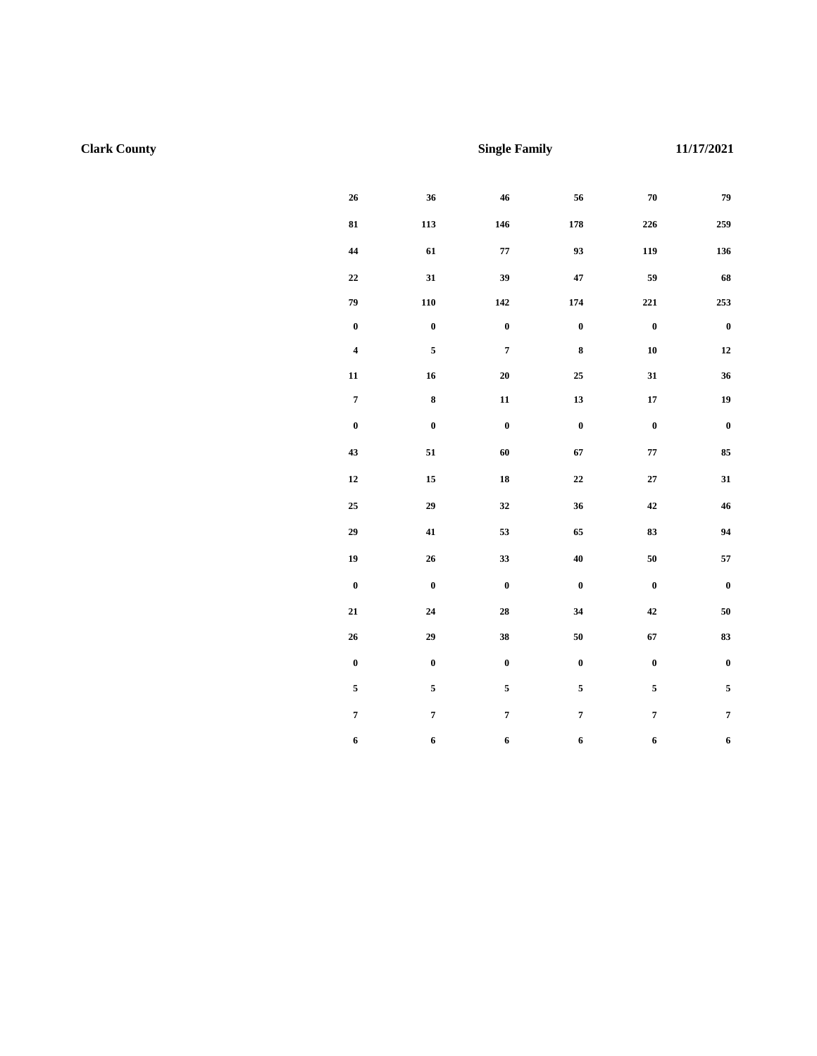**Clark County** **Single Family** **11/17/2021**

| | | | | | |
|---|---|---|---|---|---|
| 26 | 36 | 46 | 56 | 70 | 79 |
| 81 | 113 | 146 | 178 | 226 | 259 |
| 44 | 61 | 77 | 93 | 119 | 136 |
| 22 | 31 | 39 | 47 | 59 | 68 |
| 79 | 110 | 142 | 174 | 221 | 253 |
| 0 | 0 | 0 | 0 | 0 | 0 |
| 4 | 5 | 7 | 8 | 10 | 12 |
| 11 | 16 | 20 | 25 | 31 | 36 |
| 7 | 8 | 11 | 13 | 17 | 19 |
| 0 | 0 | 0 | 0 | 0 | 0 |
| 43 | 51 | 60 | 67 | 77 | 85 |
| 12 | 15 | 18 | 22 | 27 | 31 |
| 25 | 29 | 32 | 36 | 42 | 46 |
| 29 | 41 | 53 | 65 | 83 | 94 |
| 19 | 26 | 33 | 40 | 50 | 57 |
| 0 | 0 | 0 | 0 | 0 | 0 |
| 21 | 24 | 28 | 34 | 42 | 50 |
| 26 | 29 | 38 | 50 | 67 | 83 |
| 0 | 0 | 0 | 0 | 0 | 0 |
| 5 | 5 | 5 | 5 | 5 | 5 |
| 7 | 7 | 7 | 7 | 7 | 7 |
| 6 | 6 | 6 | 6 | 6 | 6 |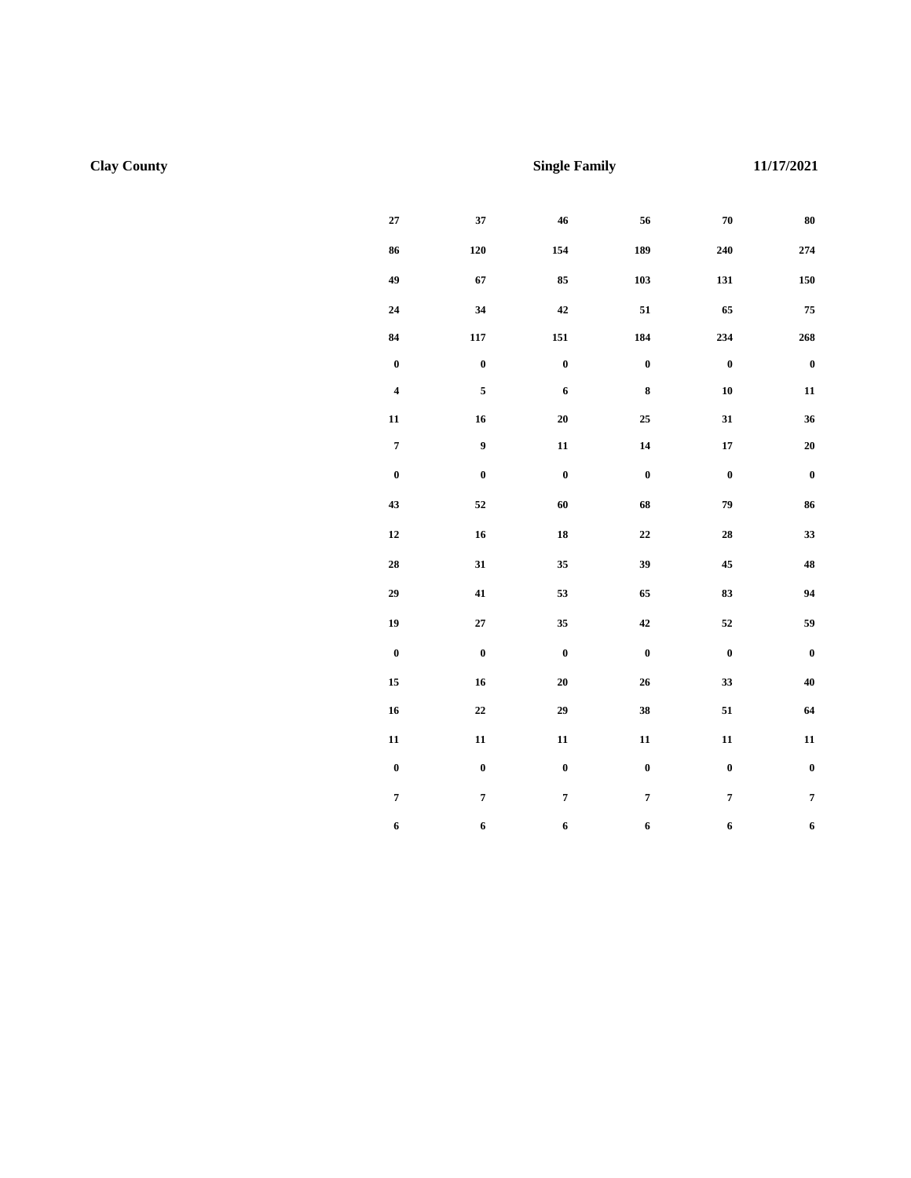**Clay County** **Single Family** **11/17/2021**

| | | | | | |
|---|---|---|---|---|---|
| 27 | 37 | 46 | 56 | 70 | 80 |
| 86 | 120 | 154 | 189 | 240 | 274 |
| 49 | 67 | 85 | 103 | 131 | 150 |
| 24 | 34 | 42 | 51 | 65 | 75 |
| 84 | 117 | 151 | 184 | 234 | 268 |
| 0 | 0 | 0 | 0 | 0 | 0 |
| 4 | 5 | 6 | 8 | 10 | 11 |
| 11 | 16 | 20 | 25 | 31 | 36 |
| 7 | 9 | 11 | 14 | 17 | 20 |
| 0 | 0 | 0 | 0 | 0 | 0 |
| 43 | 52 | 60 | 68 | 79 | 86 |
| 12 | 16 | 18 | 22 | 28 | 33 |
| 28 | 31 | 35 | 39 | 45 | 48 |
| 29 | 41 | 53 | 65 | 83 | 94 |
| 19 | 27 | 35 | 42 | 52 | 59 |
| 0 | 0 | 0 | 0 | 0 | 0 |
| 15 | 16 | 20 | 26 | 33 | 40 |
| 16 | 22 | 29 | 38 | 51 | 64 |
| 11 | 11 | 11 | 11 | 11 | 11 |
| 0 | 0 | 0 | 0 | 0 | 0 |
| 7 | 7 | 7 | 7 | 7 | 7 |
| 6 | 6 | 6 | 6 | 6 | 6 |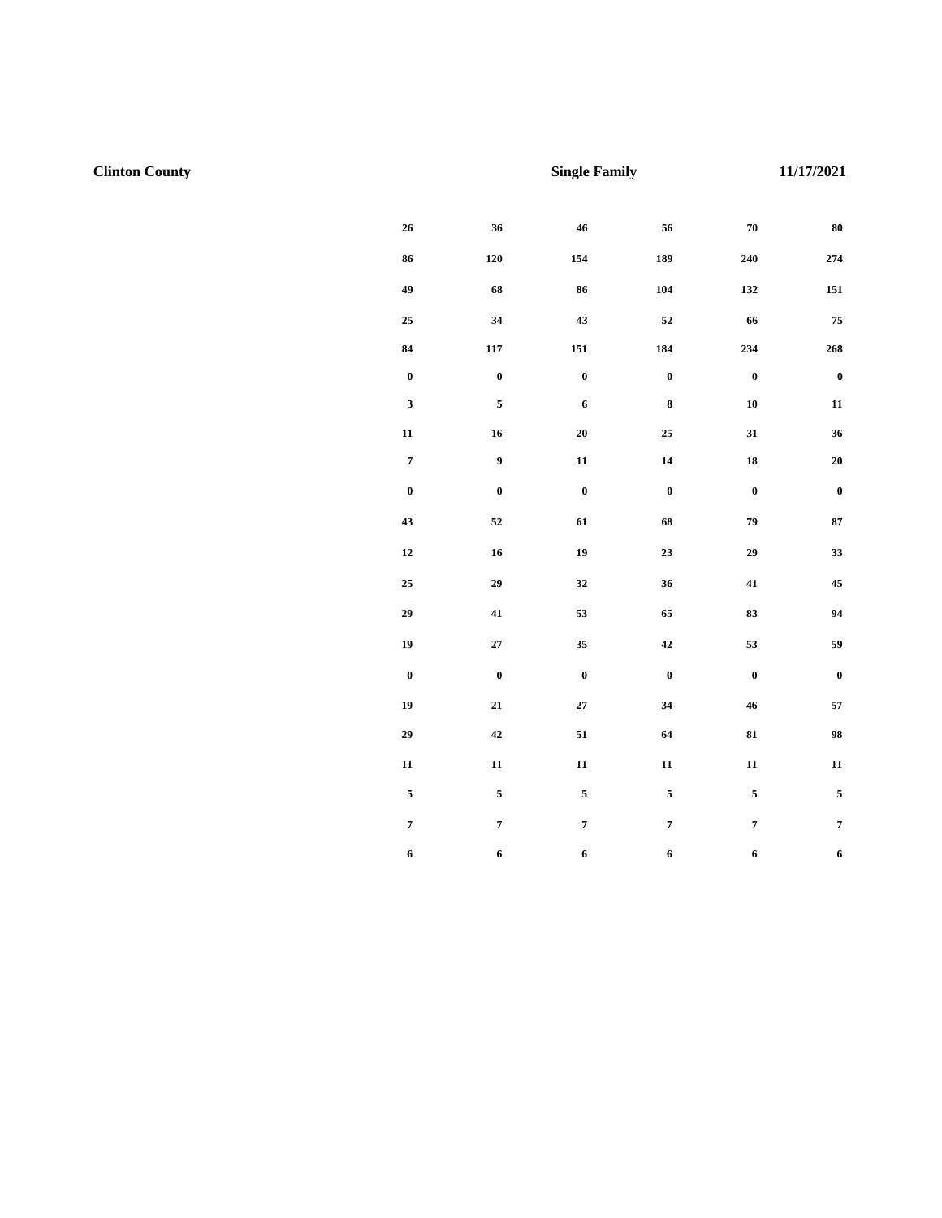**Clinton County** **Single Family** **11/17/2021**

| | | | | | |
|---|---|---|---|---|---|
| **26** | **36** | **46** | **56** | **70** | **80** |
| **86** | **120** | **154** | **189** | **240** | **274** |
| **49** | **68** | **86** | **104** | **132** | **151** |
| **25** | **34** | **43** | **52** | **66** | **75** |
| **84** | **117** | **151** | **184** | **234** | **268** |
| **0** | **0** | **0** | **0** | **0** | **0** |
| **3** | **5** | **6** | **8** | **10** | **11** |
| **11** | **16** | **20** | **25** | **31** | **36** |
| **7** | **9** | **11** | **14** | **18** | **20** |
| **0** | **0** | **0** | **0** | **0** | **0** |
| **43** | **52** | **61** | **68** | **79** | **87** |
| **12** | **16** | **19** | **23** | **29** | **33** |
| **25** | **29** | **32** | **36** | **41** | **45** |
| **29** | **41** | **53** | **65** | **83** | **94** |
| **19** | **27** | **35** | **42** | **53** | **59** |
| **0** | **0** | **0** | **0** | **0** | **0** |
| **19** | **21** | **27** | **34** | **46** | **57** |
| **29** | **42** | **51** | **64** | **81** | **98** |
| **11** | **11** | **11** | **11** | **11** | **11** |
| **5** | **5** | **5** | **5** | **5** | **5** |
| **7** | **7** | **7** | **7** | **7** | **7** |
| **6** | **6** | **6** | **6** | **6** | **6** |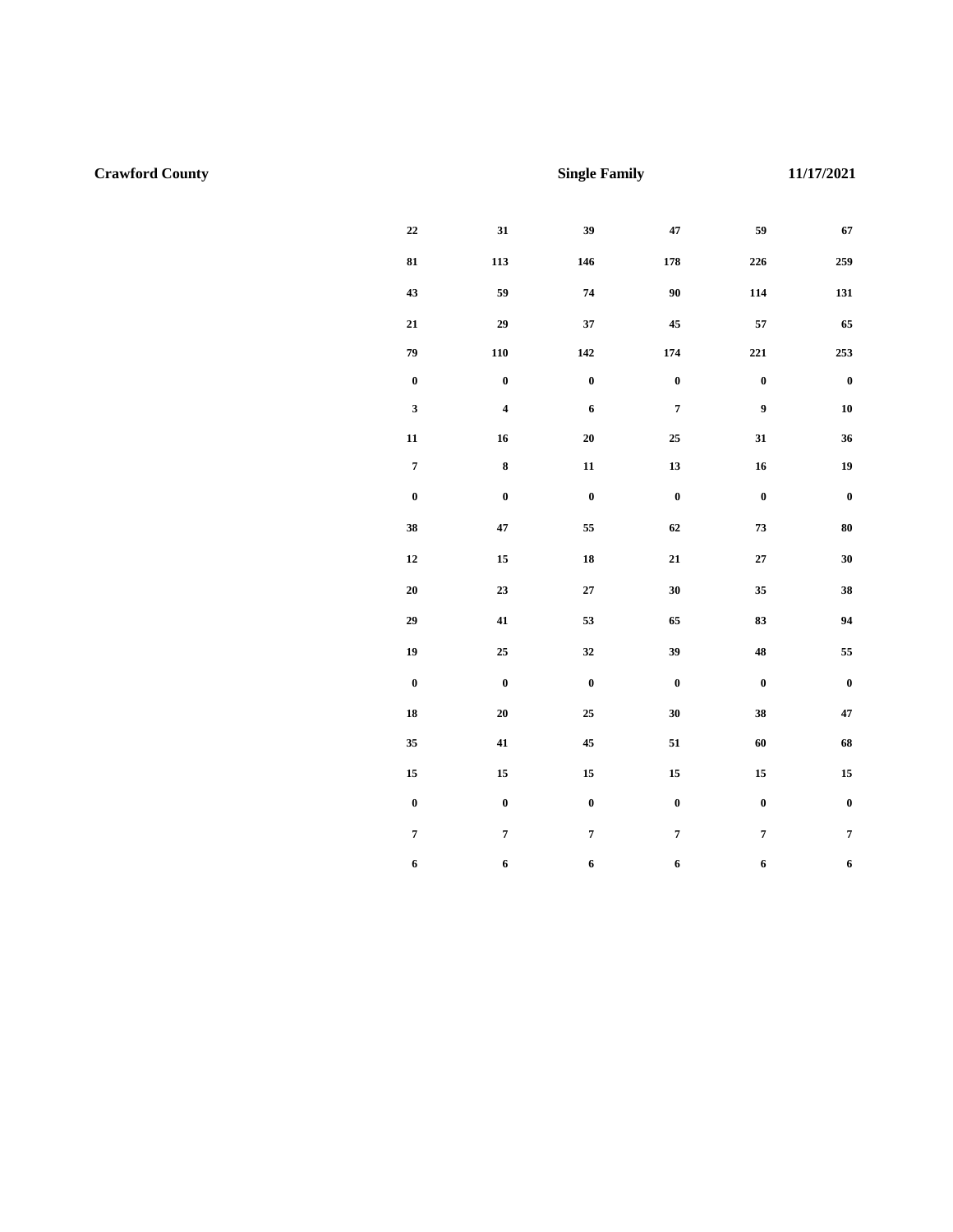**Crawford County** **Single Family** **11/17/2021**

| | | | | | |
|---|---|---|---|---|---|
| 22 | 31 | 39 | 47 | 59 | 67 |
| 81 | 113 | 146 | 178 | 226 | 259 |
| 43 | 59 | 74 | 90 | 114 | 131 |
| 21 | 29 | 37 | 45 | 57 | 65 |
| 79 | 110 | 142 | 174 | 221 | 253 |
| 0 | 0 | 0 | 0 | 0 | 0 |
| 3 | 4 | 6 | 7 | 9 | 10 |
| 11 | 16 | 20 | 25 | 31 | 36 |
| 7 | 8 | 11 | 13 | 16 | 19 |
| 0 | 0 | 0 | 0 | 0 | 0 |
| 38 | 47 | 55 | 62 | 73 | 80 |
| 12 | 15 | 18 | 21 | 27 | 30 |
| 20 | 23 | 27 | 30 | 35 | 38 |
| 29 | 41 | 53 | 65 | 83 | 94 |
| 19 | 25 | 32 | 39 | 48 | 55 |
| 0 | 0 | 0 | 0 | 0 | 0 |
| 18 | 20 | 25 | 30 | 38 | 47 |
| 35 | 41 | 45 | 51 | 60 | 68 |
| 15 | 15 | 15 | 15 | 15 | 15 |
| 0 | 0 | 0 | 0 | 0 | 0 |
| 7 | 7 | 7 | 7 | 7 | 7 |
| 6 | 6 | 6 | 6 | 6 | 6 |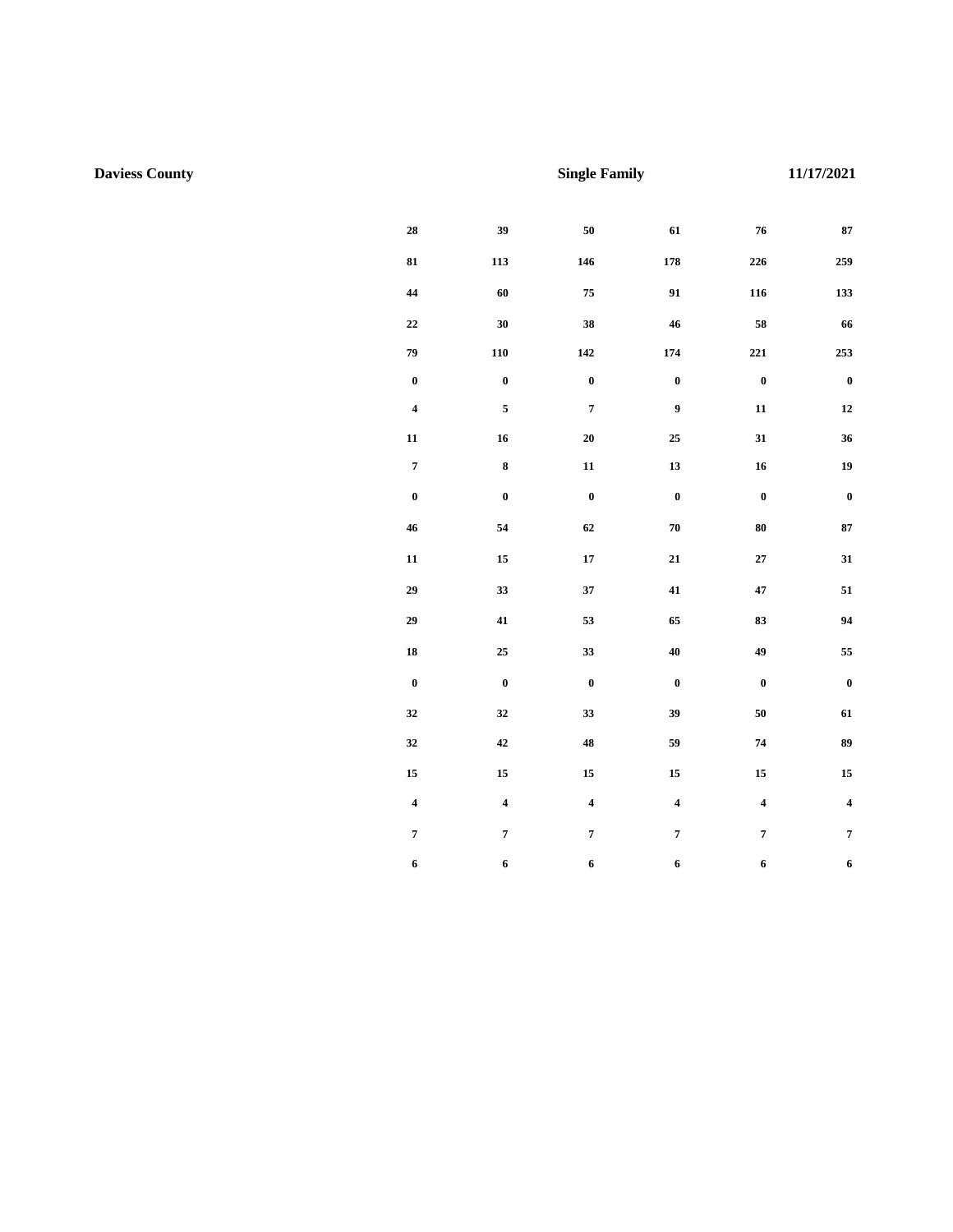**Daviess County** **Single Family** **11/17/2021**

| | | | | | |
|---|---|---|---|---|---|
| 28 | 39 | 50 | 61 | 76 | 87 |
| 81 | 113 | 146 | 178 | 226 | 259 |
| 44 | 60 | 75 | 91 | 116 | 133 |
| 22 | 30 | 38 | 46 | 58 | 66 |
| 79 | 110 | 142 | 174 | 221 | 253 |
| 0 | 0 | 0 | 0 | 0 | 0 |
| 4 | 5 | 7 | 9 | 11 | 12 |
| 11 | 16 | 20 | 25 | 31 | 36 |
| 7 | 8 | 11 | 13 | 16 | 19 |
| 0 | 0 | 0 | 0 | 0 | 0 |
| 46 | 54 | 62 | 70 | 80 | 87 |
| 11 | 15 | 17 | 21 | 27 | 31 |
| 29 | 33 | 37 | 41 | 47 | 51 |
| 29 | 41 | 53 | 65 | 83 | 94 |
| 18 | 25 | 33 | 40 | 49 | 55 |
| 0 | 0 | 0 | 0 | 0 | 0 |
| 32 | 32 | 33 | 39 | 50 | 61 |
| 32 | 42 | 48 | 59 | 74 | 89 |
| 15 | 15 | 15 | 15 | 15 | 15 |
| 4 | 4 | 4 | 4 | 4 | 4 |
| 7 | 7 | 7 | 7 | 7 | 7 |
| 6 | 6 | 6 | 6 | 6 | 6 |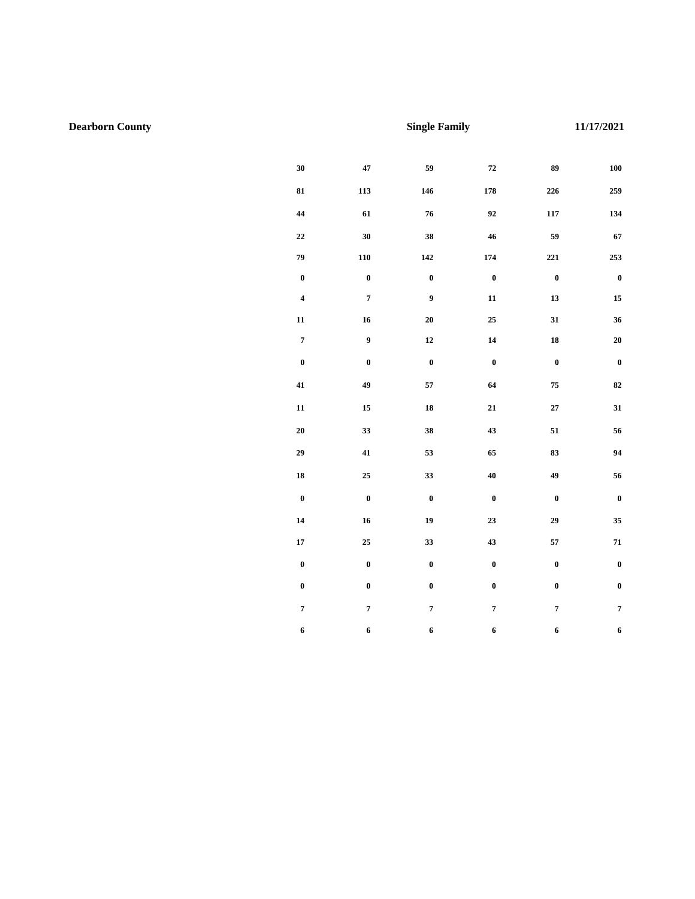**Dearborn County** **Single Family** **11/17/2021**

| | | | | | |
|---|---|---|---|---|---|
| 30 | 47 | 59 | 72 | 89 | 100 |
| 81 | 113 | 146 | 178 | 226 | 259 |
| 44 | 61 | 76 | 92 | 117 | 134 |
| 22 | 30 | 38 | 46 | 59 | 67 |
| 79 | 110 | 142 | 174 | 221 | 253 |
| 0 | 0 | 0 | 0 | 0 | 0 |
| 4 | 7 | 9 | 11 | 13 | 15 |
| 11 | 16 | 20 | 25 | 31 | 36 |
| 7 | 9 | 12 | 14 | 18 | 20 |
| 0 | 0 | 0 | 0 | 0 | 0 |
| 41 | 49 | 57 | 64 | 75 | 82 |
| 11 | 15 | 18 | 21 | 27 | 31 |
| 20 | 33 | 38 | 43 | 51 | 56 |
| 29 | 41 | 53 | 65 | 83 | 94 |
| 18 | 25 | 33 | 40 | 49 | 56 |
| 0 | 0 | 0 | 0 | 0 | 0 |
| 14 | 16 | 19 | 23 | 29 | 35 |
| 17 | 25 | 33 | 43 | 57 | 71 |
| 0 | 0 | 0 | 0 | 0 | 0 |
| 0 | 0 | 0 | 0 | 0 | 0 |
| 7 | 7 | 7 | 7 | 7 | 7 |
| 6 | 6 | 6 | 6 | 6 | 6 |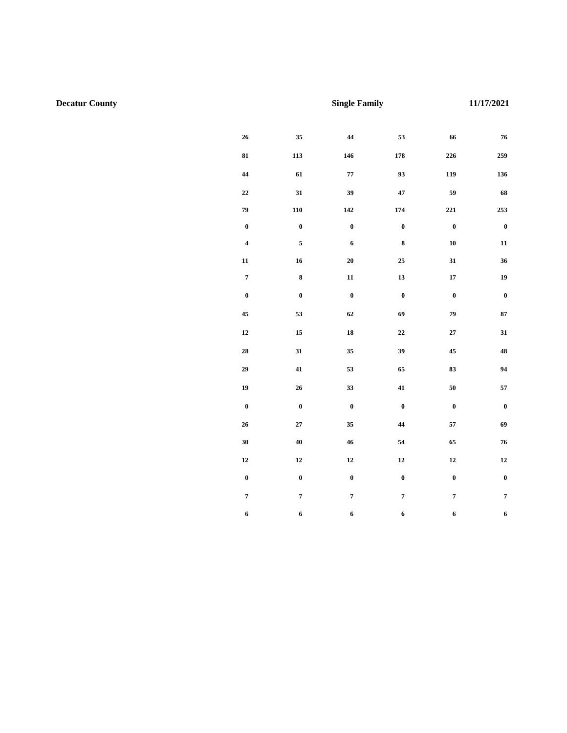**Decatur County** **Single Family** **11/17/2021**

| | | | | | |
|---|---|---|---|---|---|
| **26** | **35** | **44** | **53** | **66** | **76** |
| **81** | **113** | **146** | **178** | **226** | **259** |
| **44** | **61** | **77** | **93** | **119** | **136** |
| **22** | **31** | **39** | **47** | **59** | **68** |
| **79** | **110** | **142** | **174** | **221** | **253** |
| **0** | **0** | **0** | **0** | **0** | **0** |
| **4** | **5** | **6** | **8** | **10** | **11** |
| **11** | **16** | **20** | **25** | **31** | **36** |
| **7** | **8** | **11** | **13** | **17** | **19** |
| **0** | **0** | **0** | **0** | **0** | **0** |
| **45** | **53** | **62** | **69** | **79** | **87** |
| **12** | **15** | **18** | **22** | **27** | **31** |
| **28** | **31** | **35** | **39** | **45** | **48** |
| **29** | **41** | **53** | **65** | **83** | **94** |
| **19** | **26** | **33** | **41** | **50** | **57** |
| **0** | **0** | **0** | **0** | **0** | **0** |
| **26** | **27** | **35** | **44** | **57** | **69** |
| **30** | **40** | **46** | **54** | **65** | **76** |
| **12** | **12** | **12** | **12** | **12** | **12** |
| **0** | **0** | **0** | **0** | **0** | **0** |
| **7** | **7** | **7** | **7** | **7** | **7** |
| **6** | **6** | **6** | **6** | **6** | **6** |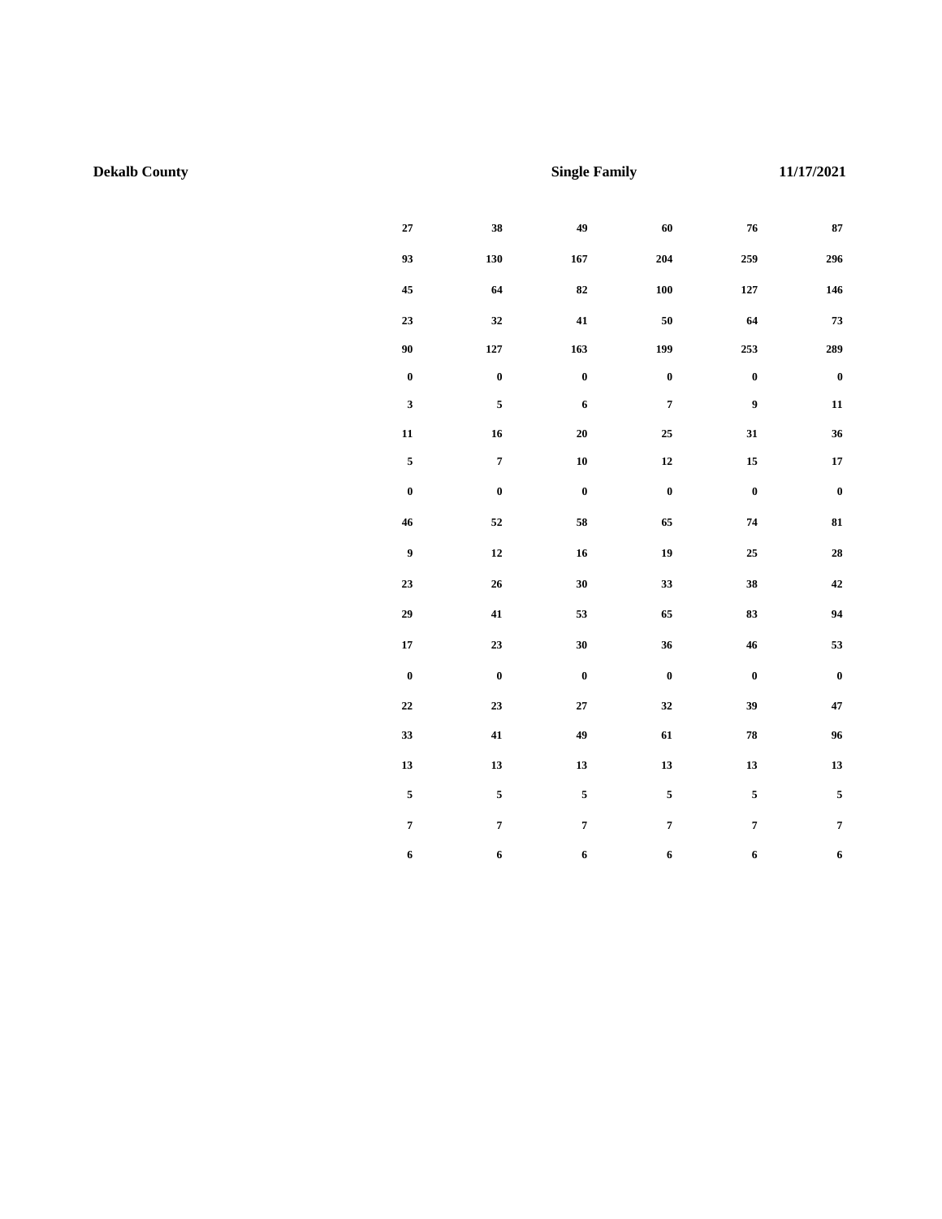**Dekalb County** **Single Family** **11/17/2021**

| | | | | | |
|---|---|---|---|---|---|
| 27 | 38 | 49 | 60 | 76 | 87 |
| 93 | 130 | 167 | 204 | 259 | 296 |
| 45 | 64 | 82 | 100 | 127 | 146 |
| 23 | 32 | 41 | 50 | 64 | 73 |
| 90 | 127 | 163 | 199 | 253 | 289 |
| 0 | 0 | 0 | 0 | 0 | 0 |
| 3 | 5 | 6 | 7 | 9 | 11 |
| 11 | 16 | 20 | 25 | 31 | 36 |
| 5 | 7 | 10 | 12 | 15 | 17 |
| 0 | 0 | 0 | 0 | 0 | 0 |
| 46 | 52 | 58 | 65 | 74 | 81 |
| 9 | 12 | 16 | 19 | 25 | 28 |
| 23 | 26 | 30 | 33 | 38 | 42 |
| 29 | 41 | 53 | 65 | 83 | 94 |
| 17 | 23 | 30 | 36 | 46 | 53 |
| 0 | 0 | 0 | 0 | 0 | 0 |
| 22 | 23 | 27 | 32 | 39 | 47 |
| 33 | 41 | 49 | 61 | 78 | 96 |
| 13 | 13 | 13 | 13 | 13 | 13 |
| 5 | 5 | 5 | 5 | 5 | 5 |
| 7 | 7 | 7 | 7 | 7 | 7 |
| 6 | 6 | 6 | 6 | 6 | 6 |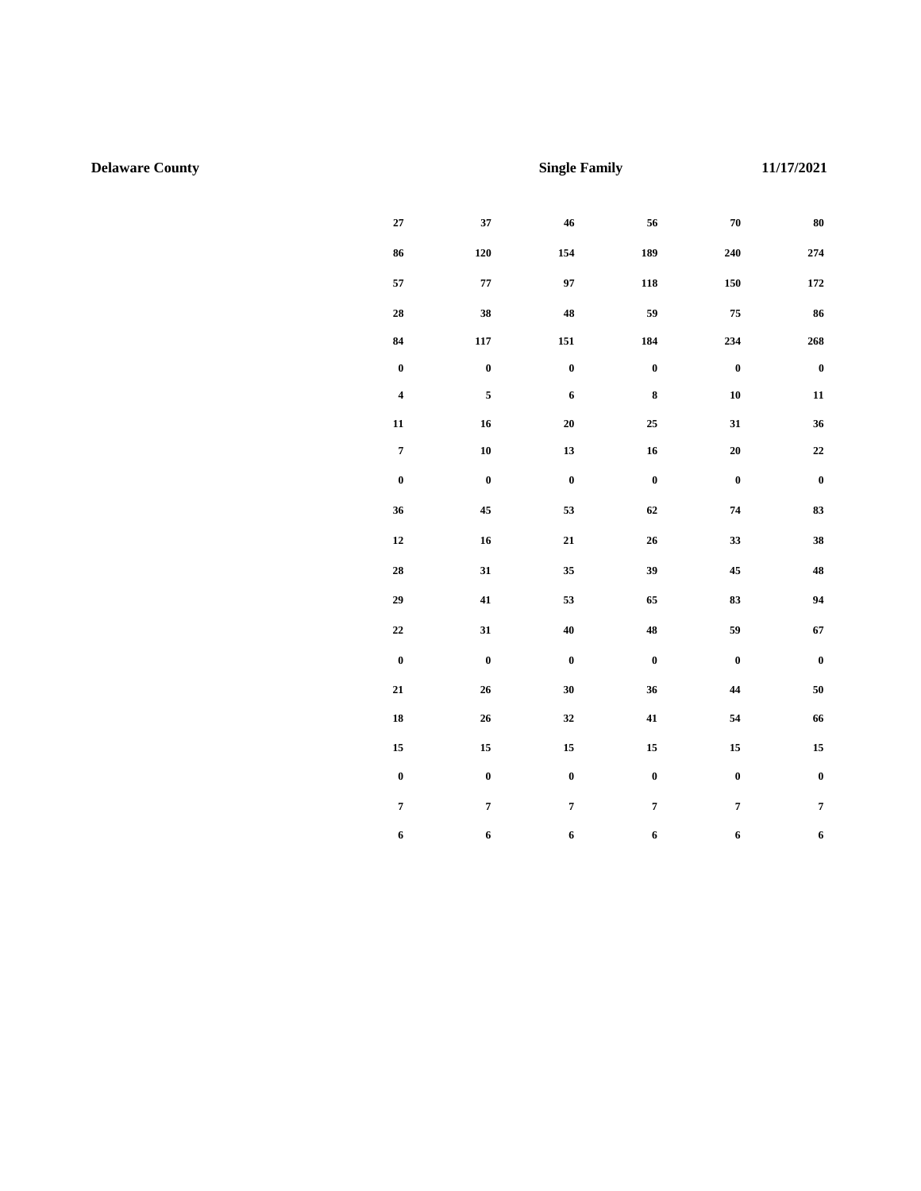**Delaware County** **Single Family** **11/17/2021**

| | | | | | |
|---|---|---|---|---|---|
| 27 | 37 | 46 | 56 | 70 | 80 |
| 86 | 120 | 154 | 189 | 240 | 274 |
| 57 | 77 | 97 | 118 | 150 | 172 |
| 28 | 38 | 48 | 59 | 75 | 86 |
| 84 | 117 | 151 | 184 | 234 | 268 |
| 0 | 0 | 0 | 0 | 0 | 0 |
| 4 | 5 | 6 | 8 | 10 | 11 |
| 11 | 16 | 20 | 25 | 31 | 36 |
| 7 | 10 | 13 | 16 | 20 | 22 |
| 0 | 0 | 0 | 0 | 0 | 0 |
| 36 | 45 | 53 | 62 | 74 | 83 |
| 12 | 16 | 21 | 26 | 33 | 38 |
| 28 | 31 | 35 | 39 | 45 | 48 |
| 29 | 41 | 53 | 65 | 83 | 94 |
| 22 | 31 | 40 | 48 | 59 | 67 |
| 0 | 0 | 0 | 0 | 0 | 0 |
| 21 | 26 | 30 | 36 | 44 | 50 |
| 18 | 26 | 32 | 41 | 54 | 66 |
| 15 | 15 | 15 | 15 | 15 | 15 |
| 0 | 0 | 0 | 0 | 0 | 0 |
| 7 | 7 | 7 | 7 | 7 | 7 |
| 6 | 6 | 6 | 6 | 6 | 6 |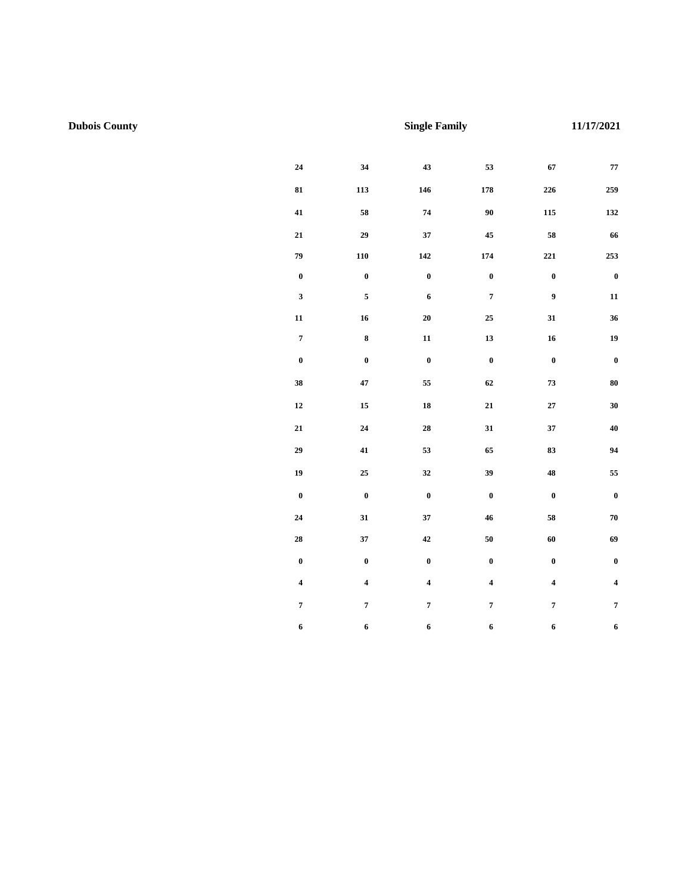**Dubois County** **Single Family** **11/17/2021**

| | | | | | |
|---|---|---|---|---|---|
| 24 | 34 | 43 | 53 | 67 | 77 |
| 81 | 113 | 146 | 178 | 226 | 259 |
| 41 | 58 | 74 | 90 | 115 | 132 |
| 21 | 29 | 37 | 45 | 58 | 66 |
| 79 | 110 | 142 | 174 | 221 | 253 |
| 0 | 0 | 0 | 0 | 0 | 0 |
| 3 | 5 | 6 | 7 | 9 | 11 |
| 11 | 16 | 20 | 25 | 31 | 36 |
| 7 | 8 | 11 | 13 | 16 | 19 |
| 0 | 0 | 0 | 0 | 0 | 0 |
| 38 | 47 | 55 | 62 | 73 | 80 |
| 12 | 15 | 18 | 21 | 27 | 30 |
| 21 | 24 | 28 | 31 | 37 | 40 |
| 29 | 41 | 53 | 65 | 83 | 94 |
| 19 | 25 | 32 | 39 | 48 | 55 |
| 0 | 0 | 0 | 0 | 0 | 0 |
| 24 | 31 | 37 | 46 | 58 | 70 |
| 28 | 37 | 42 | 50 | 60 | 69 |
| 0 | 0 | 0 | 0 | 0 | 0 |
| 4 | 4 | 4 | 4 | 4 | 4 |
| 7 | 7 | 7 | 7 | 7 | 7 |
| 6 | 6 | 6 | 6 | 6 | 6 |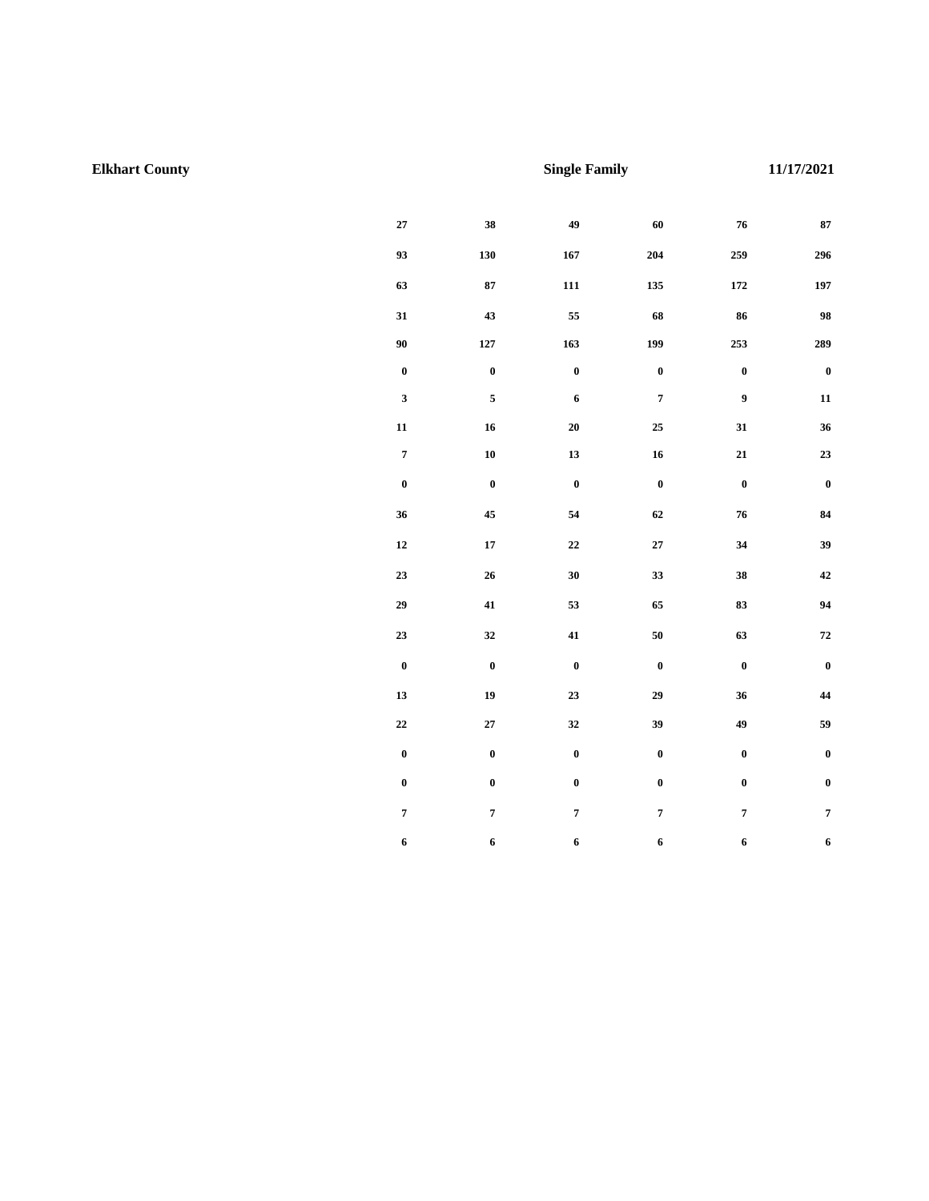**Elkhart County** **Single Family** **11/17/2021**

| | | | | | |
|---|---|---|---|---|---|
| 27 | 38 | 49 | 60 | 76 | 87 |
| 93 | 130 | 167 | 204 | 259 | 296 |
| 63 | 87 | 111 | 135 | 172 | 197 |
| 31 | 43 | 55 | 68 | 86 | 98 |
| 90 | 127 | 163 | 199 | 253 | 289 |
| 0 | 0 | 0 | 0 | 0 | 0 |
| 3 | 5 | 6 | 7 | 9 | 11 |
| 11 | 16 | 20 | 25 | 31 | 36 |
| 7 | 10 | 13 | 16 | 21 | 23 |
| 0 | 0 | 0 | 0 | 0 | 0 |
| 36 | 45 | 54 | 62 | 76 | 84 |
| 12 | 17 | 22 | 27 | 34 | 39 |
| 23 | 26 | 30 | 33 | 38 | 42 |
| 29 | 41 | 53 | 65 | 83 | 94 |
| 23 | 32 | 41 | 50 | 63 | 72 |
| 0 | 0 | 0 | 0 | 0 | 0 |
| 13 | 19 | 23 | 29 | 36 | 44 |
| 22 | 27 | 32 | 39 | 49 | 59 |
| 0 | 0 | 0 | 0 | 0 | 0 |
| 0 | 0 | 0 | 0 | 0 | 0 |
| 7 | 7 | 7 | 7 | 7 | 7 |
| 6 | 6 | 6 | 6 | 6 | 6 |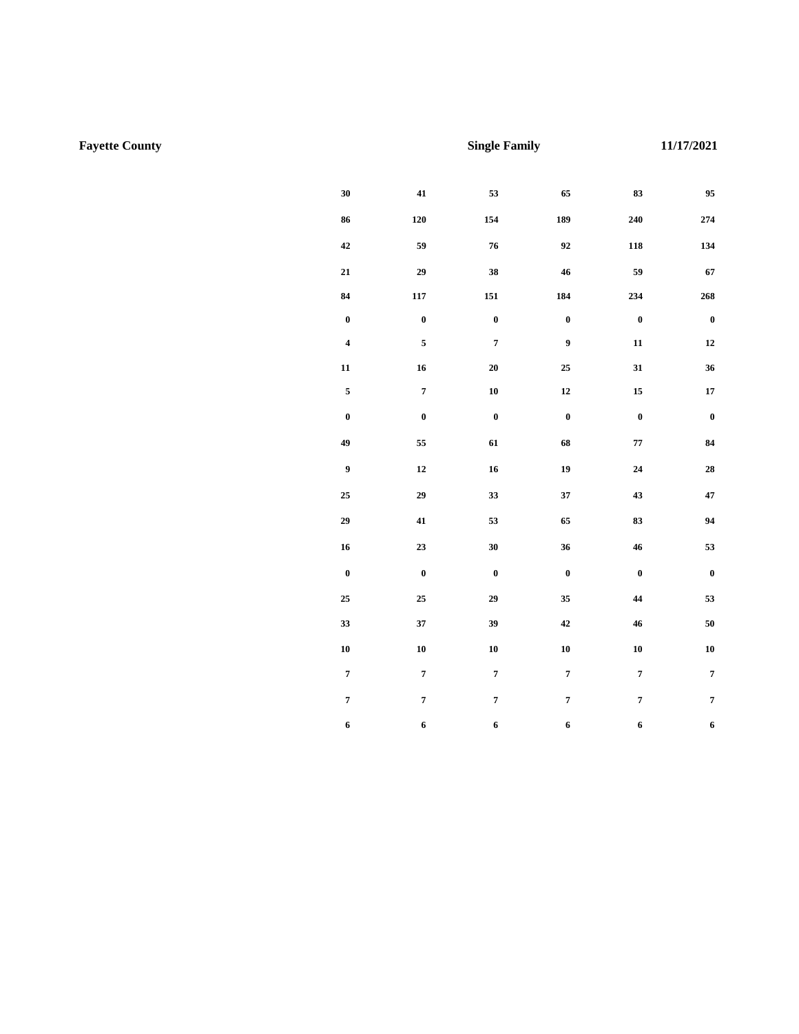**Fayette County** **Single Family** **11/17/2021**

| | | | | | |
|---|---|---|---|---|---|
| **30** | **41** | **53** | **65** | **83** | **95** |
| **86** | **120** | **154** | **189** | **240** | **274** |
| **42** | **59** | **76** | **92** | **118** | **134** |
| **21** | **29** | **38** | **46** | **59** | **67** |
| **84** | **117** | **151** | **184** | **234** | **268** |
| **0** | **0** | **0** | **0** | **0** | **0** |
| **4** | **5** | **7** | **9** | **11** | **12** |
| **11** | **16** | **20** | **25** | **31** | **36** |
| **5** | **7** | **10** | **12** | **15** | **17** |
| **0** | **0** | **0** | **0** | **0** | **0** |
| **49** | **55** | **61** | **68** | **77** | **84** |
| **9** | **12** | **16** | **19** | **24** | **28** |
| **25** | **29** | **33** | **37** | **43** | **47** |
| **29** | **41** | **53** | **65** | **83** | **94** |
| **16** | **23** | **30** | **36** | **46** | **53** |
| **0** | **0** | **0** | **0** | **0** | **0** |
| **25** | **25** | **29** | **35** | **44** | **53** |
| **33** | **37** | **39** | **42** | **46** | **50** |
| **10** | **10** | **10** | **10** | **10** | **10** |
| **7** | **7** | **7** | **7** | **7** | **7** |
| **7** | **7** | **7** | **7** | **7** | **7** |
| **6** | **6** | **6** | **6** | **6** | **6** |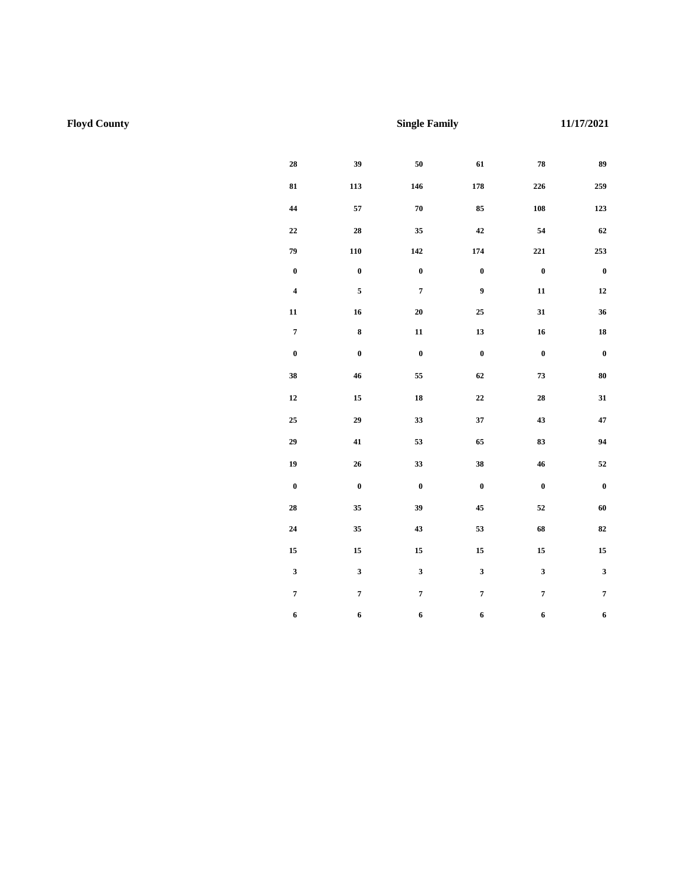**Floyd County** **Single Family** **11/17/2021**

| | | | | | |
|---|---|---|---|---|---|
| **28** | **39** | **50** | **61** | **78** | **89** |
| **81** | **113** | **146** | **178** | **226** | **259** |
| **44** | **57** | **70** | **85** | **108** | **123** |
| **22** | **28** | **35** | **42** | **54** | **62** |
| **79** | **110** | **142** | **174** | **221** | **253** |
| **0** | **0** | **0** | **0** | **0** | **0** |
| **4** | **5** | **7** | **9** | **11** | **12** |
| **11** | **16** | **20** | **25** | **31** | **36** |
| **7** | **8** | **11** | **13** | **16** | **18** |
| **0** | **0** | **0** | **0** | **0** | **0** |
| **38** | **46** | **55** | **62** | **73** | **80** |
| **12** | **15** | **18** | **22** | **28** | **31** |
| **25** | **29** | **33** | **37** | **43** | **47** |
| **29** | **41** | **53** | **65** | **83** | **94** |
| **19** | **26** | **33** | **38** | **46** | **52** |
| **0** | **0** | **0** | **0** | **0** | **0** |
| **28** | **35** | **39** | **45** | **52** | **60** |
| **24** | **35** | **43** | **53** | **68** | **82** |
| **15** | **15** | **15** | **15** | **15** | **15** |
| **3** | **3** | **3** | **3** | **3** | **3** |
| **7** | **7** | **7** | **7** | **7** | **7** |
| **6** | **6** | **6** | **6** | **6** | **6** |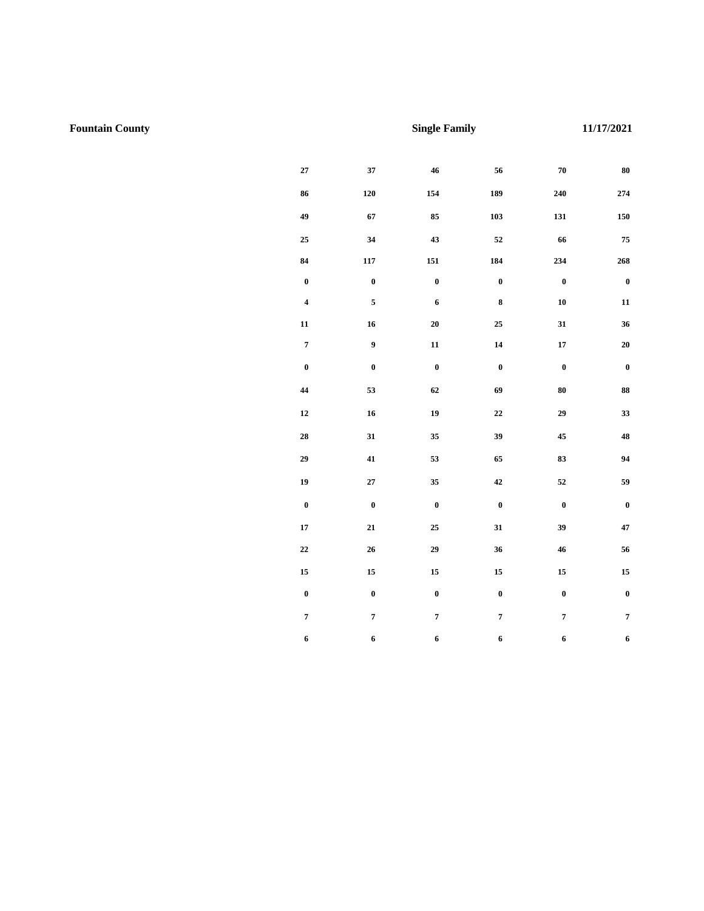**Fountain County** **Single Family** **11/17/2021**

| | | | | | |
|---|---|---|---|---|---|
| 27 | 37 | 46 | 56 | 70 | 80 |
| 86 | 120 | 154 | 189 | 240 | 274 |
| 49 | 67 | 85 | 103 | 131 | 150 |
| 25 | 34 | 43 | 52 | 66 | 75 |
| 84 | 117 | 151 | 184 | 234 | 268 |
| 0 | 0 | 0 | 0 | 0 | 0 |
| 4 | 5 | 6 | 8 | 10 | 11 |
| 11 | 16 | 20 | 25 | 31 | 36 |
| 7 | 9 | 11 | 14 | 17 | 20 |
| 0 | 0 | 0 | 0 | 0 | 0 |
| 44 | 53 | 62 | 69 | 80 | 88 |
| 12 | 16 | 19 | 22 | 29 | 33 |
| 28 | 31 | 35 | 39 | 45 | 48 |
| 29 | 41 | 53 | 65 | 83 | 94 |
| 19 | 27 | 35 | 42 | 52 | 59 |
| 0 | 0 | 0 | 0 | 0 | 0 |
| 17 | 21 | 25 | 31 | 39 | 47 |
| 22 | 26 | 29 | 36 | 46 | 56 |
| 15 | 15 | 15 | 15 | 15 | 15 |
| 0 | 0 | 0 | 0 | 0 | 0 |
| 7 | 7 | 7 | 7 | 7 | 7 |
| 6 | 6 | 6 | 6 | 6 | 6 |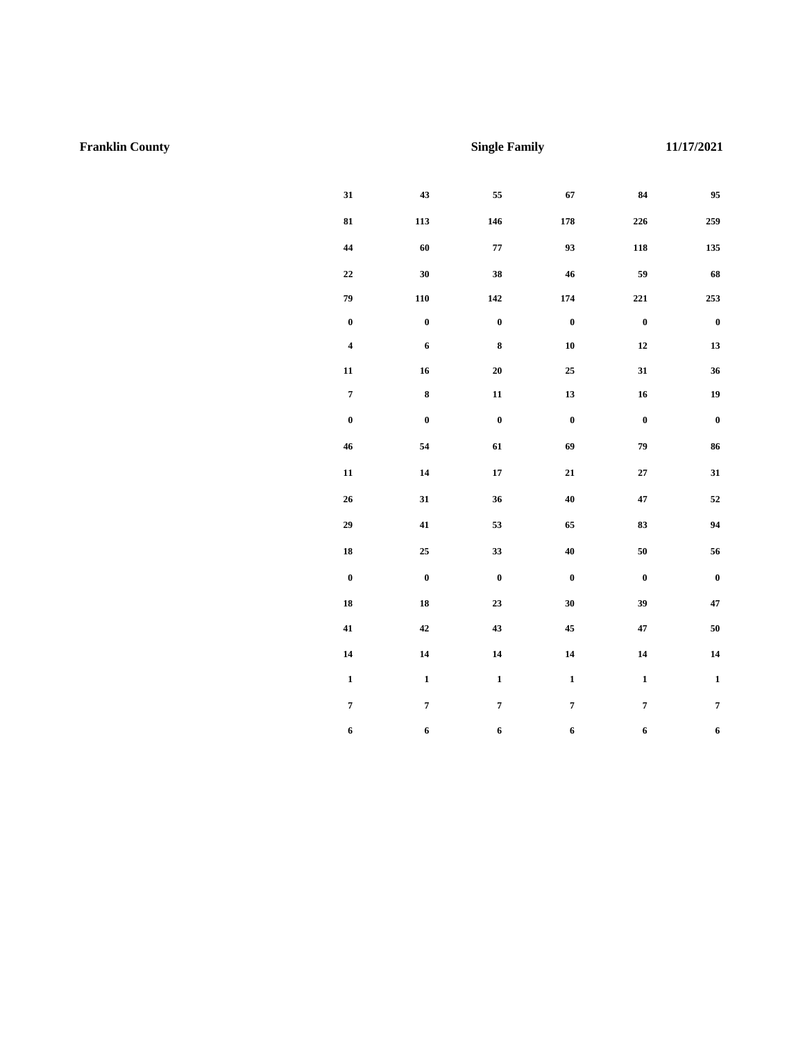**Franklin County** **Single Family** **11/17/2021**

| | | | | | |
|---|---|---|---|---|---|
| 31 | 43 | 55 | 67 | 84 | 95 |
| 81 | 113 | 146 | 178 | 226 | 259 |
| 44 | 60 | 77 | 93 | 118 | 135 |
| 22 | 30 | 38 | 46 | 59 | 68 |
| 79 | 110 | 142 | 174 | 221 | 253 |
| 0 | 0 | 0 | 0 | 0 | 0 |
| 4 | 6 | 8 | 10 | 12 | 13 |
| 11 | 16 | 20 | 25 | 31 | 36 |
| 7 | 8 | 11 | 13 | 16 | 19 |
| 0 | 0 | 0 | 0 | 0 | 0 |
| 46 | 54 | 61 | 69 | 79 | 86 |
| 11 | 14 | 17 | 21 | 27 | 31 |
| 26 | 31 | 36 | 40 | 47 | 52 |
| 29 | 41 | 53 | 65 | 83 | 94 |
| 18 | 25 | 33 | 40 | 50 | 56 |
| 0 | 0 | 0 | 0 | 0 | 0 |
| 18 | 18 | 23 | 30 | 39 | 47 |
| 41 | 42 | 43 | 45 | 47 | 50 |
| 14 | 14 | 14 | 14 | 14 | 14 |
| 1 | 1 | 1 | 1 | 1 | 1 |
| 7 | 7 | 7 | 7 | 7 | 7 |
| 6 | 6 | 6 | 6 | 6 | 6 |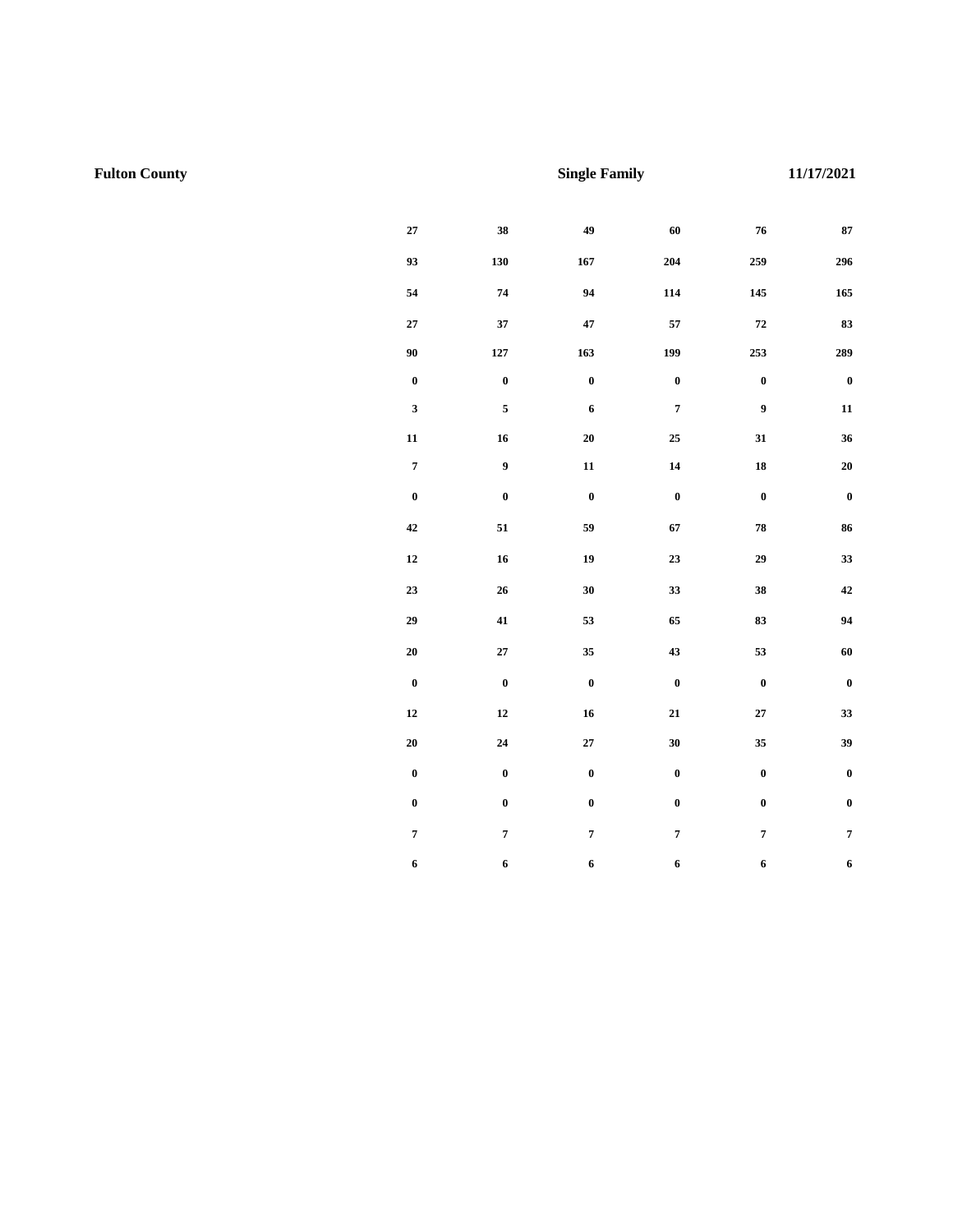**Fulton County** **Single Family** **11/17/2021**

| | | | | | |
|---|---|---|---|---|---|
| 27 | 38 | 49 | 60 | 76 | 87 |
| 93 | 130 | 167 | 204 | 259 | 296 |
| 54 | 74 | 94 | 114 | 145 | 165 |
| 27 | 37 | 47 | 57 | 72 | 83 |
| 90 | 127 | 163 | 199 | 253 | 289 |
| 0 | 0 | 0 | 0 | 0 | 0 |
| 3 | 5 | 6 | 7 | 9 | 11 |
| 11 | 16 | 20 | 25 | 31 | 36 |
| 7 | 9 | 11 | 14 | 18 | 20 |
| 0 | 0 | 0 | 0 | 0 | 0 |
| 42 | 51 | 59 | 67 | 78 | 86 |
| 12 | 16 | 19 | 23 | 29 | 33 |
| 23 | 26 | 30 | 33 | 38 | 42 |
| 29 | 41 | 53 | 65 | 83 | 94 |
| 20 | 27 | 35 | 43 | 53 | 60 |
| 0 | 0 | 0 | 0 | 0 | 0 |
| 12 | 12 | 16 | 21 | 27 | 33 |
| 20 | 24 | 27 | 30 | 35 | 39 |
| 0 | 0 | 0 | 0 | 0 | 0 |
| 0 | 0 | 0 | 0 | 0 | 0 |
| 7 | 7 | 7 | 7 | 7 | 7 |
| 6 | 6 | 6 | 6 | 6 | 6 |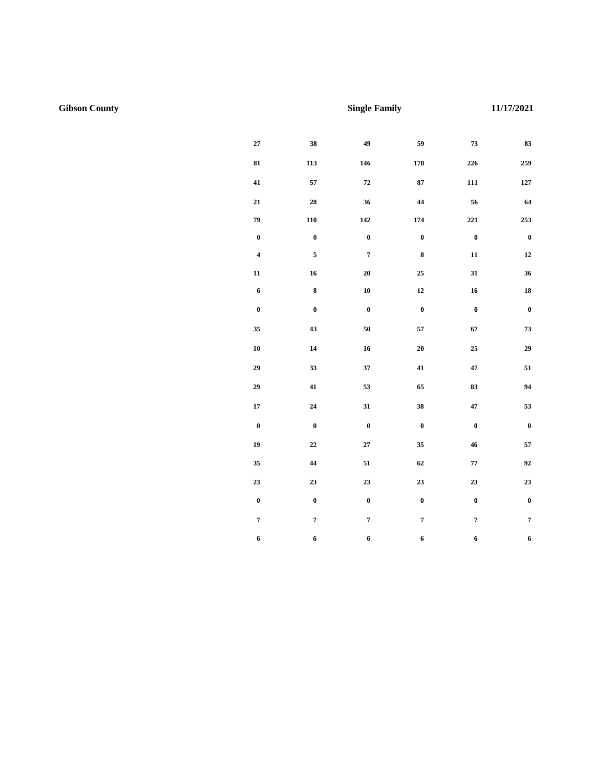Gibson County　　　　Single Family　　　　11/17/2021

| | | | | | |
|---|---|---|---|---|---|
| 27 | 38 | 49 | 59 | 73 | 83 |
| 81 | 113 | 146 | 178 | 226 | 259 |
| 41 | 57 | 72 | 87 | 111 | 127 |
| 21 | 28 | 36 | 44 | 56 | 64 |
| 79 | 110 | 142 | 174 | 221 | 253 |
| 0 | 0 | 0 | 0 | 0 | 0 |
| 4 | 5 | 7 | 8 | 11 | 12 |
| 11 | 16 | 20 | 25 | 31 | 36 |
| 6 | 8 | 10 | 12 | 16 | 18 |
| 0 | 0 | 0 | 0 | 0 | 0 |
| 35 | 43 | 50 | 57 | 67 | 73 |
| 10 | 14 | 16 | 20 | 25 | 29 |
| 29 | 33 | 37 | 41 | 47 | 51 |
| 29 | 41 | 53 | 65 | 83 | 94 |
| 17 | 24 | 31 | 38 | 47 | 53 |
| 0 | 0 | 0 | 0 | 0 | 0 |
| 19 | 22 | 27 | 35 | 46 | 57 |
| 35 | 44 | 51 | 62 | 77 | 92 |
| 23 | 23 | 23 | 23 | 23 | 23 |
| 0 | 0 | 0 | 0 | 0 | 0 |
| 7 | 7 | 7 | 7 | 7 | 7 |
| 6 | 6 | 6 | 6 | 6 | 6 |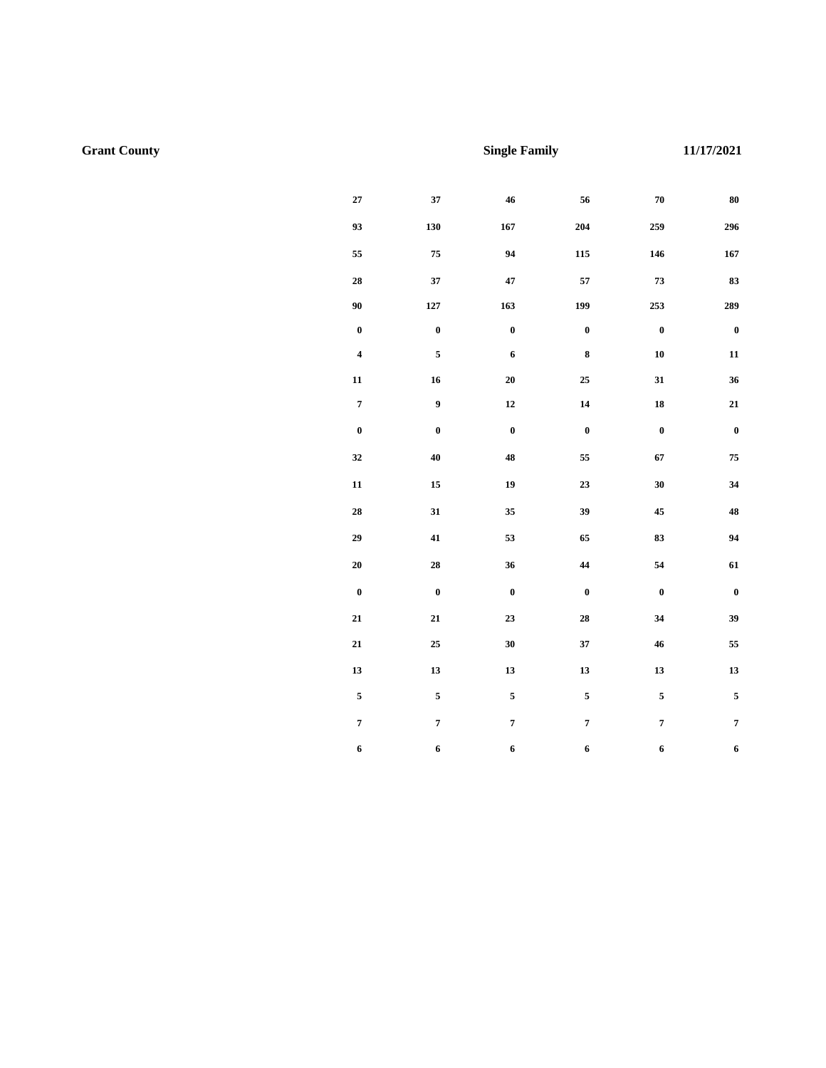**Grant County** **Single Family** **11/17/2021**

| | | | | | |
|---|---|---|---|---|---|
| 27 | 37 | 46 | 56 | 70 | 80 |
| 93 | 130 | 167 | 204 | 259 | 296 |
| 55 | 75 | 94 | 115 | 146 | 167 |
| 28 | 37 | 47 | 57 | 73 | 83 |
| 90 | 127 | 163 | 199 | 253 | 289 |
| 0 | 0 | 0 | 0 | 0 | 0 |
| 4 | 5 | 6 | 8 | 10 | 11 |
| 11 | 16 | 20 | 25 | 31 | 36 |
| 7 | 9 | 12 | 14 | 18 | 21 |
| 0 | 0 | 0 | 0 | 0 | 0 |
| 32 | 40 | 48 | 55 | 67 | 75 |
| 11 | 15 | 19 | 23 | 30 | 34 |
| 28 | 31 | 35 | 39 | 45 | 48 |
| 29 | 41 | 53 | 65 | 83 | 94 |
| 20 | 28 | 36 | 44 | 54 | 61 |
| 0 | 0 | 0 | 0 | 0 | 0 |
| 21 | 21 | 23 | 28 | 34 | 39 |
| 21 | 25 | 30 | 37 | 46 | 55 |
| 13 | 13 | 13 | 13 | 13 | 13 |
| 5 | 5 | 5 | 5 | 5 | 5 |
| 7 | 7 | 7 | 7 | 7 | 7 |
| 6 | 6 | 6 | 6 | 6 | 6 |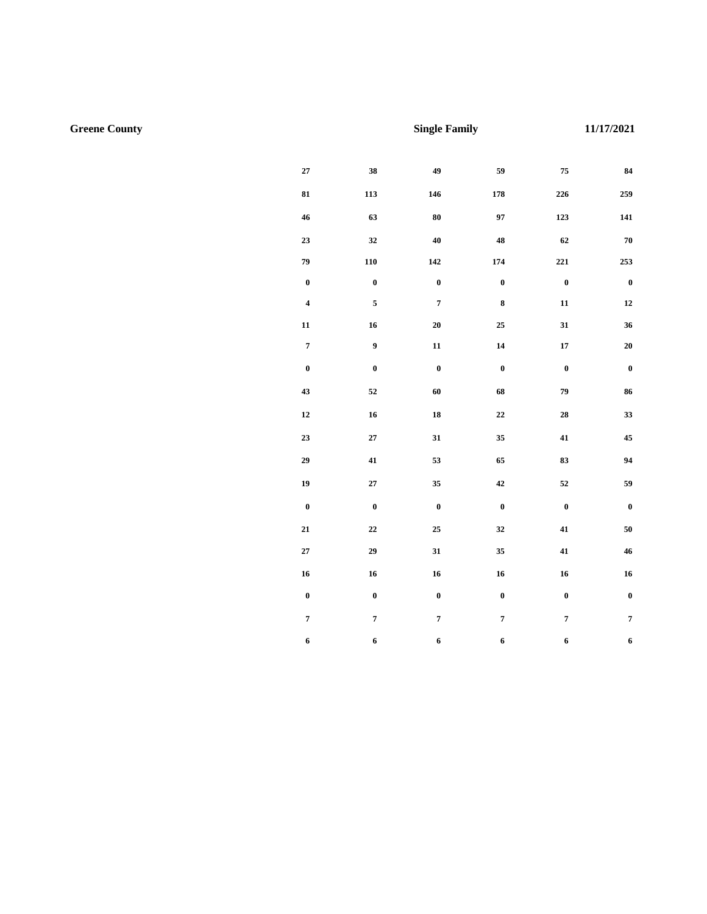**Greene County** **Single Family** **11/17/2021**

| | | | | | |
|---|---|---|---|---|---|
| 27 | 38 | 49 | 59 | 75 | 84 |
| 81 | 113 | 146 | 178 | 226 | 259 |
| 46 | 63 | 80 | 97 | 123 | 141 |
| 23 | 32 | 40 | 48 | 62 | 70 |
| 79 | 110 | 142 | 174 | 221 | 253 |
| 0 | 0 | 0 | 0 | 0 | 0 |
| 4 | 5 | 7 | 8 | 11 | 12 |
| 11 | 16 | 20 | 25 | 31 | 36 |
| 7 | 9 | 11 | 14 | 17 | 20 |
| 0 | 0 | 0 | 0 | 0 | 0 |
| 43 | 52 | 60 | 68 | 79 | 86 |
| 12 | 16 | 18 | 22 | 28 | 33 |
| 23 | 27 | 31 | 35 | 41 | 45 |
| 29 | 41 | 53 | 65 | 83 | 94 |
| 19 | 27 | 35 | 42 | 52 | 59 |
| 0 | 0 | 0 | 0 | 0 | 0 |
| 21 | 22 | 25 | 32 | 41 | 50 |
| 27 | 29 | 31 | 35 | 41 | 46 |
| 16 | 16 | 16 | 16 | 16 | 16 |
| 0 | 0 | 0 | 0 | 0 | 0 |
| 7 | 7 | 7 | 7 | 7 | 7 |
| 6 | 6 | 6 | 6 | 6 | 6 |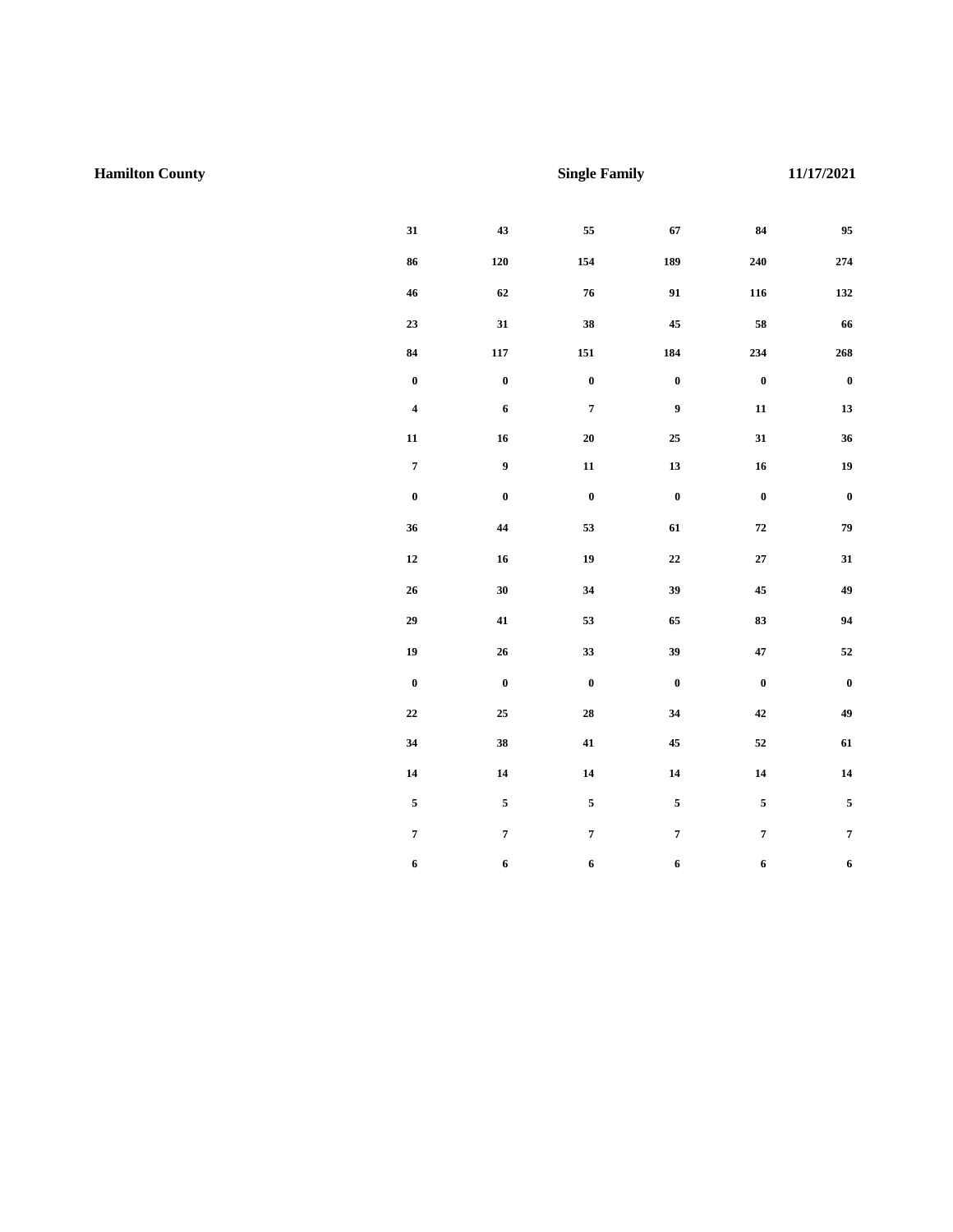**Hamilton County** **Single Family** **11/17/2021**

| | | | | | |
|---|---|---|---|---|---|
| 31 | 43 | 55 | 67 | 84 | 95 |
| 86 | 120 | 154 | 189 | 240 | 274 |
| 46 | 62 | 76 | 91 | 116 | 132 |
| 23 | 31 | 38 | 45 | 58 | 66 |
| 84 | 117 | 151 | 184 | 234 | 268 |
| 0 | 0 | 0 | 0 | 0 | 0 |
| 4 | 6 | 7 | 9 | 11 | 13 |
| 11 | 16 | 20 | 25 | 31 | 36 |
| 7 | 9 | 11 | 13 | 16 | 19 |
| 0 | 0 | 0 | 0 | 0 | 0 |
| 36 | 44 | 53 | 61 | 72 | 79 |
| 12 | 16 | 19 | 22 | 27 | 31 |
| 26 | 30 | 34 | 39 | 45 | 49 |
| 29 | 41 | 53 | 65 | 83 | 94 |
| 19 | 26 | 33 | 39 | 47 | 52 |
| 0 | 0 | 0 | 0 | 0 | 0 |
| 22 | 25 | 28 | 34 | 42 | 49 |
| 34 | 38 | 41 | 45 | 52 | 61 |
| 14 | 14 | 14 | 14 | 14 | 14 |
| 5 | 5 | 5 | 5 | 5 | 5 |
| 7 | 7 | 7 | 7 | 7 | 7 |
| 6 | 6 | 6 | 6 | 6 | 6 |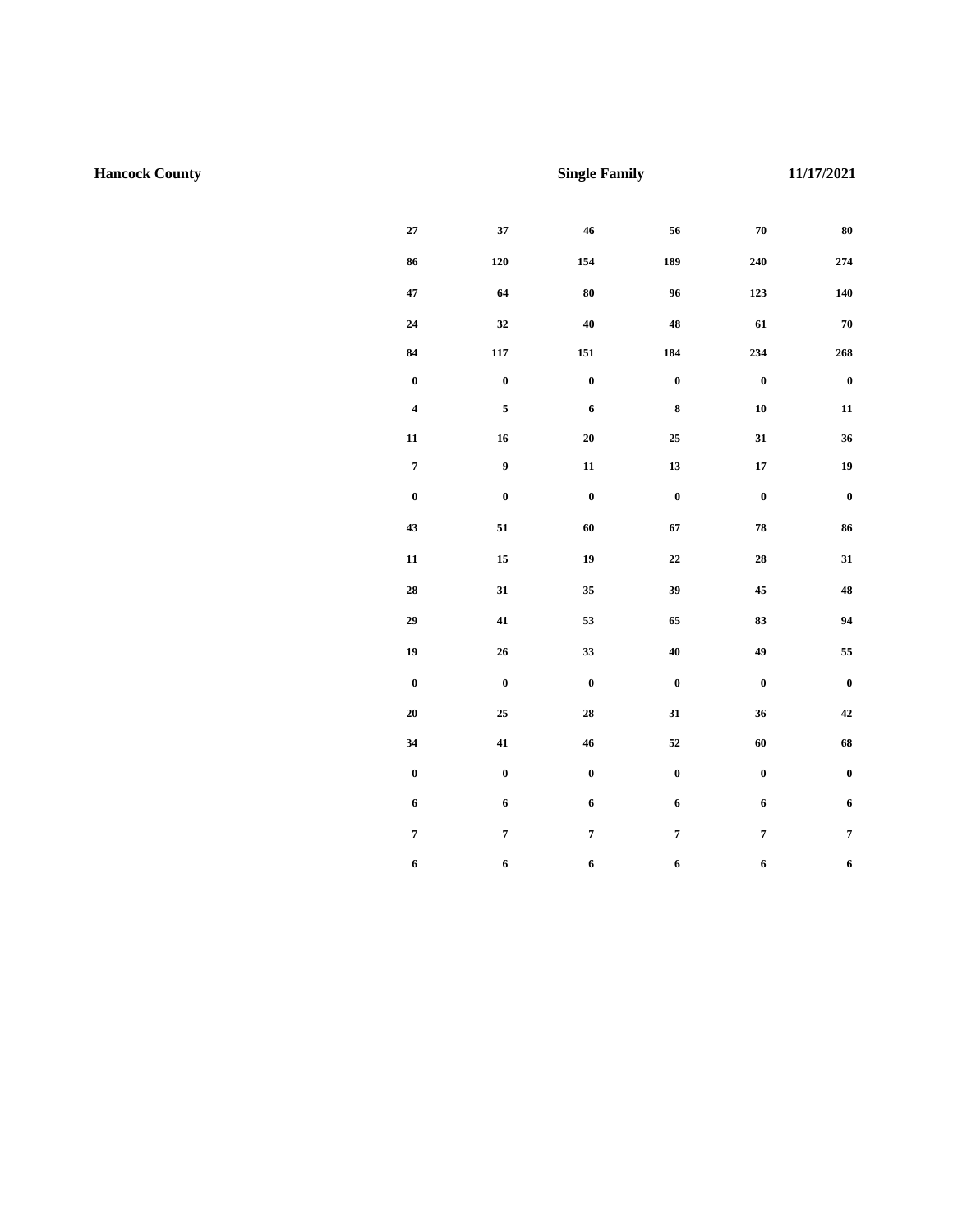**Hancock County** **Single Family** **11/17/2021**

| | | | | | |
|---|---|---|---|---|---|
| 27 | 37 | 46 | 56 | 70 | 80 |
| 86 | 120 | 154 | 189 | 240 | 274 |
| 47 | 64 | 80 | 96 | 123 | 140 |
| 24 | 32 | 40 | 48 | 61 | 70 |
| 84 | 117 | 151 | 184 | 234 | 268 |
| 0 | 0 | 0 | 0 | 0 | 0 |
| 4 | 5 | 6 | 8 | 10 | 11 |
| 11 | 16 | 20 | 25 | 31 | 36 |
| 7 | 9 | 11 | 13 | 17 | 19 |
| 0 | 0 | 0 | 0 | 0 | 0 |
| 43 | 51 | 60 | 67 | 78 | 86 |
| 11 | 15 | 19 | 22 | 28 | 31 |
| 28 | 31 | 35 | 39 | 45 | 48 |
| 29 | 41 | 53 | 65 | 83 | 94 |
| 19 | 26 | 33 | 40 | 49 | 55 |
| 0 | 0 | 0 | 0 | 0 | 0 |
| 20 | 25 | 28 | 31 | 36 | 42 |
| 34 | 41 | 46 | 52 | 60 | 68 |
| 0 | 0 | 0 | 0 | 0 | 0 |
| 6 | 6 | 6 | 6 | 6 | 6 |
| 7 | 7 | 7 | 7 | 7 | 7 |
| 6 | 6 | 6 | 6 | 6 | 6 |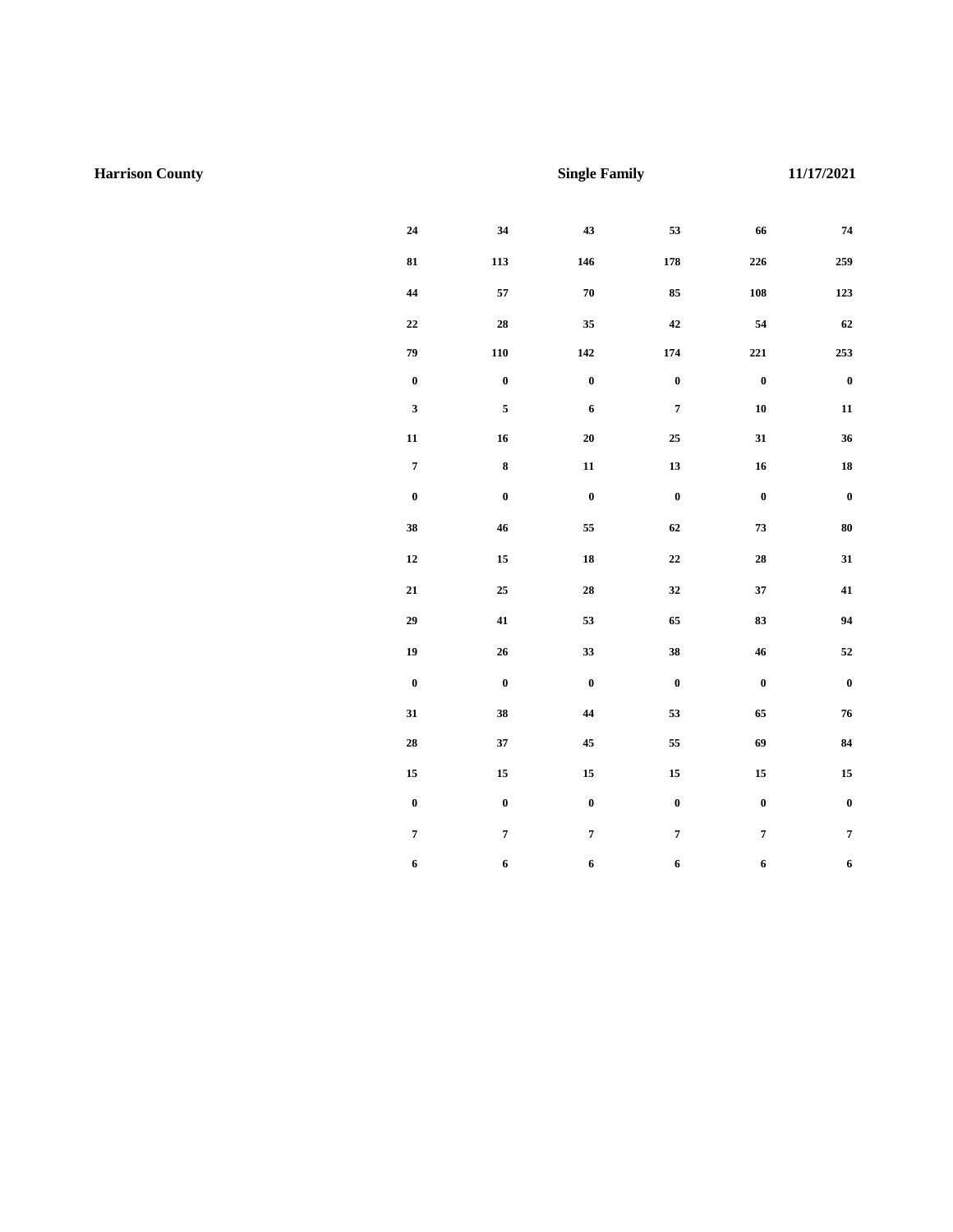**Harrison County** **Single Family** **11/17/2021**

| | | | | | |
|---|---|---|---|---|---|
| 24 | 34 | 43 | 53 | 66 | 74 |
| 81 | 113 | 146 | 178 | 226 | 259 |
| 44 | 57 | 70 | 85 | 108 | 123 |
| 22 | 28 | 35 | 42 | 54 | 62 |
| 79 | 110 | 142 | 174 | 221 | 253 |
| 0 | 0 | 0 | 0 | 0 | 0 |
| 3 | 5 | 6 | 7 | 10 | 11 |
| 11 | 16 | 20 | 25 | 31 | 36 |
| 7 | 8 | 11 | 13 | 16 | 18 |
| 0 | 0 | 0 | 0 | 0 | 0 |
| 38 | 46 | 55 | 62 | 73 | 80 |
| 12 | 15 | 18 | 22 | 28 | 31 |
| 21 | 25 | 28 | 32 | 37 | 41 |
| 29 | 41 | 53 | 65 | 83 | 94 |
| 19 | 26 | 33 | 38 | 46 | 52 |
| 0 | 0 | 0 | 0 | 0 | 0 |
| 31 | 38 | 44 | 53 | 65 | 76 |
| 28 | 37 | 45 | 55 | 69 | 84 |
| 15 | 15 | 15 | 15 | 15 | 15 |
| 0 | 0 | 0 | 0 | 0 | 0 |
| 7 | 7 | 7 | 7 | 7 | 7 |
| 6 | 6 | 6 | 6 | 6 | 6 |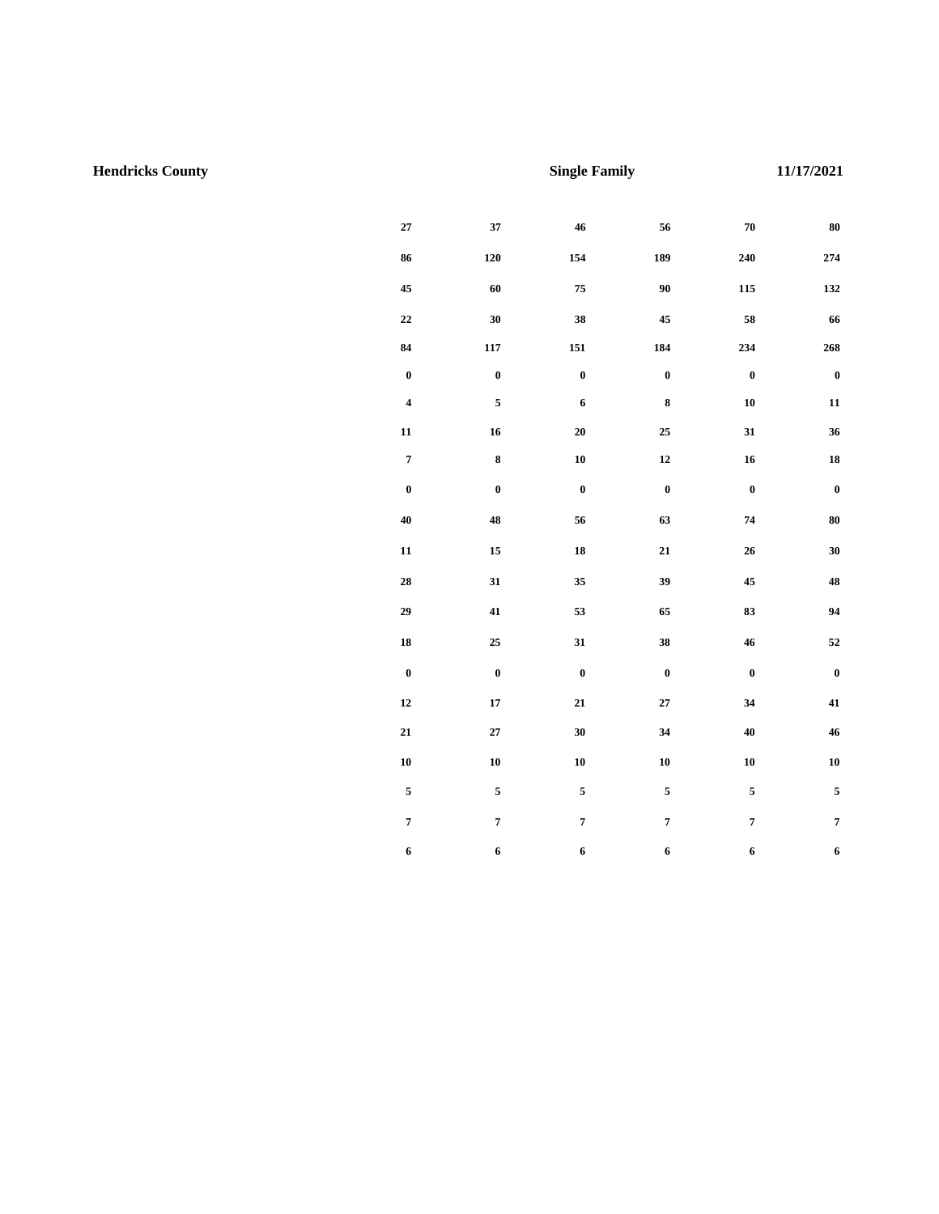**Hendricks County** **Single Family** **11/17/2021**

| | | | | | |
|---|---|---|---|---|---|
| 27 | 37 | 46 | 56 | 70 | 80 |
| 86 | 120 | 154 | 189 | 240 | 274 |
| 45 | 60 | 75 | 90 | 115 | 132 |
| 22 | 30 | 38 | 45 | 58 | 66 |
| 84 | 117 | 151 | 184 | 234 | 268 |
| 0 | 0 | 0 | 0 | 0 | 0 |
| 4 | 5 | 6 | 8 | 10 | 11 |
| 11 | 16 | 20 | 25 | 31 | 36 |
| 7 | 8 | 10 | 12 | 16 | 18 |
| 0 | 0 | 0 | 0 | 0 | 0 |
| 40 | 48 | 56 | 63 | 74 | 80 |
| 11 | 15 | 18 | 21 | 26 | 30 |
| 28 | 31 | 35 | 39 | 45 | 48 |
| 29 | 41 | 53 | 65 | 83 | 94 |
| 18 | 25 | 31 | 38 | 46 | 52 |
| 0 | 0 | 0 | 0 | 0 | 0 |
| 12 | 17 | 21 | 27 | 34 | 41 |
| 21 | 27 | 30 | 34 | 40 | 46 |
| 10 | 10 | 10 | 10 | 10 | 10 |
| 5 | 5 | 5 | 5 | 5 | 5 |
| 7 | 7 | 7 | 7 | 7 | 7 |
| 6 | 6 | 6 | 6 | 6 | 6 |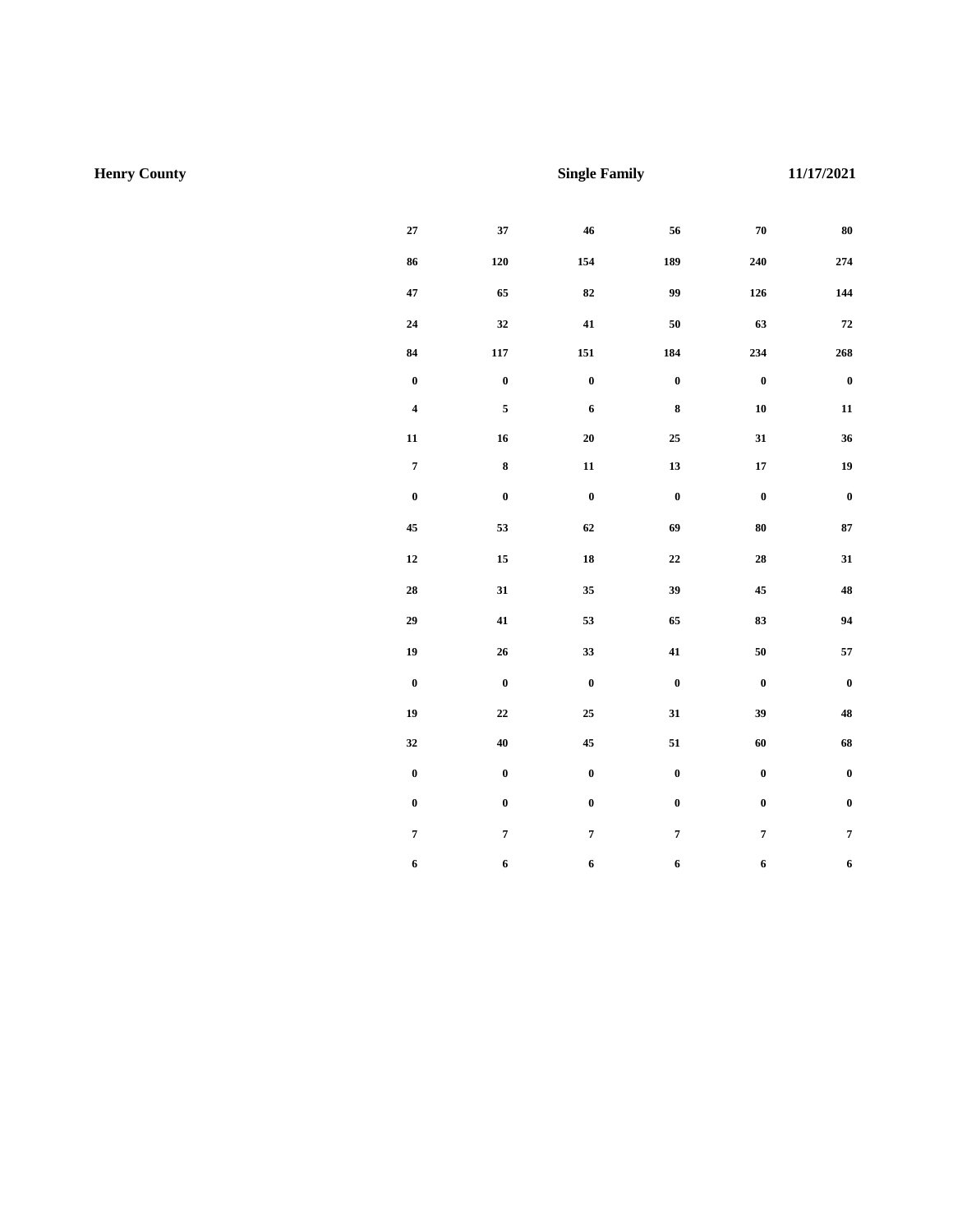**Henry County** **Single Family** **11/17/2021**

| | | | | | |
|---|---|---|---|---|---|
| 27 | 37 | 46 | 56 | 70 | 80 |
| 86 | 120 | 154 | 189 | 240 | 274 |
| 47 | 65 | 82 | 99 | 126 | 144 |
| 24 | 32 | 41 | 50 | 63 | 72 |
| 84 | 117 | 151 | 184 | 234 | 268 |
| 0 | 0 | 0 | 0 | 0 | 0 |
| 4 | 5 | 6 | 8 | 10 | 11 |
| 11 | 16 | 20 | 25 | 31 | 36 |
| 7 | 8 | 11 | 13 | 17 | 19 |
| 0 | 0 | 0 | 0 | 0 | 0 |
| 45 | 53 | 62 | 69 | 80 | 87 |
| 12 | 15 | 18 | 22 | 28 | 31 |
| 28 | 31 | 35 | 39 | 45 | 48 |
| 29 | 41 | 53 | 65 | 83 | 94 |
| 19 | 26 | 33 | 41 | 50 | 57 |
| 0 | 0 | 0 | 0 | 0 | 0 |
| 19 | 22 | 25 | 31 | 39 | 48 |
| 32 | 40 | 45 | 51 | 60 | 68 |
| 0 | 0 | 0 | 0 | 0 | 0 |
| 0 | 0 | 0 | 0 | 0 | 0 |
| 7 | 7 | 7 | 7 | 7 | 7 |
| 6 | 6 | 6 | 6 | 6 | 6 |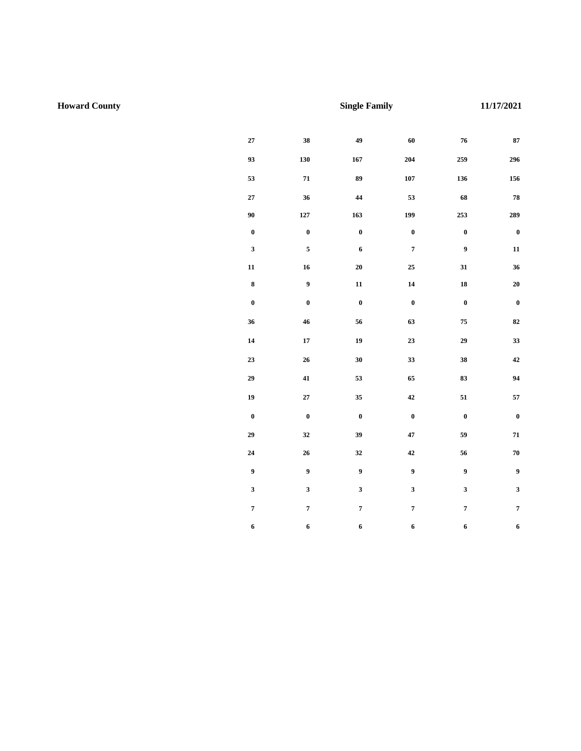**Howard County** **Single Family** **11/17/2021**

| | | | | | |
|---|---|---|---|---|---|
| 27 | 38 | 49 | 60 | 76 | 87 |
| 93 | 130 | 167 | 204 | 259 | 296 |
| 53 | 71 | 89 | 107 | 136 | 156 |
| 27 | 36 | 44 | 53 | 68 | 78 |
| 90 | 127 | 163 | 199 | 253 | 289 |
| 0 | 0 | 0 | 0 | 0 | 0 |
| 3 | 5 | 6 | 7 | 9 | 11 |
| 11 | 16 | 20 | 25 | 31 | 36 |
| 8 | 9 | 11 | 14 | 18 | 20 |
| 0 | 0 | 0 | 0 | 0 | 0 |
| 36 | 46 | 56 | 63 | 75 | 82 |
| 14 | 17 | 19 | 23 | 29 | 33 |
| 23 | 26 | 30 | 33 | 38 | 42 |
| 29 | 41 | 53 | 65 | 83 | 94 |
| 19 | 27 | 35 | 42 | 51 | 57 |
| 0 | 0 | 0 | 0 | 0 | 0 |
| 29 | 32 | 39 | 47 | 59 | 71 |
| 24 | 26 | 32 | 42 | 56 | 70 |
| 9 | 9 | 9 | 9 | 9 | 9 |
| 3 | 3 | 3 | 3 | 3 | 3 |
| 7 | 7 | 7 | 7 | 7 | 7 |
| 6 | 6 | 6 | 6 | 6 | 6 |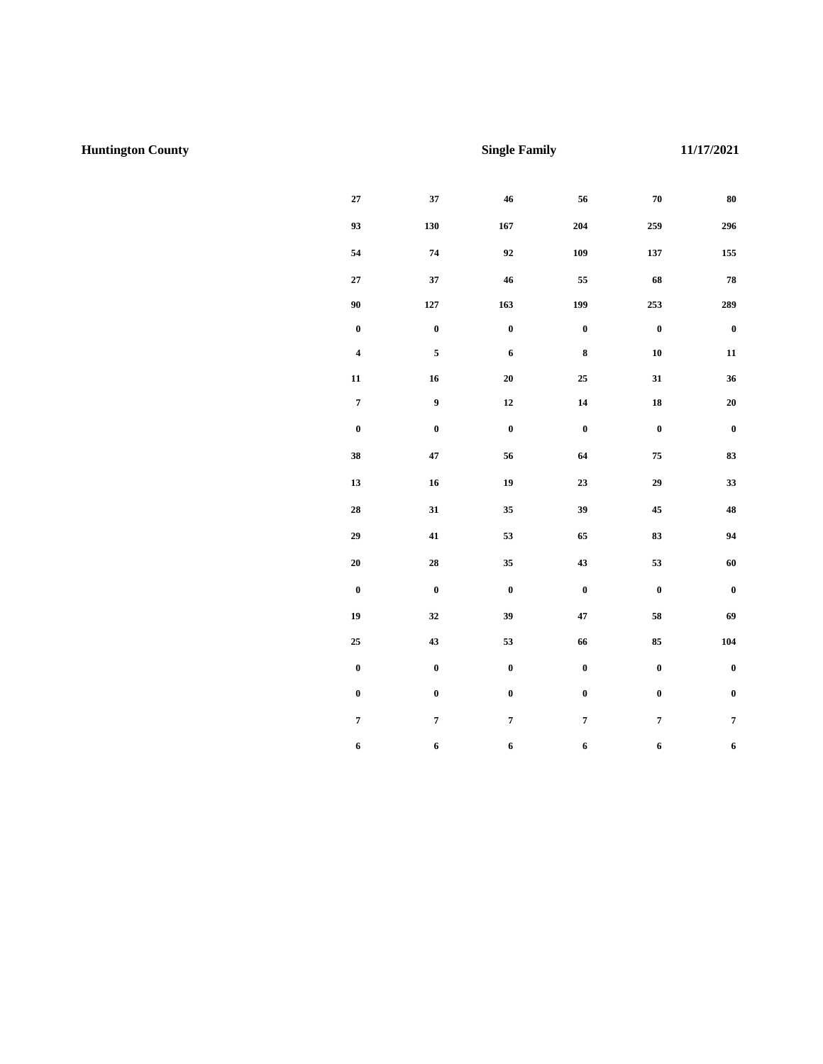**Huntington County** **Single Family** **11/17/2021**

| | | | | | |
|---|---|---|---|---|---|
| 27 | 37 | 46 | 56 | 70 | 80 |
| 93 | 130 | 167 | 204 | 259 | 296 |
| 54 | 74 | 92 | 109 | 137 | 155 |
| 27 | 37 | 46 | 55 | 68 | 78 |
| 90 | 127 | 163 | 199 | 253 | 289 |
| 0 | 0 | 0 | 0 | 0 | 0 |
| 4 | 5 | 6 | 8 | 10 | 11 |
| 11 | 16 | 20 | 25 | 31 | 36 |
| 7 | 9 | 12 | 14 | 18 | 20 |
| 0 | 0 | 0 | 0 | 0 | 0 |
| 38 | 47 | 56 | 64 | 75 | 83 |
| 13 | 16 | 19 | 23 | 29 | 33 |
| 28 | 31 | 35 | 39 | 45 | 48 |
| 29 | 41 | 53 | 65 | 83 | 94 |
| 20 | 28 | 35 | 43 | 53 | 60 |
| 0 | 0 | 0 | 0 | 0 | 0 |
| 19 | 32 | 39 | 47 | 58 | 69 |
| 25 | 43 | 53 | 66 | 85 | 104 |
| 0 | 0 | 0 | 0 | 0 | 0 |
| 0 | 0 | 0 | 0 | 0 | 0 |
| 7 | 7 | 7 | 7 | 7 | 7 |
| 6 | 6 | 6 | 6 | 6 | 6 |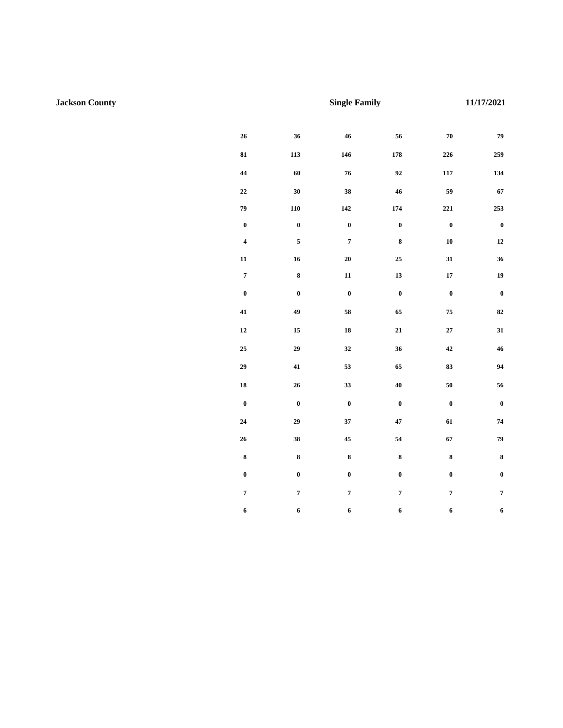**Jackson County** **Single Family** **11/17/2021**

| | | | | | |
|---|---|---|---|---|---|
| 26 | 36 | 46 | 56 | 70 | 79 |
| 81 | 113 | 146 | 178 | 226 | 259 |
| 44 | 60 | 76 | 92 | 117 | 134 |
| 22 | 30 | 38 | 46 | 59 | 67 |
| 79 | 110 | 142 | 174 | 221 | 253 |
| 0 | 0 | 0 | 0 | 0 | 0 |
| 4 | 5 | 7 | 8 | 10 | 12 |
| 11 | 16 | 20 | 25 | 31 | 36 |
| 7 | 8 | 11 | 13 | 17 | 19 |
| 0 | 0 | 0 | 0 | 0 | 0 |
| 41 | 49 | 58 | 65 | 75 | 82 |
| 12 | 15 | 18 | 21 | 27 | 31 |
| 25 | 29 | 32 | 36 | 42 | 46 |
| 29 | 41 | 53 | 65 | 83 | 94 |
| 18 | 26 | 33 | 40 | 50 | 56 |
| 0 | 0 | 0 | 0 | 0 | 0 |
| 24 | 29 | 37 | 47 | 61 | 74 |
| 26 | 38 | 45 | 54 | 67 | 79 |
| 8 | 8 | 8 | 8 | 8 | 8 |
| 0 | 0 | 0 | 0 | 0 | 0 |
| 7 | 7 | 7 | 7 | 7 | 7 |
| 6 | 6 | 6 | 6 | 6 | 6 |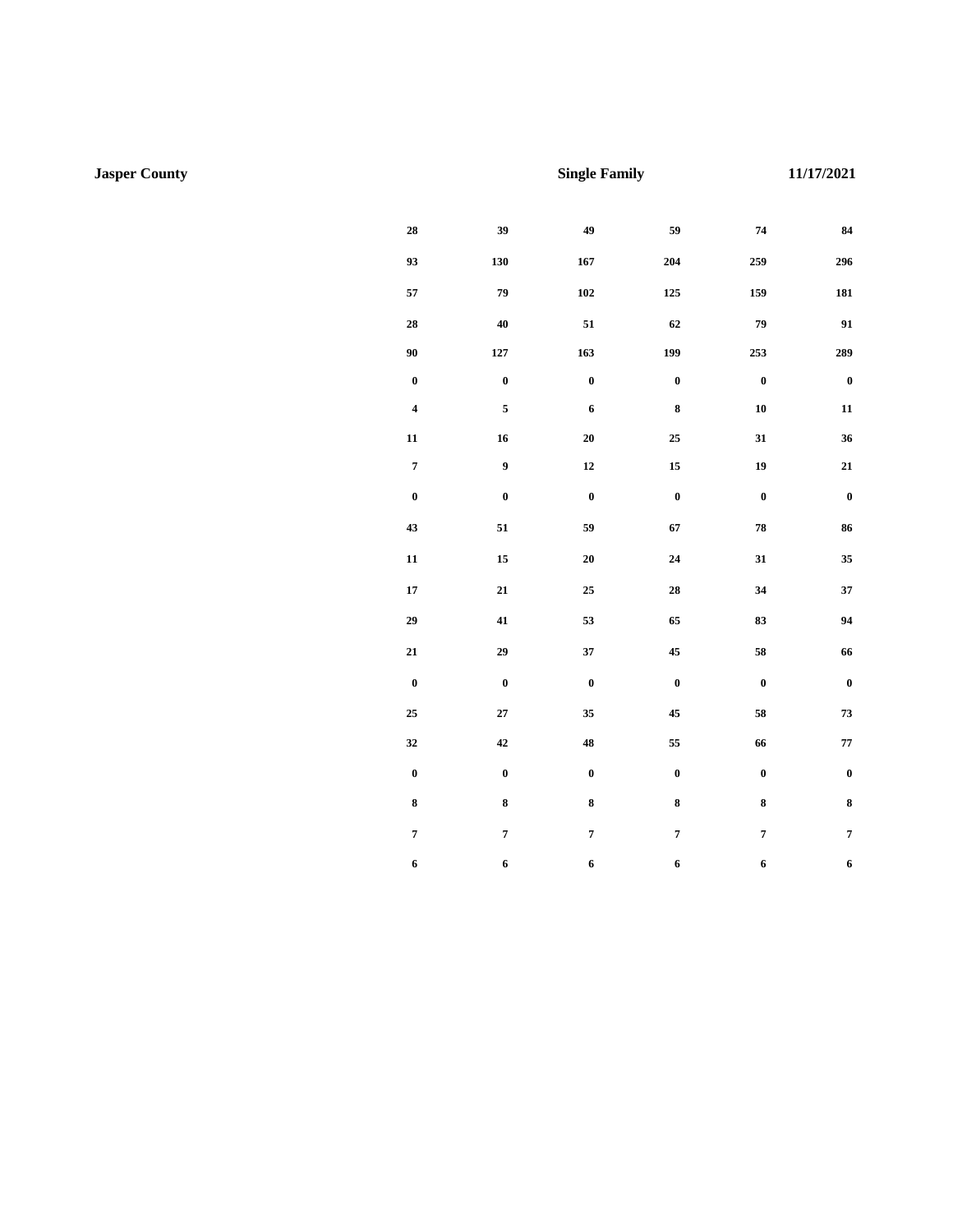**Jasper County** **Single Family** **11/17/2021**

| | | | | | |
|---|---|---|---|---|---|
| 28 | 39 | 49 | 59 | 74 | 84 |
| 93 | 130 | 167 | 204 | 259 | 296 |
| 57 | 79 | 102 | 125 | 159 | 181 |
| 28 | 40 | 51 | 62 | 79 | 91 |
| 90 | 127 | 163 | 199 | 253 | 289 |
| 0 | 0 | 0 | 0 | 0 | 0 |
| 4 | 5 | 6 | 8 | 10 | 11 |
| 11 | 16 | 20 | 25 | 31 | 36 |
| 7 | 9 | 12 | 15 | 19 | 21 |
| 0 | 0 | 0 | 0 | 0 | 0 |
| 43 | 51 | 59 | 67 | 78 | 86 |
| 11 | 15 | 20 | 24 | 31 | 35 |
| 17 | 21 | 25 | 28 | 34 | 37 |
| 29 | 41 | 53 | 65 | 83 | 94 |
| 21 | 29 | 37 | 45 | 58 | 66 |
| 0 | 0 | 0 | 0 | 0 | 0 |
| 25 | 27 | 35 | 45 | 58 | 73 |
| 32 | 42 | 48 | 55 | 66 | 77 |
| 0 | 0 | 0 | 0 | 0 | 0 |
| 8 | 8 | 8 | 8 | 8 | 8 |
| 7 | 7 | 7 | 7 | 7 | 7 |
| 6 | 6 | 6 | 6 | 6 | 6 |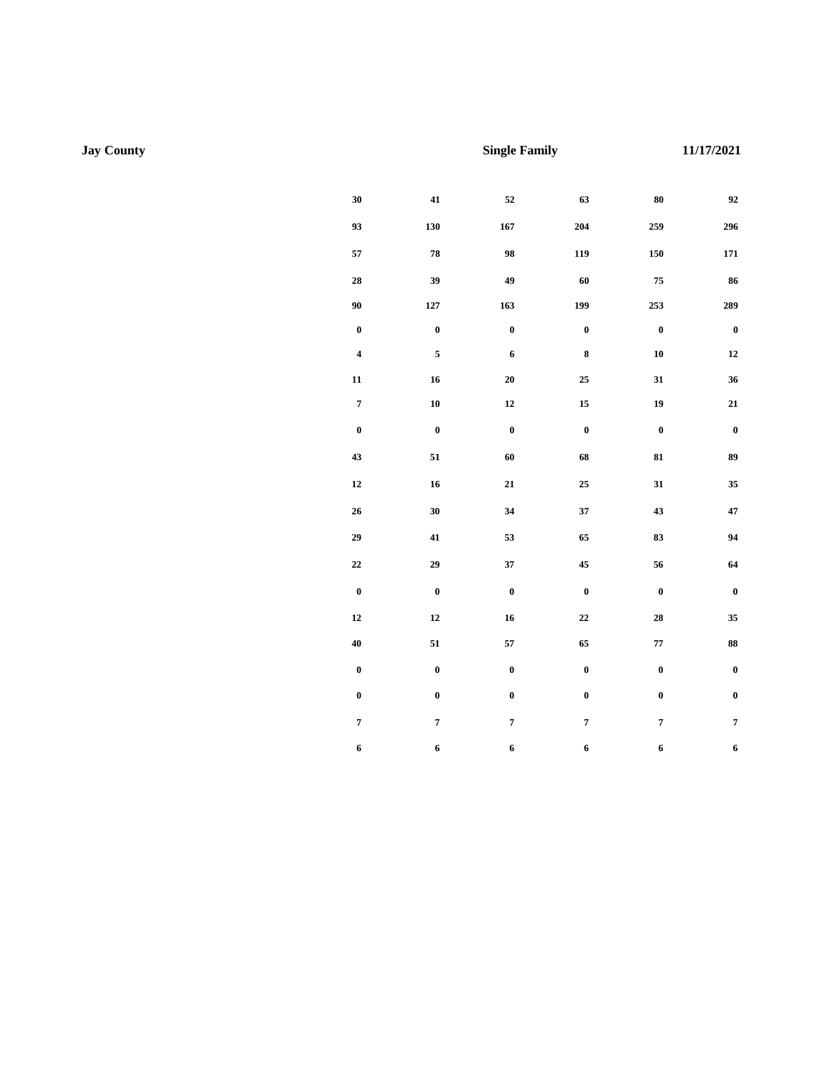**Jay County** **Single Family** **11/17/2021**

| | | | | | |
|---|---|---|---|---|---|
| 30 | 41 | 52 | 63 | 80 | 92 |
| 93 | 130 | 167 | 204 | 259 | 296 |
| 57 | 78 | 98 | 119 | 150 | 171 |
| 28 | 39 | 49 | 60 | 75 | 86 |
| 90 | 127 | 163 | 199 | 253 | 289 |
| 0 | 0 | 0 | 0 | 0 | 0 |
| 4 | 5 | 6 | 8 | 10 | 12 |
| 11 | 16 | 20 | 25 | 31 | 36 |
| 7 | 10 | 12 | 15 | 19 | 21 |
| 0 | 0 | 0 | 0 | 0 | 0 |
| 43 | 51 | 60 | 68 | 81 | 89 |
| 12 | 16 | 21 | 25 | 31 | 35 |
| 26 | 30 | 34 | 37 | 43 | 47 |
| 29 | 41 | 53 | 65 | 83 | 94 |
| 22 | 29 | 37 | 45 | 56 | 64 |
| 0 | 0 | 0 | 0 | 0 | 0 |
| 12 | 12 | 16 | 22 | 28 | 35 |
| 40 | 51 | 57 | 65 | 77 | 88 |
| 0 | 0 | 0 | 0 | 0 | 0 |
| 0 | 0 | 0 | 0 | 0 | 0 |
| 7 | 7 | 7 | 7 | 7 | 7 |
| 6 | 6 | 6 | 6 | 6 | 6 |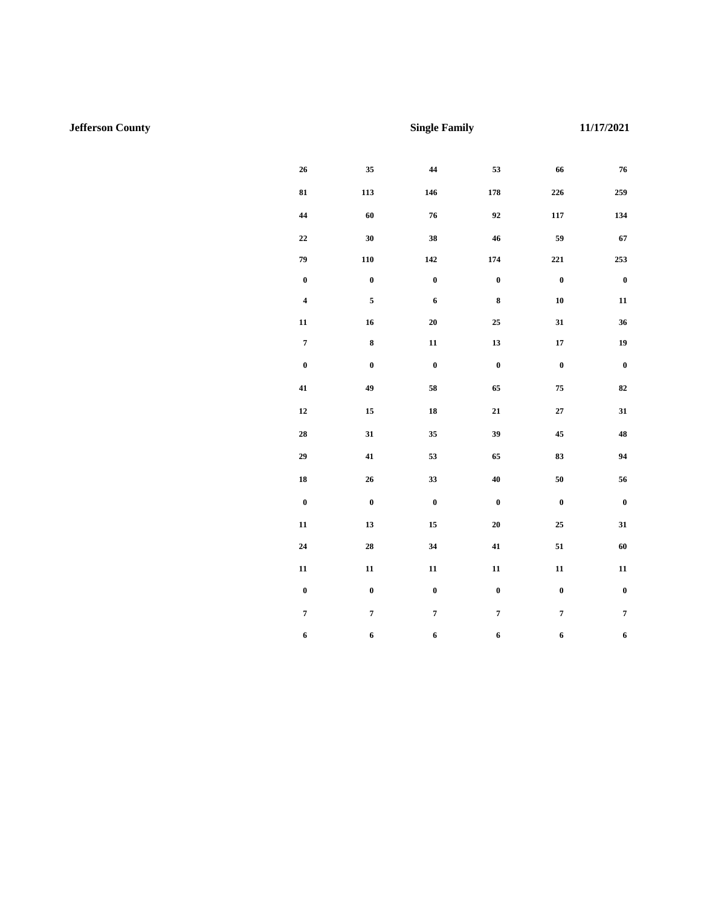**Jefferson County** **Single Family** **11/17/2021**

| | | | | | |
|---|---|---|---|---|---|
| 26 | 35 | 44 | 53 | 66 | 76 |
| 81 | 113 | 146 | 178 | 226 | 259 |
| 44 | 60 | 76 | 92 | 117 | 134 |
| 22 | 30 | 38 | 46 | 59 | 67 |
| 79 | 110 | 142 | 174 | 221 | 253 |
| 0 | 0 | 0 | 0 | 0 | 0 |
| 4 | 5 | 6 | 8 | 10 | 11 |
| 11 | 16 | 20 | 25 | 31 | 36 |
| 7 | 8 | 11 | 13 | 17 | 19 |
| 0 | 0 | 0 | 0 | 0 | 0 |
| 41 | 49 | 58 | 65 | 75 | 82 |
| 12 | 15 | 18 | 21 | 27 | 31 |
| 28 | 31 | 35 | 39 | 45 | 48 |
| 29 | 41 | 53 | 65 | 83 | 94 |
| 18 | 26 | 33 | 40 | 50 | 56 |
| 0 | 0 | 0 | 0 | 0 | 0 |
| 11 | 13 | 15 | 20 | 25 | 31 |
| 24 | 28 | 34 | 41 | 51 | 60 |
| 11 | 11 | 11 | 11 | 11 | 11 |
| 0 | 0 | 0 | 0 | 0 | 0 |
| 7 | 7 | 7 | 7 | 7 | 7 |
| 6 | 6 | 6 | 6 | 6 | 6 |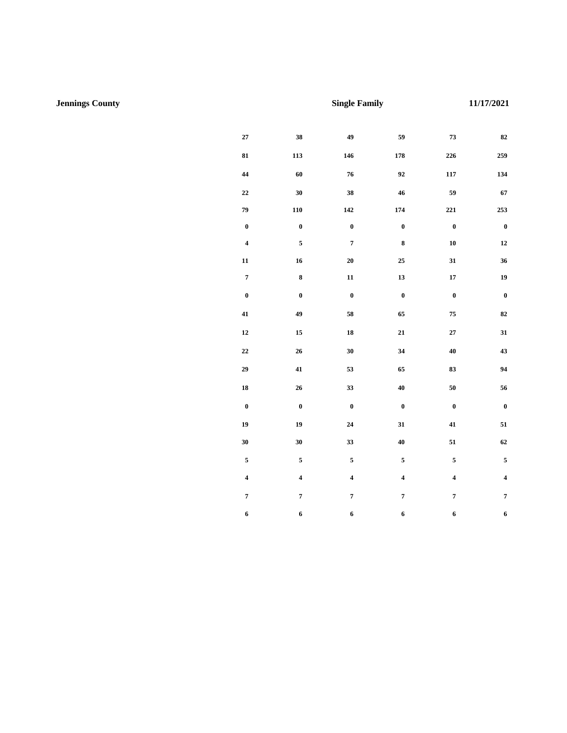**Jennings County** **Single Family** **11/17/2021**

| | | | | | |
|---|---|---|---|---|---|
| 27 | 38 | 49 | 59 | 73 | 82 |
| 81 | 113 | 146 | 178 | 226 | 259 |
| 44 | 60 | 76 | 92 | 117 | 134 |
| 22 | 30 | 38 | 46 | 59 | 67 |
| 79 | 110 | 142 | 174 | 221 | 253 |
| 0 | 0 | 0 | 0 | 0 | 0 |
| 4 | 5 | 7 | 8 | 10 | 12 |
| 11 | 16 | 20 | 25 | 31 | 36 |
| 7 | 8 | 11 | 13 | 17 | 19 |
| 0 | 0 | 0 | 0 | 0 | 0 |
| 41 | 49 | 58 | 65 | 75 | 82 |
| 12 | 15 | 18 | 21 | 27 | 31 |
| 22 | 26 | 30 | 34 | 40 | 43 |
| 29 | 41 | 53 | 65 | 83 | 94 |
| 18 | 26 | 33 | 40 | 50 | 56 |
| 0 | 0 | 0 | 0 | 0 | 0 |
| 19 | 19 | 24 | 31 | 41 | 51 |
| 30 | 30 | 33 | 40 | 51 | 62 |
| 5 | 5 | 5 | 5 | 5 | 5 |
| 4 | 4 | 4 | 4 | 4 | 4 |
| 7 | 7 | 7 | 7 | 7 | 7 |
| 6 | 6 | 6 | 6 | 6 | 6 |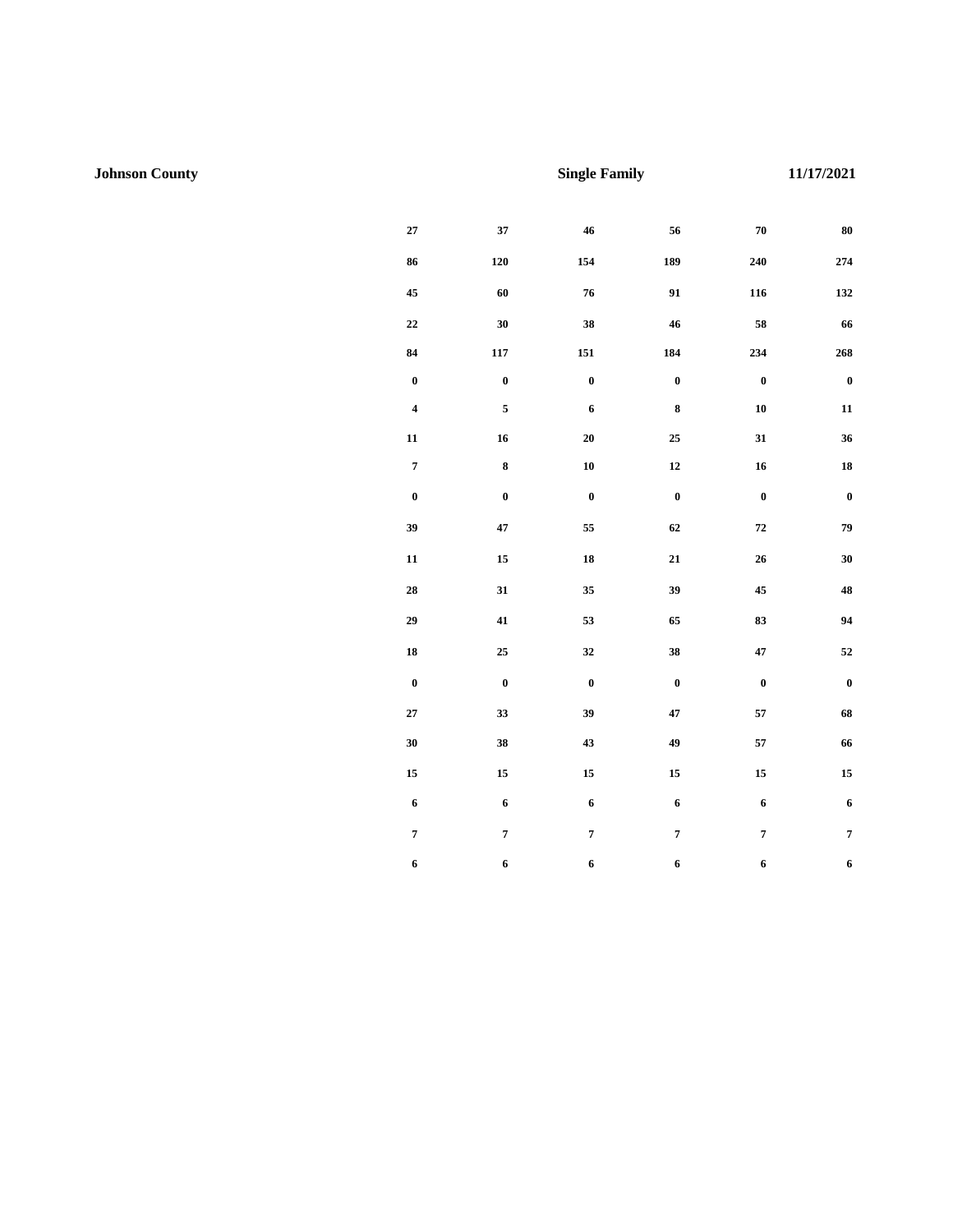**Johnson County** **Single Family** **11/17/2021**

| | | | | | |
|---|---|---|---|---|---|
| 27 | 37 | 46 | 56 | 70 | 80 |
| 86 | 120 | 154 | 189 | 240 | 274 |
| 45 | 60 | 76 | 91 | 116 | 132 |
| 22 | 30 | 38 | 46 | 58 | 66 |
| 84 | 117 | 151 | 184 | 234 | 268 |
| 0 | 0 | 0 | 0 | 0 | 0 |
| 4 | 5 | 6 | 8 | 10 | 11 |
| 11 | 16 | 20 | 25 | 31 | 36 |
| 7 | 8 | 10 | 12 | 16 | 18 |
| 0 | 0 | 0 | 0 | 0 | 0 |
| 39 | 47 | 55 | 62 | 72 | 79 |
| 11 | 15 | 18 | 21 | 26 | 30 |
| 28 | 31 | 35 | 39 | 45 | 48 |
| 29 | 41 | 53 | 65 | 83 | 94 |
| 18 | 25 | 32 | 38 | 47 | 52 |
| 0 | 0 | 0 | 0 | 0 | 0 |
| 27 | 33 | 39 | 47 | 57 | 68 |
| 30 | 38 | 43 | 49 | 57 | 66 |
| 15 | 15 | 15 | 15 | 15 | 15 |
| 6 | 6 | 6 | 6 | 6 | 6 |
| 7 | 7 | 7 | 7 | 7 | 7 |
| 6 | 6 | 6 | 6 | 6 | 6 |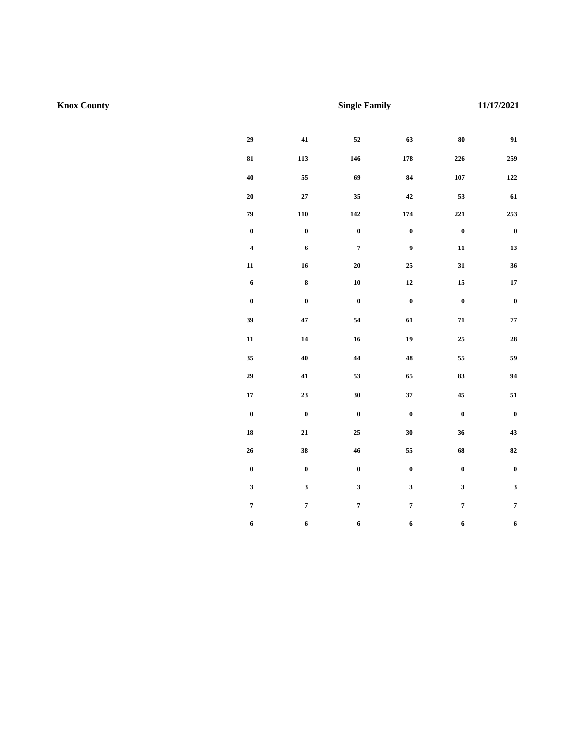**Knox County** **Single Family** **11/17/2021**

| | | | | | |
|---|---|---|---|---|---|
| 29 | 41 | 52 | 63 | 80 | 91 |
| 81 | 113 | 146 | 178 | 226 | 259 |
| 40 | 55 | 69 | 84 | 107 | 122 |
| 20 | 27 | 35 | 42 | 53 | 61 |
| 79 | 110 | 142 | 174 | 221 | 253 |
| 0 | 0 | 0 | 0 | 0 | 0 |
| 4 | 6 | 7 | 9 | 11 | 13 |
| 11 | 16 | 20 | 25 | 31 | 36 |
| 6 | 8 | 10 | 12 | 15 | 17 |
| 0 | 0 | 0 | 0 | 0 | 0 |
| 39 | 47 | 54 | 61 | 71 | 77 |
| 11 | 14 | 16 | 19 | 25 | 28 |
| 35 | 40 | 44 | 48 | 55 | 59 |
| 29 | 41 | 53 | 65 | 83 | 94 |
| 17 | 23 | 30 | 37 | 45 | 51 |
| 0 | 0 | 0 | 0 | 0 | 0 |
| 18 | 21 | 25 | 30 | 36 | 43 |
| 26 | 38 | 46 | 55 | 68 | 82 |
| 0 | 0 | 0 | 0 | 0 | 0 |
| 3 | 3 | 3 | 3 | 3 | 3 |
| 7 | 7 | 7 | 7 | 7 | 7 |
| 6 | 6 | 6 | 6 | 6 | 6 |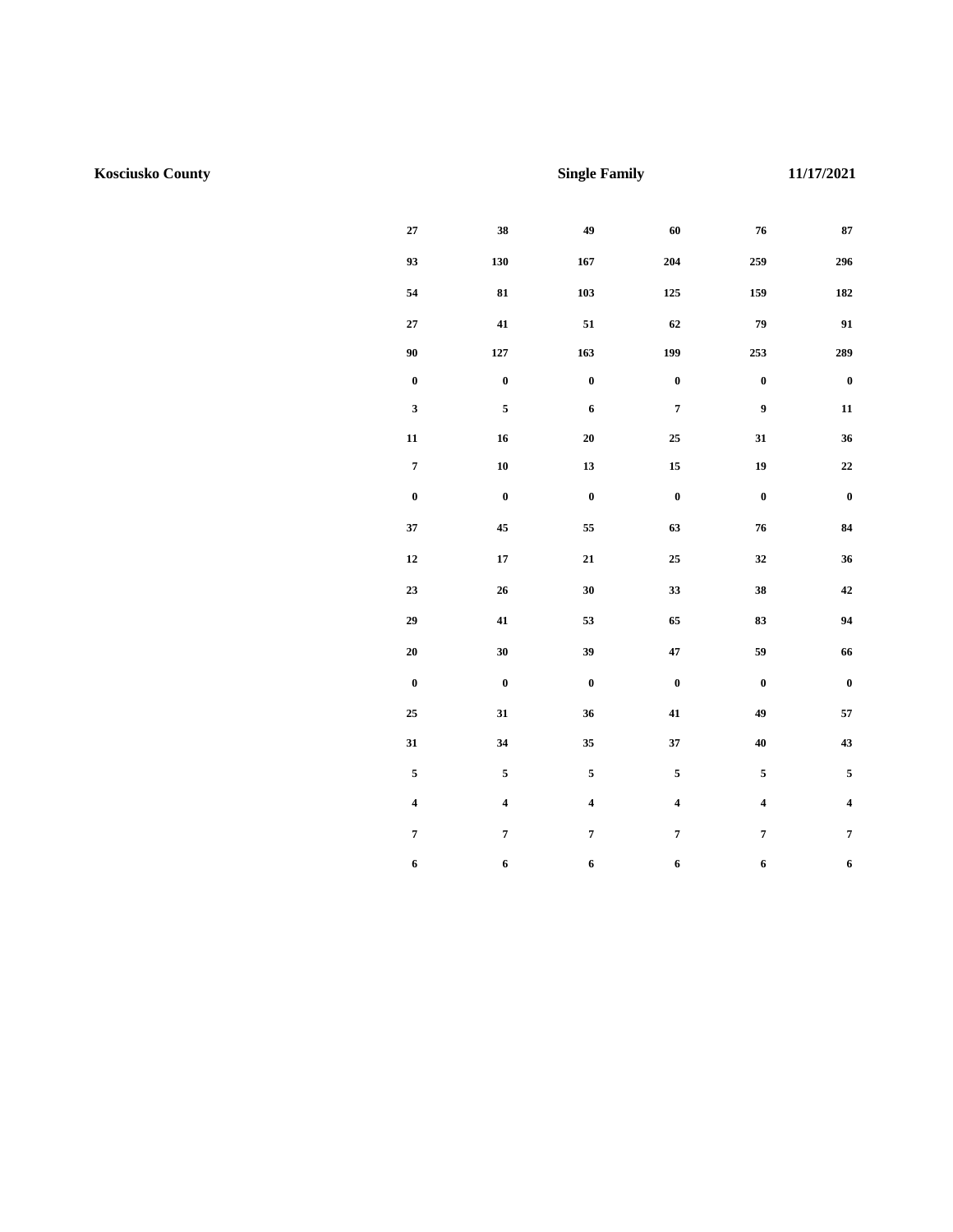**Kosciusko County** **Single Family** **11/17/2021**

| | | | | | |
|---|---|---|---|---|---|
| 27 | 38 | 49 | 60 | 76 | 87 |
| 93 | 130 | 167 | 204 | 259 | 296 |
| 54 | 81 | 103 | 125 | 159 | 182 |
| 27 | 41 | 51 | 62 | 79 | 91 |
| 90 | 127 | 163 | 199 | 253 | 289 |
| 0 | 0 | 0 | 0 | 0 | 0 |
| 3 | 5 | 6 | 7 | 9 | 11 |
| 11 | 16 | 20 | 25 | 31 | 36 |
| 7 | 10 | 13 | 15 | 19 | 22 |
| 0 | 0 | 0 | 0 | 0 | 0 |
| 37 | 45 | 55 | 63 | 76 | 84 |
| 12 | 17 | 21 | 25 | 32 | 36 |
| 23 | 26 | 30 | 33 | 38 | 42 |
| 29 | 41 | 53 | 65 | 83 | 94 |
| 20 | 30 | 39 | 47 | 59 | 66 |
| 0 | 0 | 0 | 0 | 0 | 0 |
| 25 | 31 | 36 | 41 | 49 | 57 |
| 31 | 34 | 35 | 37 | 40 | 43 |
| 5 | 5 | 5 | 5 | 5 | 5 |
| 4 | 4 | 4 | 4 | 4 | 4 |
| 7 | 7 | 7 | 7 | 7 | 7 |
| 6 | 6 | 6 | 6 | 6 | 6 |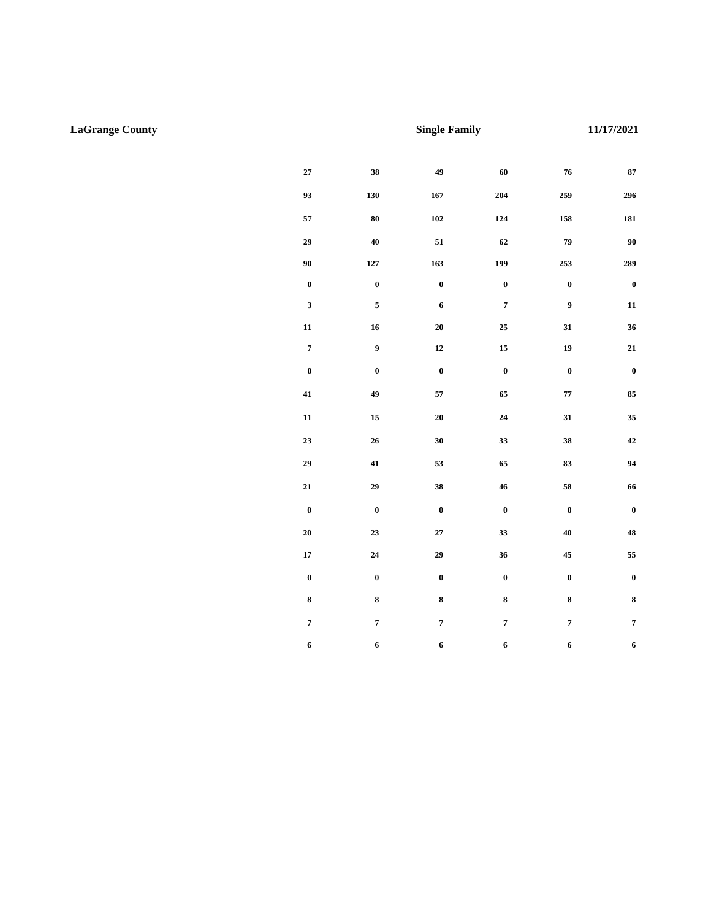**LaGrange County** **Single Family** **11/17/2021**

| | | | | | |
|---|---|---|---|---|---|
| 27 | 38 | 49 | 60 | 76 | 87 |
| 93 | 130 | 167 | 204 | 259 | 296 |
| 57 | 80 | 102 | 124 | 158 | 181 |
| 29 | 40 | 51 | 62 | 79 | 90 |
| 90 | 127 | 163 | 199 | 253 | 289 |
| 0 | 0 | 0 | 0 | 0 | 0 |
| 3 | 5 | 6 | 7 | 9 | 11 |
| 11 | 16 | 20 | 25 | 31 | 36 |
| 7 | 9 | 12 | 15 | 19 | 21 |
| 0 | 0 | 0 | 0 | 0 | 0 |
| 41 | 49 | 57 | 65 | 77 | 85 |
| 11 | 15 | 20 | 24 | 31 | 35 |
| 23 | 26 | 30 | 33 | 38 | 42 |
| 29 | 41 | 53 | 65 | 83 | 94 |
| 21 | 29 | 38 | 46 | 58 | 66 |
| 0 | 0 | 0 | 0 | 0 | 0 |
| 20 | 23 | 27 | 33 | 40 | 48 |
| 17 | 24 | 29 | 36 | 45 | 55 |
| 0 | 0 | 0 | 0 | 0 | 0 |
| 8 | 8 | 8 | 8 | 8 | 8 |
| 7 | 7 | 7 | 7 | 7 | 7 |
| 6 | 6 | 6 | 6 | 6 | 6 |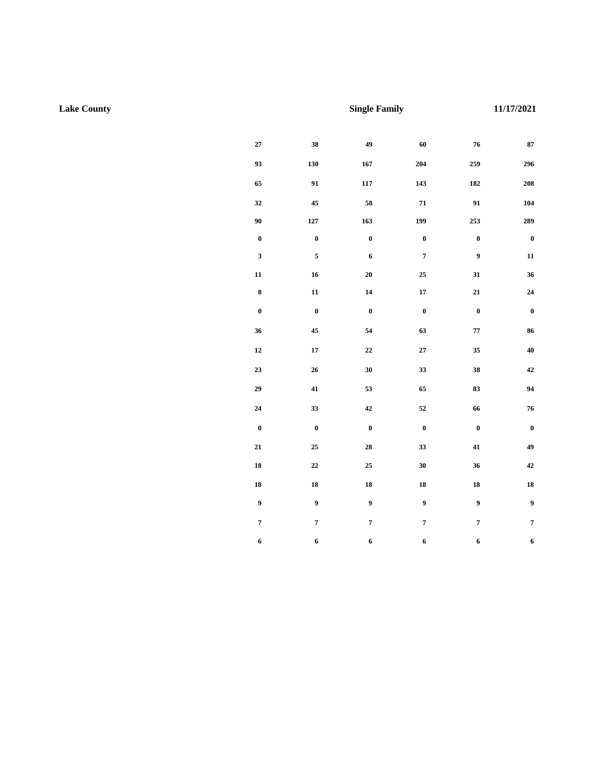**Lake County** **Single Family** **11/17/2021**

| | | | | | |
|---|---|---|---|---|---|
| 27 | 38 | 49 | 60 | 76 | 87 |
| 93 | 130 | 167 | 204 | 259 | 296 |
| 65 | 91 | 117 | 143 | 182 | 208 |
| 32 | 45 | 58 | 71 | 91 | 104 |
| 90 | 127 | 163 | 199 | 253 | 289 |
| 0 | 0 | 0 | 0 | 0 | 0 |
| 3 | 5 | 6 | 7 | 9 | 11 |
| 11 | 16 | 20 | 25 | 31 | 36 |
| 8 | 11 | 14 | 17 | 21 | 24 |
| 0 | 0 | 0 | 0 | 0 | 0 |
| 36 | 45 | 54 | 63 | 77 | 86 |
| 12 | 17 | 22 | 27 | 35 | 40 |
| 23 | 26 | 30 | 33 | 38 | 42 |
| 29 | 41 | 53 | 65 | 83 | 94 |
| 24 | 33 | 42 | 52 | 66 | 76 |
| 0 | 0 | 0 | 0 | 0 | 0 |
| 21 | 25 | 28 | 33 | 41 | 49 |
| 18 | 22 | 25 | 30 | 36 | 42 |
| 18 | 18 | 18 | 18 | 18 | 18 |
| 9 | 9 | 9 | 9 | 9 | 9 |
| 7 | 7 | 7 | 7 | 7 | 7 |
| 6 | 6 | 6 | 6 | 6 | 6 |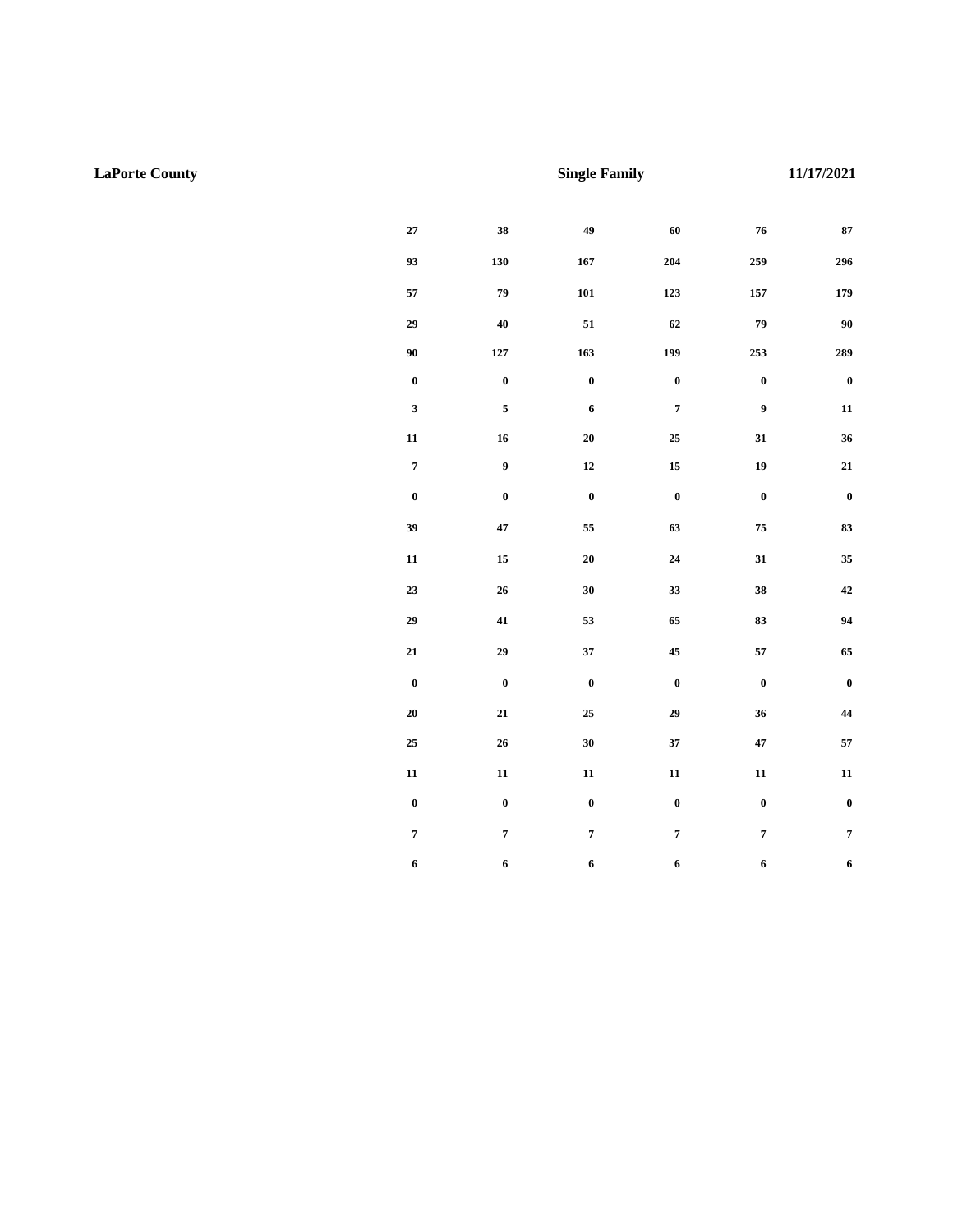**LaPorte County** **Single Family** **11/17/2021**

| | | | | | |
|---|---|---|---|---|---|
| 27 | 38 | 49 | 60 | 76 | 87 |
| 93 | 130 | 167 | 204 | 259 | 296 |
| 57 | 79 | 101 | 123 | 157 | 179 |
| 29 | 40 | 51 | 62 | 79 | 90 |
| 90 | 127 | 163 | 199 | 253 | 289 |
| 0 | 0 | 0 | 0 | 0 | 0 |
| 3 | 5 | 6 | 7 | 9 | 11 |
| 11 | 16 | 20 | 25 | 31 | 36 |
| 7 | 9 | 12 | 15 | 19 | 21 |
| 0 | 0 | 0 | 0 | 0 | 0 |
| 39 | 47 | 55 | 63 | 75 | 83 |
| 11 | 15 | 20 | 24 | 31 | 35 |
| 23 | 26 | 30 | 33 | 38 | 42 |
| 29 | 41 | 53 | 65 | 83 | 94 |
| 21 | 29 | 37 | 45 | 57 | 65 |
| 0 | 0 | 0 | 0 | 0 | 0 |
| 20 | 21 | 25 | 29 | 36 | 44 |
| 25 | 26 | 30 | 37 | 47 | 57 |
| 11 | 11 | 11 | 11 | 11 | 11 |
| 0 | 0 | 0 | 0 | 0 | 0 |
| 7 | 7 | 7 | 7 | 7 | 7 |
| 6 | 6 | 6 | 6 | 6 | 6 |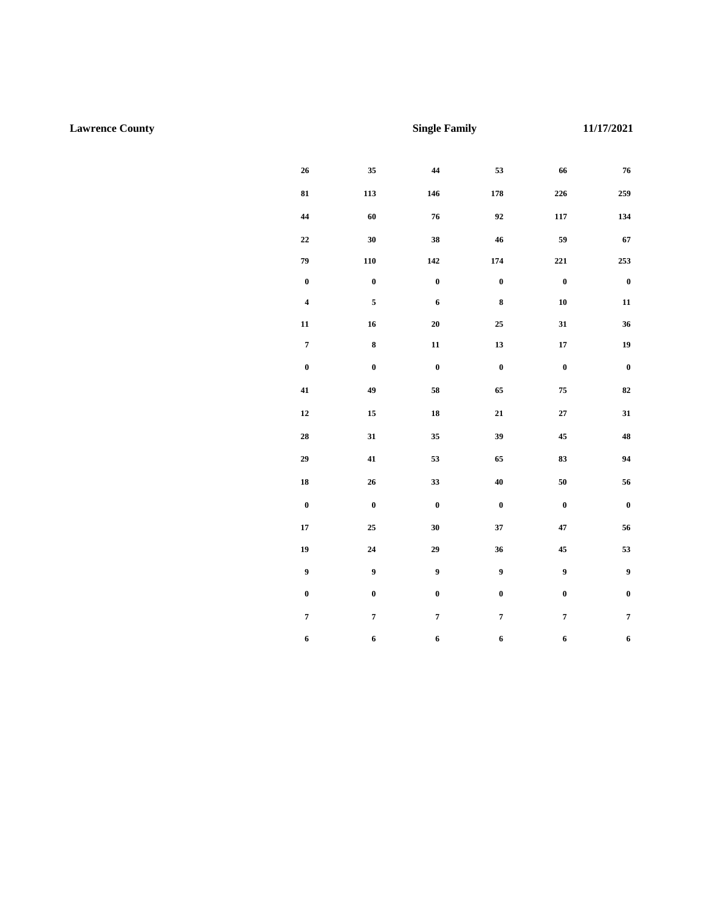**Lawrence County** **Single Family** **11/17/2021**

| | | | | | |
|---|---|---|---|---|---|
| 26 | 35 | 44 | 53 | 66 | 76 |
| 81 | 113 | 146 | 178 | 226 | 259 |
| 44 | 60 | 76 | 92 | 117 | 134 |
| 22 | 30 | 38 | 46 | 59 | 67 |
| 79 | 110 | 142 | 174 | 221 | 253 |
| 0 | 0 | 0 | 0 | 0 | 0 |
| 4 | 5 | 6 | 8 | 10 | 11 |
| 11 | 16 | 20 | 25 | 31 | 36 |
| 7 | 8 | 11 | 13 | 17 | 19 |
| 0 | 0 | 0 | 0 | 0 | 0 |
| 41 | 49 | 58 | 65 | 75 | 82 |
| 12 | 15 | 18 | 21 | 27 | 31 |
| 28 | 31 | 35 | 39 | 45 | 48 |
| 29 | 41 | 53 | 65 | 83 | 94 |
| 18 | 26 | 33 | 40 | 50 | 56 |
| 0 | 0 | 0 | 0 | 0 | 0 |
| 17 | 25 | 30 | 37 | 47 | 56 |
| 19 | 24 | 29 | 36 | 45 | 53 |
| 9 | 9 | 9 | 9 | 9 | 9 |
| 0 | 0 | 0 | 0 | 0 | 0 |
| 7 | 7 | 7 | 7 | 7 | 7 |
| 6 | 6 | 6 | 6 | 6 | 6 |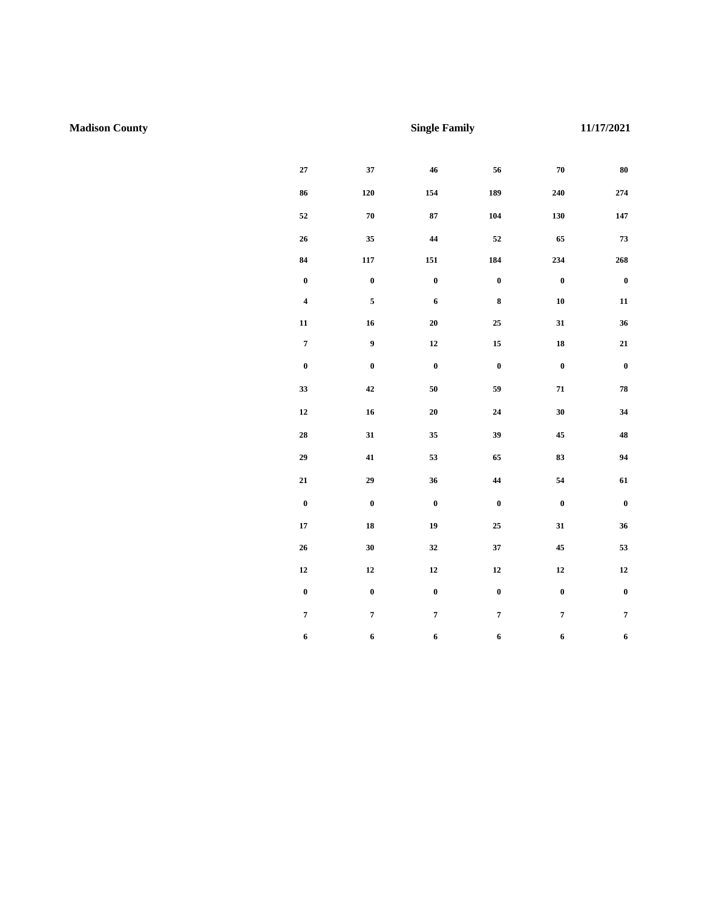**Madison County** **Single Family** **11/17/2021**

| | | | | | |
|---|---|---|---|---|---|
| 27 | 37 | 46 | 56 | 70 | 80 |
| 86 | 120 | 154 | 189 | 240 | 274 |
| 52 | 70 | 87 | 104 | 130 | 147 |
| 26 | 35 | 44 | 52 | 65 | 73 |
| 84 | 117 | 151 | 184 | 234 | 268 |
| 0 | 0 | 0 | 0 | 0 | 0 |
| 4 | 5 | 6 | 8 | 10 | 11 |
| 11 | 16 | 20 | 25 | 31 | 36 |
| 7 | 9 | 12 | 15 | 18 | 21 |
| 0 | 0 | 0 | 0 | 0 | 0 |
| 33 | 42 | 50 | 59 | 71 | 78 |
| 12 | 16 | 20 | 24 | 30 | 34 |
| 28 | 31 | 35 | 39 | 45 | 48 |
| 29 | 41 | 53 | 65 | 83 | 94 |
| 21 | 29 | 36 | 44 | 54 | 61 |
| 0 | 0 | 0 | 0 | 0 | 0 |
| 17 | 18 | 19 | 25 | 31 | 36 |
| 26 | 30 | 32 | 37 | 45 | 53 |
| 12 | 12 | 12 | 12 | 12 | 12 |
| 0 | 0 | 0 | 0 | 0 | 0 |
| 7 | 7 | 7 | 7 | 7 | 7 |
| 6 | 6 | 6 | 6 | 6 | 6 |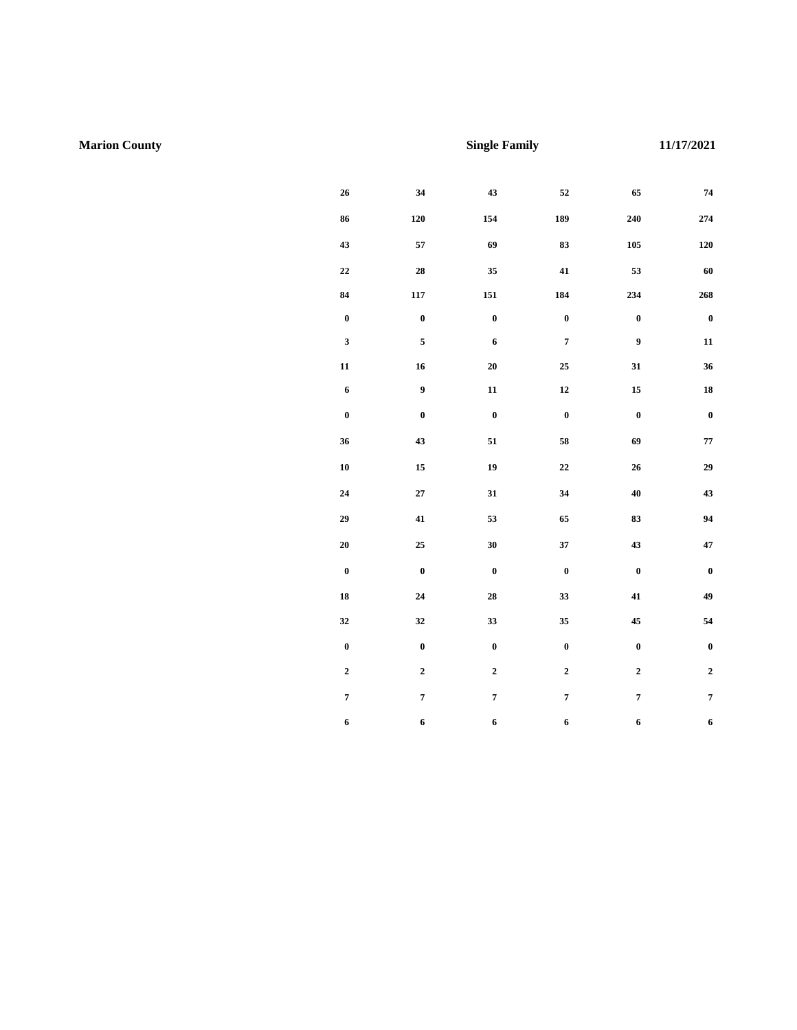**Marion County** **Single Family** **11/17/2021**

| | | | | | |
|---|---|---|---|---|---|
| **26** | **34** | **43** | **52** | **65** | **74** |
| **86** | **120** | **154** | **189** | **240** | **274** |
| **43** | **57** | **69** | **83** | **105** | **120** |
| **22** | **28** | **35** | **41** | **53** | **60** |
| **84** | **117** | **151** | **184** | **234** | **268** |
| **0** | **0** | **0** | **0** | **0** | **0** |
| **3** | **5** | **6** | **7** | **9** | **11** |
| **11** | **16** | **20** | **25** | **31** | **36** |
| **6** | **9** | **11** | **12** | **15** | **18** |
| **0** | **0** | **0** | **0** | **0** | **0** |
| **36** | **43** | **51** | **58** | **69** | **77** |
| **10** | **15** | **19** | **22** | **26** | **29** |
| **24** | **27** | **31** | **34** | **40** | **43** |
| **29** | **41** | **53** | **65** | **83** | **94** |
| **20** | **25** | **30** | **37** | **43** | **47** |
| **0** | **0** | **0** | **0** | **0** | **0** |
| **18** | **24** | **28** | **33** | **41** | **49** |
| **32** | **32** | **33** | **35** | **45** | **54** |
| **0** | **0** | **0** | **0** | **0** | **0** |
| **2** | **2** | **2** | **2** | **2** | **2** |
| **7** | **7** | **7** | **7** | **7** | **7** |
| **6** | **6** | **6** | **6** | **6** | **6** |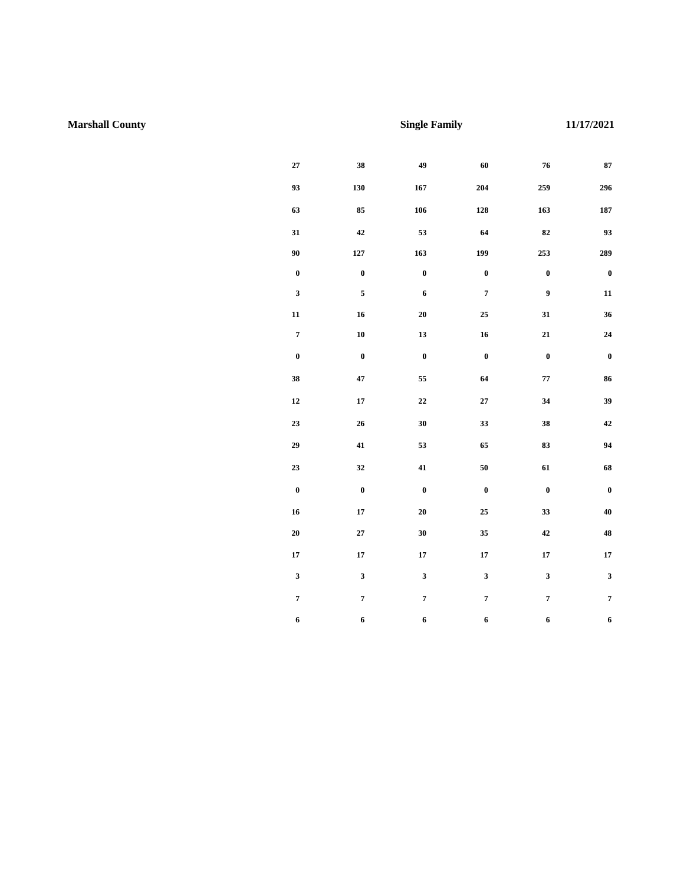**Marshall County** **Single Family** **11/17/2021**

| | | | | | |
|---|---|---|---|---|---|
| 27 | 38 | 49 | 60 | 76 | 87 |
| 93 | 130 | 167 | 204 | 259 | 296 |
| 63 | 85 | 106 | 128 | 163 | 187 |
| 31 | 42 | 53 | 64 | 82 | 93 |
| 90 | 127 | 163 | 199 | 253 | 289 |
| 0 | 0 | 0 | 0 | 0 | 0 |
| 3 | 5 | 6 | 7 | 9 | 11 |
| 11 | 16 | 20 | 25 | 31 | 36 |
| 7 | 10 | 13 | 16 | 21 | 24 |
| 0 | 0 | 0 | 0 | 0 | 0 |
| 38 | 47 | 55 | 64 | 77 | 86 |
| 12 | 17 | 22 | 27 | 34 | 39 |
| 23 | 26 | 30 | 33 | 38 | 42 |
| 29 | 41 | 53 | 65 | 83 | 94 |
| 23 | 32 | 41 | 50 | 61 | 68 |
| 0 | 0 | 0 | 0 | 0 | 0 |
| 16 | 17 | 20 | 25 | 33 | 40 |
| 20 | 27 | 30 | 35 | 42 | 48 |
| 17 | 17 | 17 | 17 | 17 | 17 |
| 3 | 3 | 3 | 3 | 3 | 3 |
| 7 | 7 | 7 | 7 | 7 | 7 |
| 6 | 6 | 6 | 6 | 6 | 6 |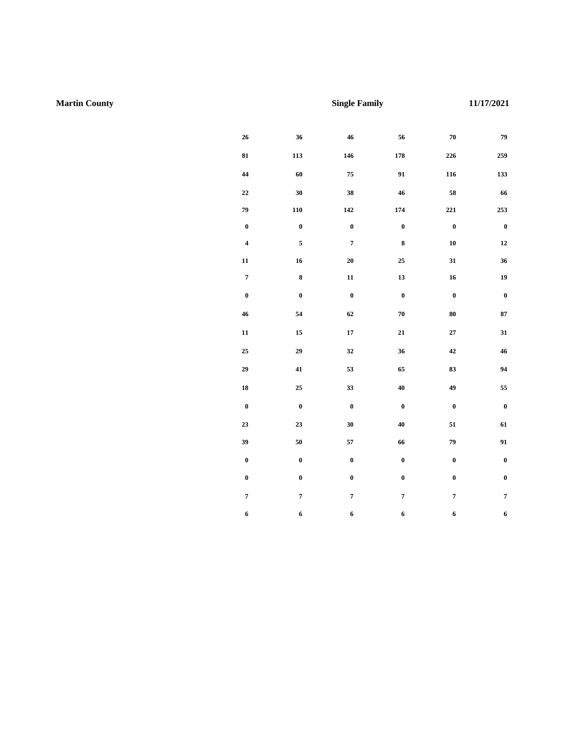**Martin County** **Single Family** **11/17/2021**

| | | | | | |
|---|---|---|---|---|---|
| 26 | 36 | 46 | 56 | 70 | 79 |
| 81 | 113 | 146 | 178 | 226 | 259 |
| 44 | 60 | 75 | 91 | 116 | 133 |
| 22 | 30 | 38 | 46 | 58 | 66 |
| 79 | 110 | 142 | 174 | 221 | 253 |
| 0 | 0 | 0 | 0 | 0 | 0 |
| 4 | 5 | 7 | 8 | 10 | 12 |
| 11 | 16 | 20 | 25 | 31 | 36 |
| 7 | 8 | 11 | 13 | 16 | 19 |
| 0 | 0 | 0 | 0 | 0 | 0 |
| 46 | 54 | 62 | 70 | 80 | 87 |
| 11 | 15 | 17 | 21 | 27 | 31 |
| 25 | 29 | 32 | 36 | 42 | 46 |
| 29 | 41 | 53 | 65 | 83 | 94 |
| 18 | 25 | 33 | 40 | 49 | 55 |
| 0 | 0 | 0 | 0 | 0 | 0 |
| 23 | 23 | 30 | 40 | 51 | 61 |
| 39 | 50 | 57 | 66 | 79 | 91 |
| 0 | 0 | 0 | 0 | 0 | 0 |
| 0 | 0 | 0 | 0 | 0 | 0 |
| 7 | 7 | 7 | 7 | 7 | 7 |
| 6 | 6 | 6 | 6 | 6 | 6 |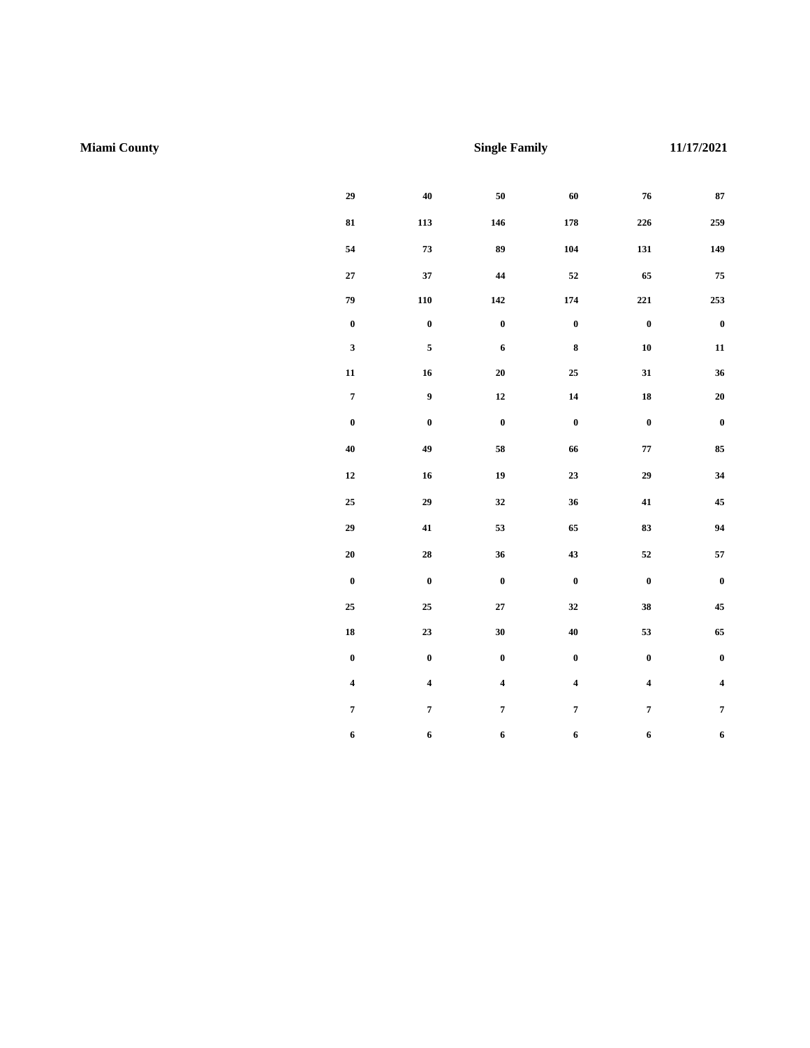**Miami County** **Single Family** **11/17/2021**

| | | | | | |
|---|---|---|---|---|---|
| 29 | 40 | 50 | 60 | 76 | 87 |
| 81 | 113 | 146 | 178 | 226 | 259 |
| 54 | 73 | 89 | 104 | 131 | 149 |
| 27 | 37 | 44 | 52 | 65 | 75 |
| 79 | 110 | 142 | 174 | 221 | 253 |
| 0 | 0 | 0 | 0 | 0 | 0 |
| 3 | 5 | 6 | 8 | 10 | 11 |
| 11 | 16 | 20 | 25 | 31 | 36 |
| 7 | 9 | 12 | 14 | 18 | 20 |
| 0 | 0 | 0 | 0 | 0 | 0 |
| 40 | 49 | 58 | 66 | 77 | 85 |
| 12 | 16 | 19 | 23 | 29 | 34 |
| 25 | 29 | 32 | 36 | 41 | 45 |
| 29 | 41 | 53 | 65 | 83 | 94 |
| 20 | 28 | 36 | 43 | 52 | 57 |
| 0 | 0 | 0 | 0 | 0 | 0 |
| 25 | 25 | 27 | 32 | 38 | 45 |
| 18 | 23 | 30 | 40 | 53 | 65 |
| 0 | 0 | 0 | 0 | 0 | 0 |
| 4 | 4 | 4 | 4 | 4 | 4 |
| 7 | 7 | 7 | 7 | 7 | 7 |
| 6 | 6 | 6 | 6 | 6 | 6 |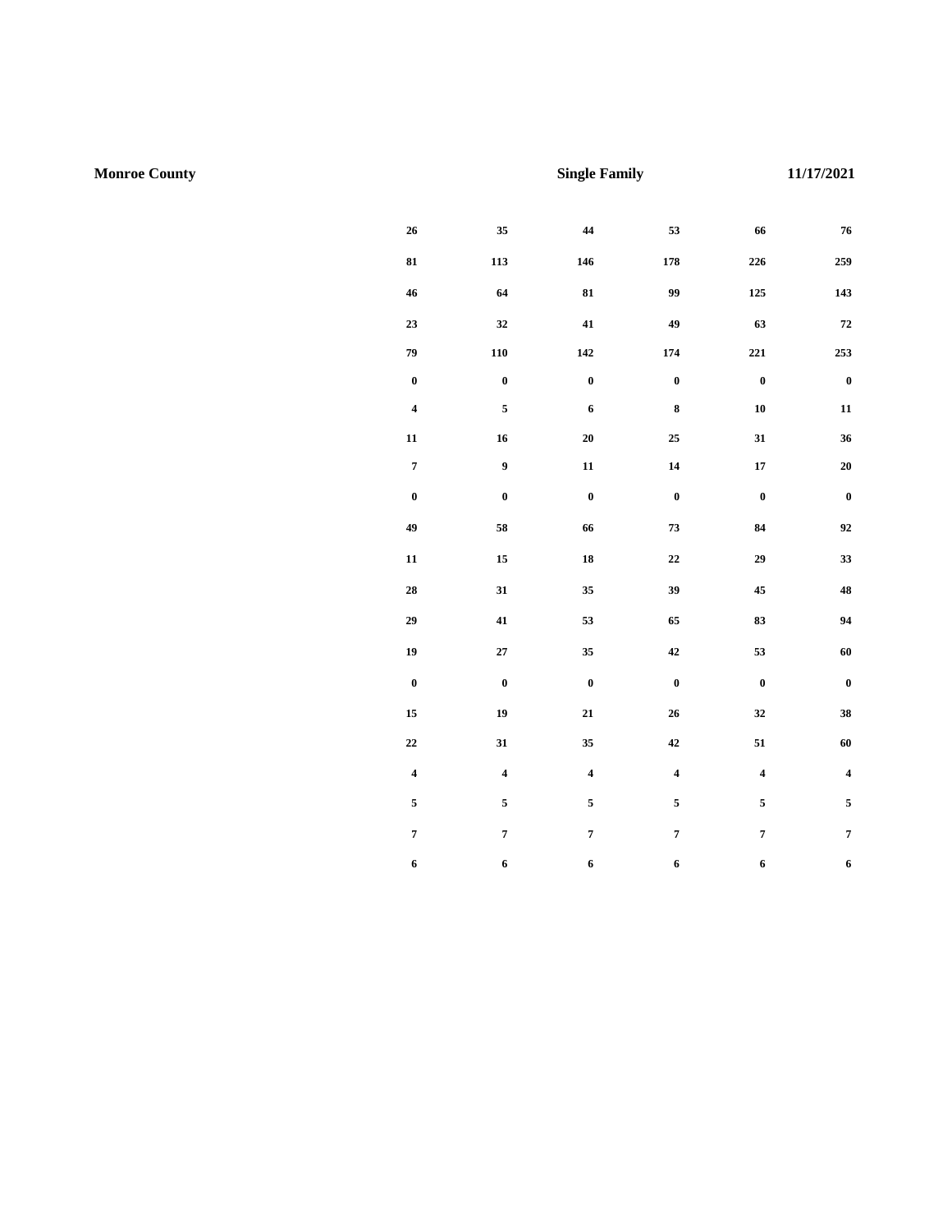**Monroe County** **Single Family** **11/17/2021**

| | | | | | |
|---|---|---|---|---|---|
| 26 | 35 | 44 | 53 | 66 | 76 |
| 81 | 113 | 146 | 178 | 226 | 259 |
| 46 | 64 | 81 | 99 | 125 | 143 |
| 23 | 32 | 41 | 49 | 63 | 72 |
| 79 | 110 | 142 | 174 | 221 | 253 |
| 0 | 0 | 0 | 0 | 0 | 0 |
| 4 | 5 | 6 | 8 | 10 | 11 |
| 11 | 16 | 20 | 25 | 31 | 36 |
| 7 | 9 | 11 | 14 | 17 | 20 |
| 0 | 0 | 0 | 0 | 0 | 0 |
| 49 | 58 | 66 | 73 | 84 | 92 |
| 11 | 15 | 18 | 22 | 29 | 33 |
| 28 | 31 | 35 | 39 | 45 | 48 |
| 29 | 41 | 53 | 65 | 83 | 94 |
| 19 | 27 | 35 | 42 | 53 | 60 |
| 0 | 0 | 0 | 0 | 0 | 0 |
| 15 | 19 | 21 | 26 | 32 | 38 |
| 22 | 31 | 35 | 42 | 51 | 60 |
| 4 | 4 | 4 | 4 | 4 | 4 |
| 5 | 5 | 5 | 5 | 5 | 5 |
| 7 | 7 | 7 | 7 | 7 | 7 |
| 6 | 6 | 6 | 6 | 6 | 6 |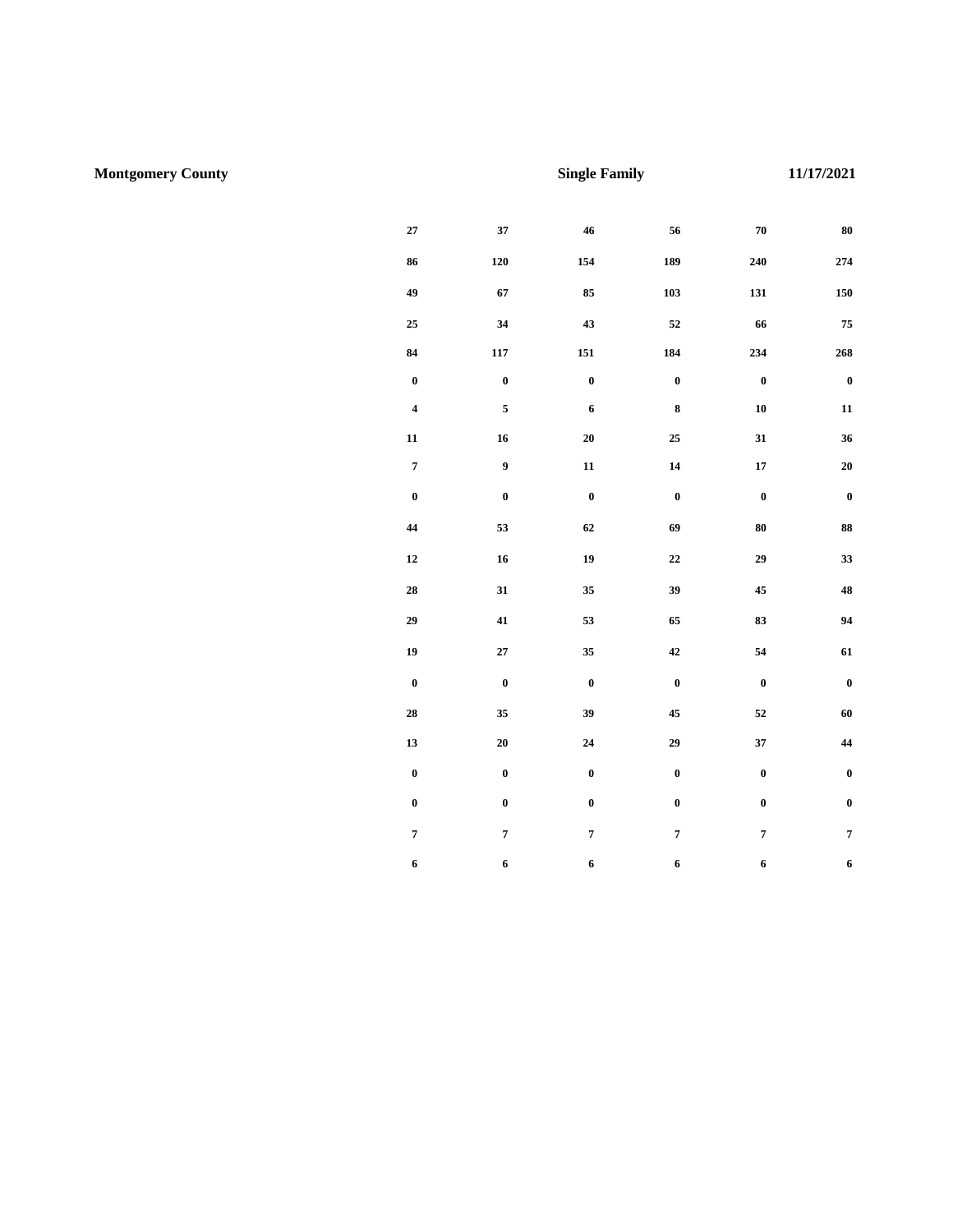**Montgomery County** **Single Family** **11/17/2021**

| | | | | | |
|---|---|---|---|---|---|
| 27 | 37 | 46 | 56 | 70 | 80 |
| 86 | 120 | 154 | 189 | 240 | 274 |
| 49 | 67 | 85 | 103 | 131 | 150 |
| 25 | 34 | 43 | 52 | 66 | 75 |
| 84 | 117 | 151 | 184 | 234 | 268 |
| 0 | 0 | 0 | 0 | 0 | 0 |
| 4 | 5 | 6 | 8 | 10 | 11 |
| 11 | 16 | 20 | 25 | 31 | 36 |
| 7 | 9 | 11 | 14 | 17 | 20 |
| 0 | 0 | 0 | 0 | 0 | 0 |
| 44 | 53 | 62 | 69 | 80 | 88 |
| 12 | 16 | 19 | 22 | 29 | 33 |
| 28 | 31 | 35 | 39 | 45 | 48 |
| 29 | 41 | 53 | 65 | 83 | 94 |
| 19 | 27 | 35 | 42 | 54 | 61 |
| 0 | 0 | 0 | 0 | 0 | 0 |
| 28 | 35 | 39 | 45 | 52 | 60 |
| 13 | 20 | 24 | 29 | 37 | 44 |
| 0 | 0 | 0 | 0 | 0 | 0 |
| 0 | 0 | 0 | 0 | 0 | 0 |
| 7 | 7 | 7 | 7 | 7 | 7 |
| 6 | 6 | 6 | 6 | 6 | 6 |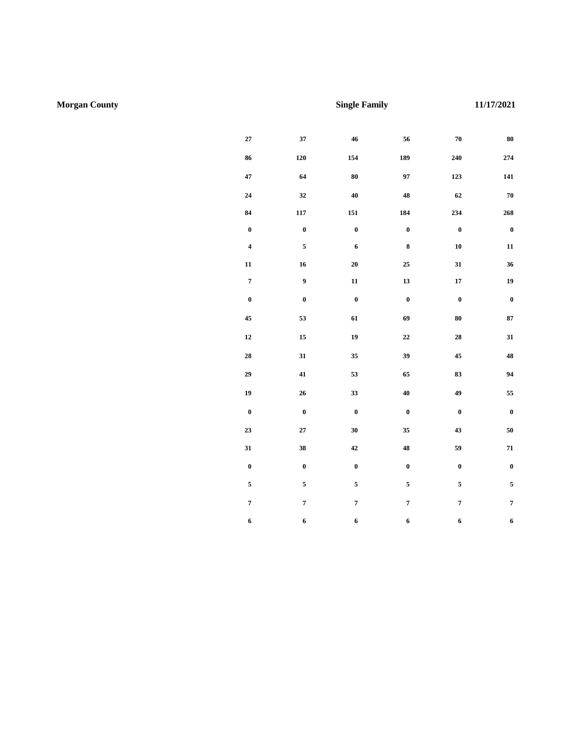**Morgan County** **Single Family** **11/17/2021**

| | | | | | |
|---|---|---|---|---|---|
| 27 | 37 | 46 | 56 | 70 | 80 |
| 86 | 120 | 154 | 189 | 240 | 274 |
| 47 | 64 | 80 | 97 | 123 | 141 |
| 24 | 32 | 40 | 48 | 62 | 70 |
| 84 | 117 | 151 | 184 | 234 | 268 |
| 0 | 0 | 0 | 0 | 0 | 0 |
| 4 | 5 | 6 | 8 | 10 | 11 |
| 11 | 16 | 20 | 25 | 31 | 36 |
| 7 | 9 | 11 | 13 | 17 | 19 |
| 0 | 0 | 0 | 0 | 0 | 0 |
| 45 | 53 | 61 | 69 | 80 | 87 |
| 12 | 15 | 19 | 22 | 28 | 31 |
| 28 | 31 | 35 | 39 | 45 | 48 |
| 29 | 41 | 53 | 65 | 83 | 94 |
| 19 | 26 | 33 | 40 | 49 | 55 |
| 0 | 0 | 0 | 0 | 0 | 0 |
| 23 | 27 | 30 | 35 | 43 | 50 |
| 31 | 38 | 42 | 48 | 59 | 71 |
| 0 | 0 | 0 | 0 | 0 | 0 |
| 5 | 5 | 5 | 5 | 5 | 5 |
| 7 | 7 | 7 | 7 | 7 | 7 |
| 6 | 6 | 6 | 6 | 6 | 6 |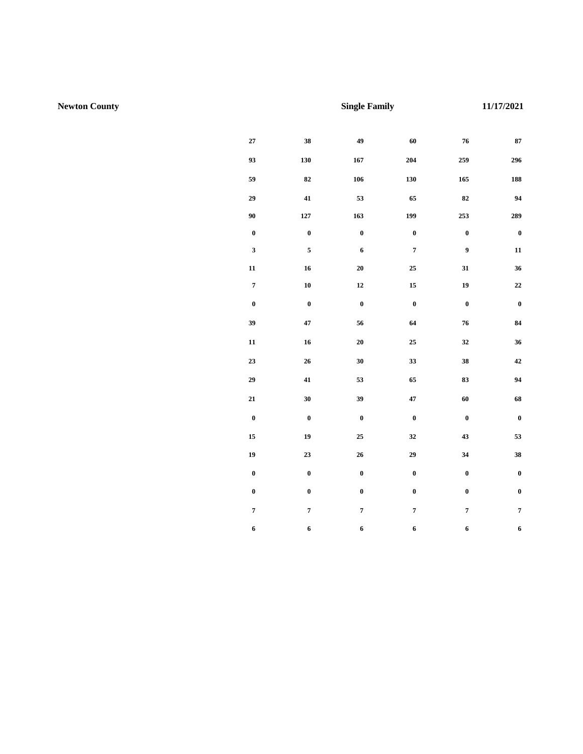**Newton County** **Single Family** **11/17/2021**

| | | | | | |
|---|---|---|---|---|---|
| 27 | 38 | 49 | 60 | 76 | 87 |
| 93 | 130 | 167 | 204 | 259 | 296 |
| 59 | 82 | 106 | 130 | 165 | 188 |
| 29 | 41 | 53 | 65 | 82 | 94 |
| 90 | 127 | 163 | 199 | 253 | 289 |
| 0 | 0 | 0 | 0 | 0 | 0 |
| 3 | 5 | 6 | 7 | 9 | 11 |
| 11 | 16 | 20 | 25 | 31 | 36 |
| 7 | 10 | 12 | 15 | 19 | 22 |
| 0 | 0 | 0 | 0 | 0 | 0 |
| 39 | 47 | 56 | 64 | 76 | 84 |
| 11 | 16 | 20 | 25 | 32 | 36 |
| 23 | 26 | 30 | 33 | 38 | 42 |
| 29 | 41 | 53 | 65 | 83 | 94 |
| 21 | 30 | 39 | 47 | 60 | 68 |
| 0 | 0 | 0 | 0 | 0 | 0 |
| 15 | 19 | 25 | 32 | 43 | 53 |
| 19 | 23 | 26 | 29 | 34 | 38 |
| 0 | 0 | 0 | 0 | 0 | 0 |
| 0 | 0 | 0 | 0 | 0 | 0 |
| 7 | 7 | 7 | 7 | 7 | 7 |
| 6 | 6 | 6 | 6 | 6 | 6 |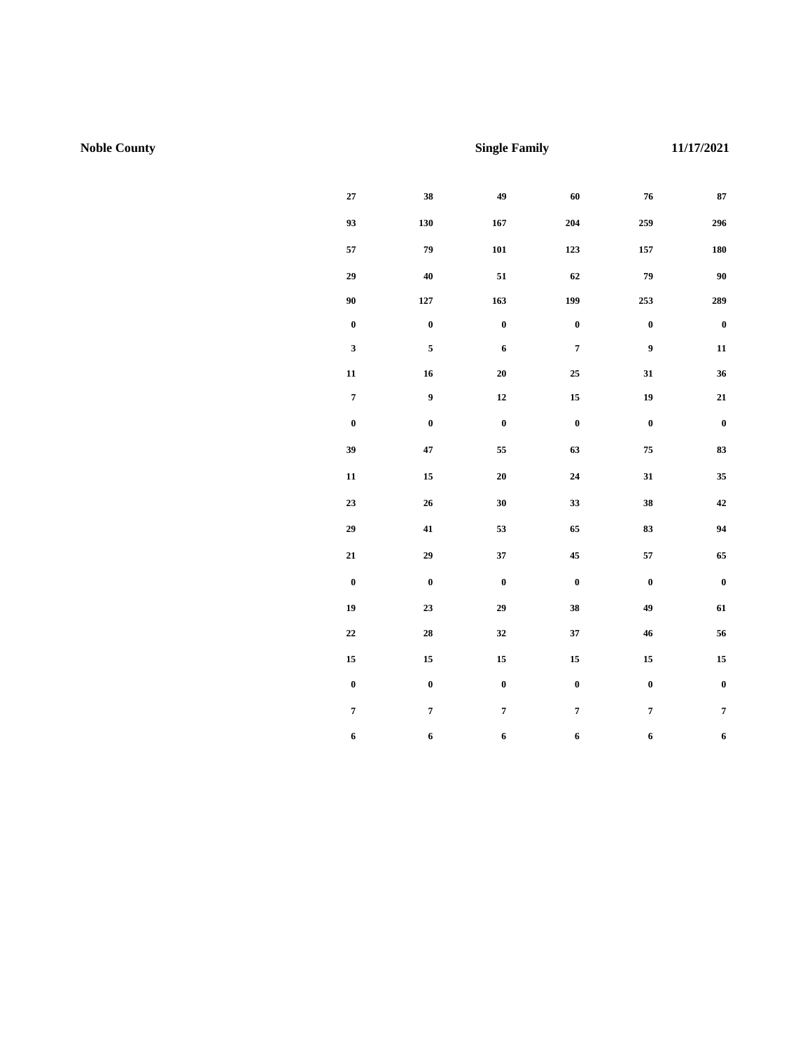**Noble County** **Single Family** **11/17/2021**

| | | | | | |
|---|---|---|---|---|---|
| 27 | 38 | 49 | 60 | 76 | 87 |
| 93 | 130 | 167 | 204 | 259 | 296 |
| 57 | 79 | 101 | 123 | 157 | 180 |
| 29 | 40 | 51 | 62 | 79 | 90 |
| 90 | 127 | 163 | 199 | 253 | 289 |
| 0 | 0 | 0 | 0 | 0 | 0 |
| 3 | 5 | 6 | 7 | 9 | 11 |
| 11 | 16 | 20 | 25 | 31 | 36 |
| 7 | 9 | 12 | 15 | 19 | 21 |
| 0 | 0 | 0 | 0 | 0 | 0 |
| 39 | 47 | 55 | 63 | 75 | 83 |
| 11 | 15 | 20 | 24 | 31 | 35 |
| 23 | 26 | 30 | 33 | 38 | 42 |
| 29 | 41 | 53 | 65 | 83 | 94 |
| 21 | 29 | 37 | 45 | 57 | 65 |
| 0 | 0 | 0 | 0 | 0 | 0 |
| 19 | 23 | 29 | 38 | 49 | 61 |
| 22 | 28 | 32 | 37 | 46 | 56 |
| 15 | 15 | 15 | 15 | 15 | 15 |
| 0 | 0 | 0 | 0 | 0 | 0 |
| 7 | 7 | 7 | 7 | 7 | 7 |
| 6 | 6 | 6 | 6 | 6 | 6 |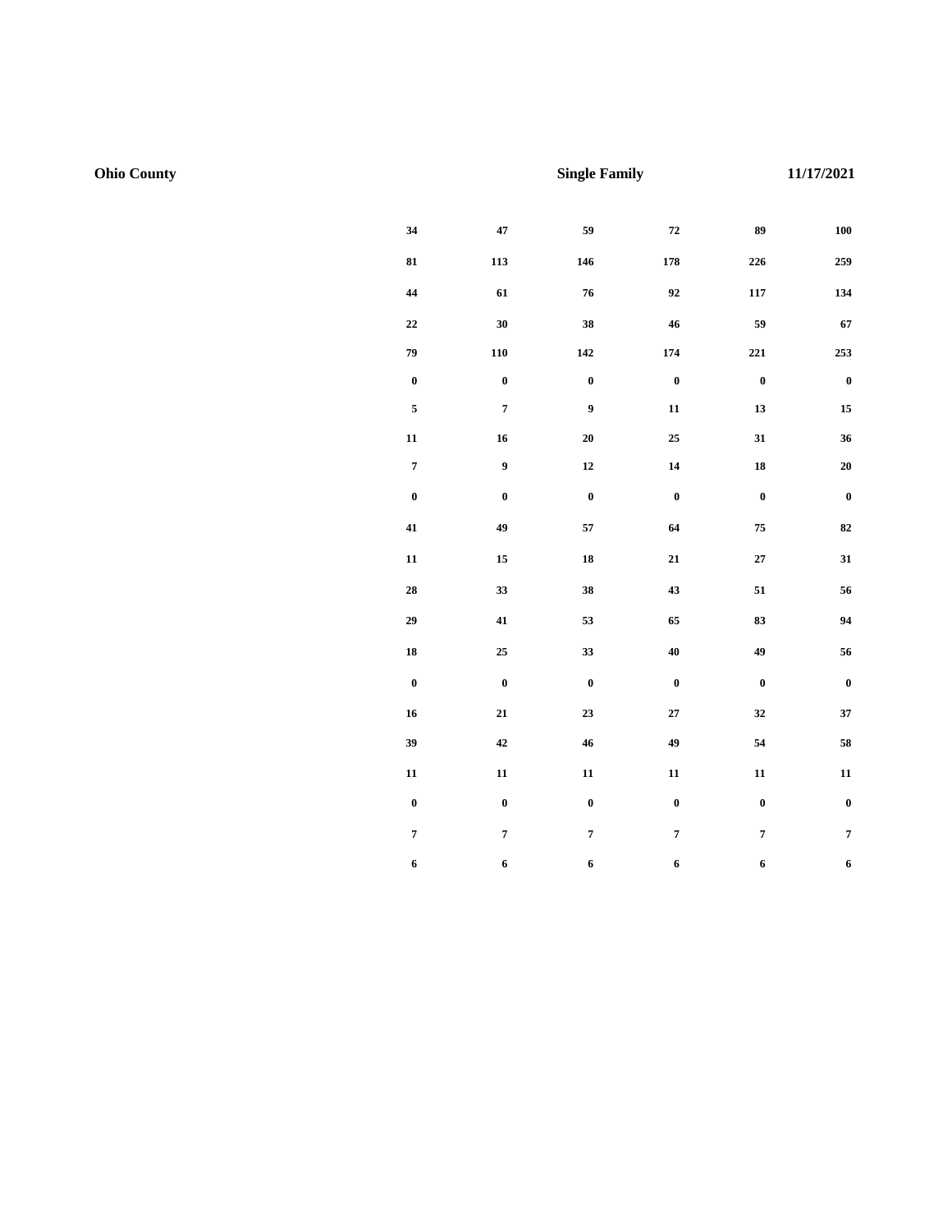**Ohio County** **Single Family** **11/17/2021**

| | | | | | |
|---|---|---|---|---|---|
| 34 | 47 | 59 | 72 | 89 | 100 |
| 81 | 113 | 146 | 178 | 226 | 259 |
| 44 | 61 | 76 | 92 | 117 | 134 |
| 22 | 30 | 38 | 46 | 59 | 67 |
| 79 | 110 | 142 | 174 | 221 | 253 |
| 0 | 0 | 0 | 0 | 0 | 0 |
| 5 | 7 | 9 | 11 | 13 | 15 |
| 11 | 16 | 20 | 25 | 31 | 36 |
| 7 | 9 | 12 | 14 | 18 | 20 |
| 0 | 0 | 0 | 0 | 0 | 0 |
| 41 | 49 | 57 | 64 | 75 | 82 |
| 11 | 15 | 18 | 21 | 27 | 31 |
| 28 | 33 | 38 | 43 | 51 | 56 |
| 29 | 41 | 53 | 65 | 83 | 94 |
| 18 | 25 | 33 | 40 | 49 | 56 |
| 0 | 0 | 0 | 0 | 0 | 0 |
| 16 | 21 | 23 | 27 | 32 | 37 |
| 39 | 42 | 46 | 49 | 54 | 58 |
| 11 | 11 | 11 | 11 | 11 | 11 |
| 0 | 0 | 0 | 0 | 0 | 0 |
| 7 | 7 | 7 | 7 | 7 | 7 |
| 6 | 6 | 6 | 6 | 6 | 6 |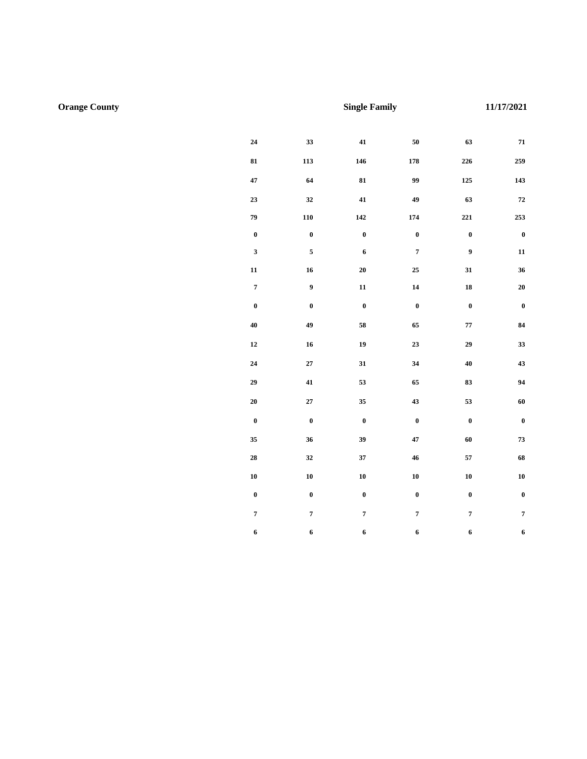**Orange County** **Single Family** **11/17/2021**

| | | | | | |
|---|---|---|---|---|---|
| **24** | **33** | **41** | **50** | **63** | **71** |
| **81** | **113** | **146** | **178** | **226** | **259** |
| **47** | **64** | **81** | **99** | **125** | **143** |
| **23** | **32** | **41** | **49** | **63** | **72** |
| **79** | **110** | **142** | **174** | **221** | **253** |
| **0** | **0** | **0** | **0** | **0** | **0** |
| **3** | **5** | **6** | **7** | **9** | **11** |
| **11** | **16** | **20** | **25** | **31** | **36** |
| **7** | **9** | **11** | **14** | **18** | **20** |
| **0** | **0** | **0** | **0** | **0** | **0** |
| **40** | **49** | **58** | **65** | **77** | **84** |
| **12** | **16** | **19** | **23** | **29** | **33** |
| **24** | **27** | **31** | **34** | **40** | **43** |
| **29** | **41** | **53** | **65** | **83** | **94** |
| **20** | **27** | **35** | **43** | **53** | **60** |
| **0** | **0** | **0** | **0** | **0** | **0** |
| **35** | **36** | **39** | **47** | **60** | **73** |
| **28** | **32** | **37** | **46** | **57** | **68** |
| **10** | **10** | **10** | **10** | **10** | **10** |
| **0** | **0** | **0** | **0** | **0** | **0** |
| **7** | **7** | **7** | **7** | **7** | **7** |
| **6** | **6** | **6** | **6** | **6** | **6** |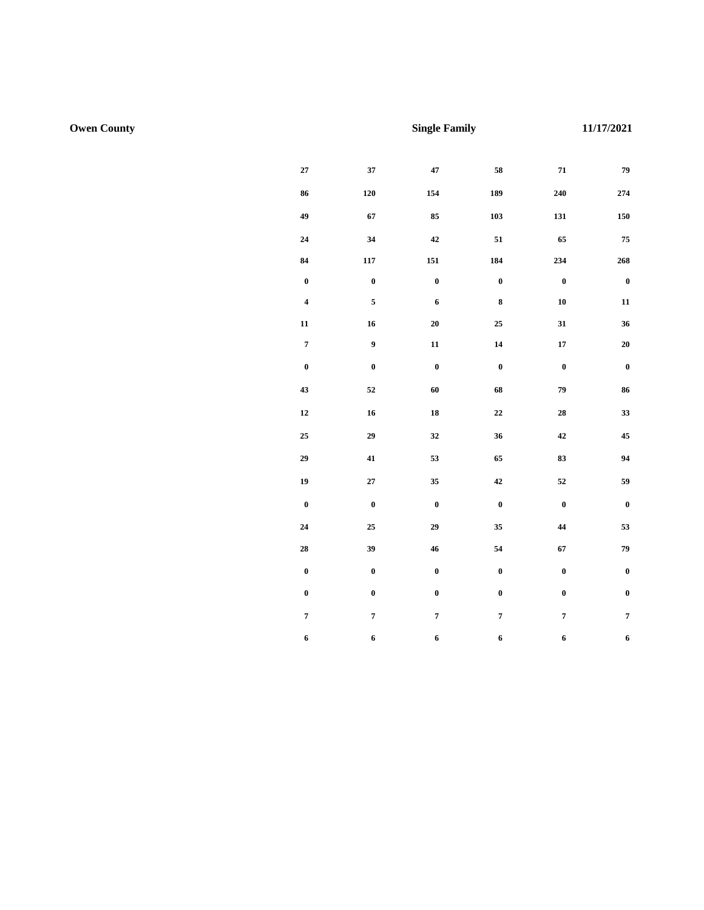**Owen County** **Single Family** **11/17/2021**

| | | | | | |
|---|---|---|---|---|---|
| 27 | 37 | 47 | 58 | 71 | 79 |
| 86 | 120 | 154 | 189 | 240 | 274 |
| 49 | 67 | 85 | 103 | 131 | 150 |
| 24 | 34 | 42 | 51 | 65 | 75 |
| 84 | 117 | 151 | 184 | 234 | 268 |
| 0 | 0 | 0 | 0 | 0 | 0 |
| 4 | 5 | 6 | 8 | 10 | 11 |
| 11 | 16 | 20 | 25 | 31 | 36 |
| 7 | 9 | 11 | 14 | 17 | 20 |
| 0 | 0 | 0 | 0 | 0 | 0 |
| 43 | 52 | 60 | 68 | 79 | 86 |
| 12 | 16 | 18 | 22 | 28 | 33 |
| 25 | 29 | 32 | 36 | 42 | 45 |
| 29 | 41 | 53 | 65 | 83 | 94 |
| 19 | 27 | 35 | 42 | 52 | 59 |
| 0 | 0 | 0 | 0 | 0 | 0 |
| 24 | 25 | 29 | 35 | 44 | 53 |
| 28 | 39 | 46 | 54 | 67 | 79 |
| 0 | 0 | 0 | 0 | 0 | 0 |
| 0 | 0 | 0 | 0 | 0 | 0 |
| 7 | 7 | 7 | 7 | 7 | 7 |
| 6 | 6 | 6 | 6 | 6 | 6 |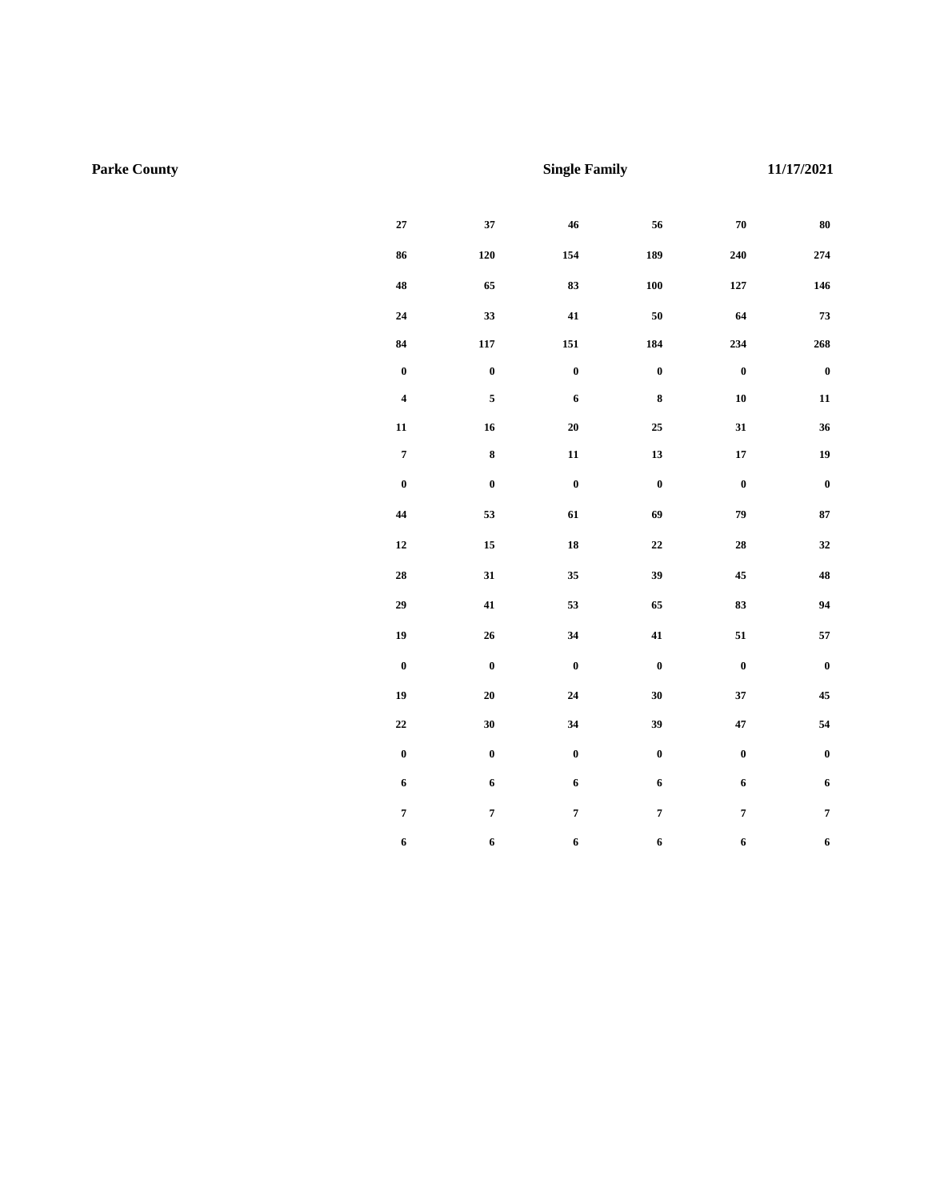**Parke County** **Single Family** **11/17/2021**

| | | | | | |
|---|---|---|---|---|---|
| 27 | 37 | 46 | 56 | 70 | 80 |
| 86 | 120 | 154 | 189 | 240 | 274 |
| 48 | 65 | 83 | 100 | 127 | 146 |
| 24 | 33 | 41 | 50 | 64 | 73 |
| 84 | 117 | 151 | 184 | 234 | 268 |
| 0 | 0 | 0 | 0 | 0 | 0 |
| 4 | 5 | 6 | 8 | 10 | 11 |
| 11 | 16 | 20 | 25 | 31 | 36 |
| 7 | 8 | 11 | 13 | 17 | 19 |
| 0 | 0 | 0 | 0 | 0 | 0 |
| 44 | 53 | 61 | 69 | 79 | 87 |
| 12 | 15 | 18 | 22 | 28 | 32 |
| 28 | 31 | 35 | 39 | 45 | 48 |
| 29 | 41 | 53 | 65 | 83 | 94 |
| 19 | 26 | 34 | 41 | 51 | 57 |
| 0 | 0 | 0 | 0 | 0 | 0 |
| 19 | 20 | 24 | 30 | 37 | 45 |
| 22 | 30 | 34 | 39 | 47 | 54 |
| 0 | 0 | 0 | 0 | 0 | 0 |
| 6 | 6 | 6 | 6 | 6 | 6 |
| 7 | 7 | 7 | 7 | 7 | 7 |
| 6 | 6 | 6 | 6 | 6 | 6 |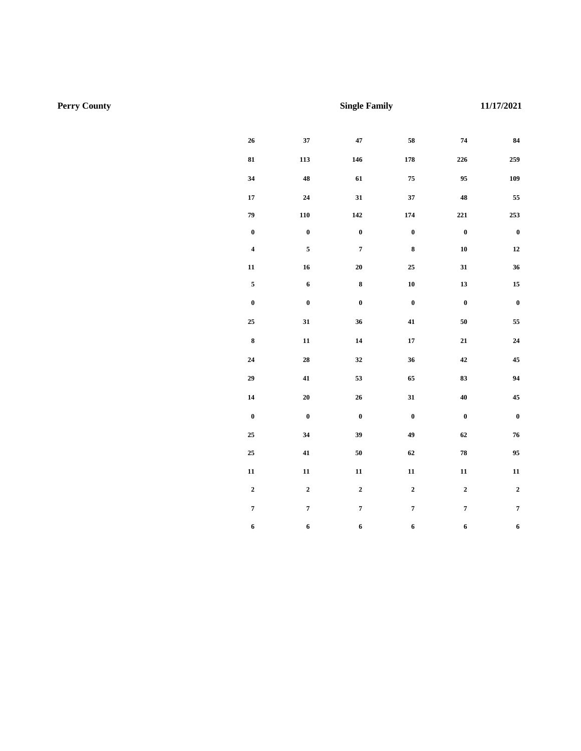**Perry County** **Single Family** **11/17/2021**

| | | | | | |
|---|---|---|---|---|---|
| 26 | 37 | 47 | 58 | 74 | 84 |
| 81 | 113 | 146 | 178 | 226 | 259 |
| 34 | 48 | 61 | 75 | 95 | 109 |
| 17 | 24 | 31 | 37 | 48 | 55 |
| 79 | 110 | 142 | 174 | 221 | 253 |
| 0 | 0 | 0 | 0 | 0 | 0 |
| 4 | 5 | 7 | 8 | 10 | 12 |
| 11 | 16 | 20 | 25 | 31 | 36 |
| 5 | 6 | 8 | 10 | 13 | 15 |
| 0 | 0 | 0 | 0 | 0 | 0 |
| 25 | 31 | 36 | 41 | 50 | 55 |
| 8 | 11 | 14 | 17 | 21 | 24 |
| 24 | 28 | 32 | 36 | 42 | 45 |
| 29 | 41 | 53 | 65 | 83 | 94 |
| 14 | 20 | 26 | 31 | 40 | 45 |
| 0 | 0 | 0 | 0 | 0 | 0 |
| 25 | 34 | 39 | 49 | 62 | 76 |
| 25 | 41 | 50 | 62 | 78 | 95 |
| 11 | 11 | 11 | 11 | 11 | 11 |
| 2 | 2 | 2 | 2 | 2 | 2 |
| 7 | 7 | 7 | 7 | 7 | 7 |
| 6 | 6 | 6 | 6 | 6 | 6 |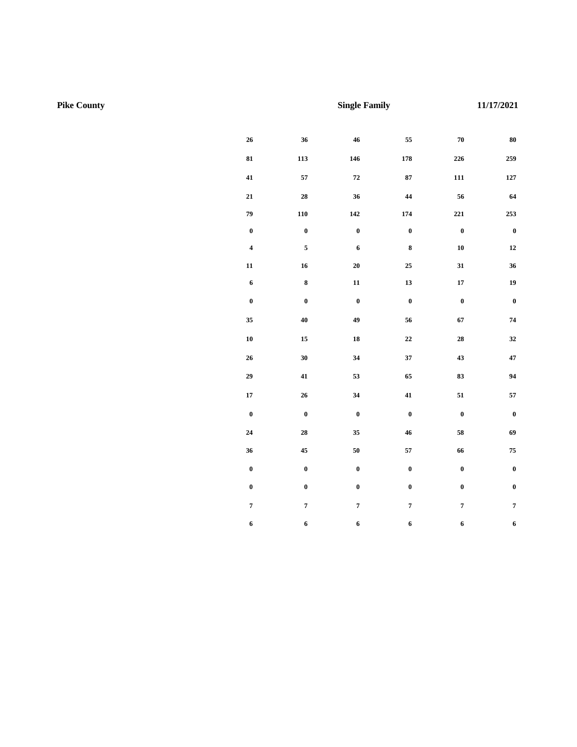**Pike County** **Single Family** **11/17/2021**

| | | | | | |
|---|---|---|---|---|---|
| 26 | 36 | 46 | 55 | 70 | 80 |
| 81 | 113 | 146 | 178 | 226 | 259 |
| 41 | 57 | 72 | 87 | 111 | 127 |
| 21 | 28 | 36 | 44 | 56 | 64 |
| 79 | 110 | 142 | 174 | 221 | 253 |
| 0 | 0 | 0 | 0 | 0 | 0 |
| 4 | 5 | 6 | 8 | 10 | 12 |
| 11 | 16 | 20 | 25 | 31 | 36 |
| 6 | 8 | 11 | 13 | 17 | 19 |
| 0 | 0 | 0 | 0 | 0 | 0 |
| 35 | 40 | 49 | 56 | 67 | 74 |
| 10 | 15 | 18 | 22 | 28 | 32 |
| 26 | 30 | 34 | 37 | 43 | 47 |
| 29 | 41 | 53 | 65 | 83 | 94 |
| 17 | 26 | 34 | 41 | 51 | 57 |
| 0 | 0 | 0 | 0 | 0 | 0 |
| 24 | 28 | 35 | 46 | 58 | 69 |
| 36 | 45 | 50 | 57 | 66 | 75 |
| 0 | 0 | 0 | 0 | 0 | 0 |
| 0 | 0 | 0 | 0 | 0 | 0 |
| 7 | 7 | 7 | 7 | 7 | 7 |
| 6 | 6 | 6 | 6 | 6 | 6 |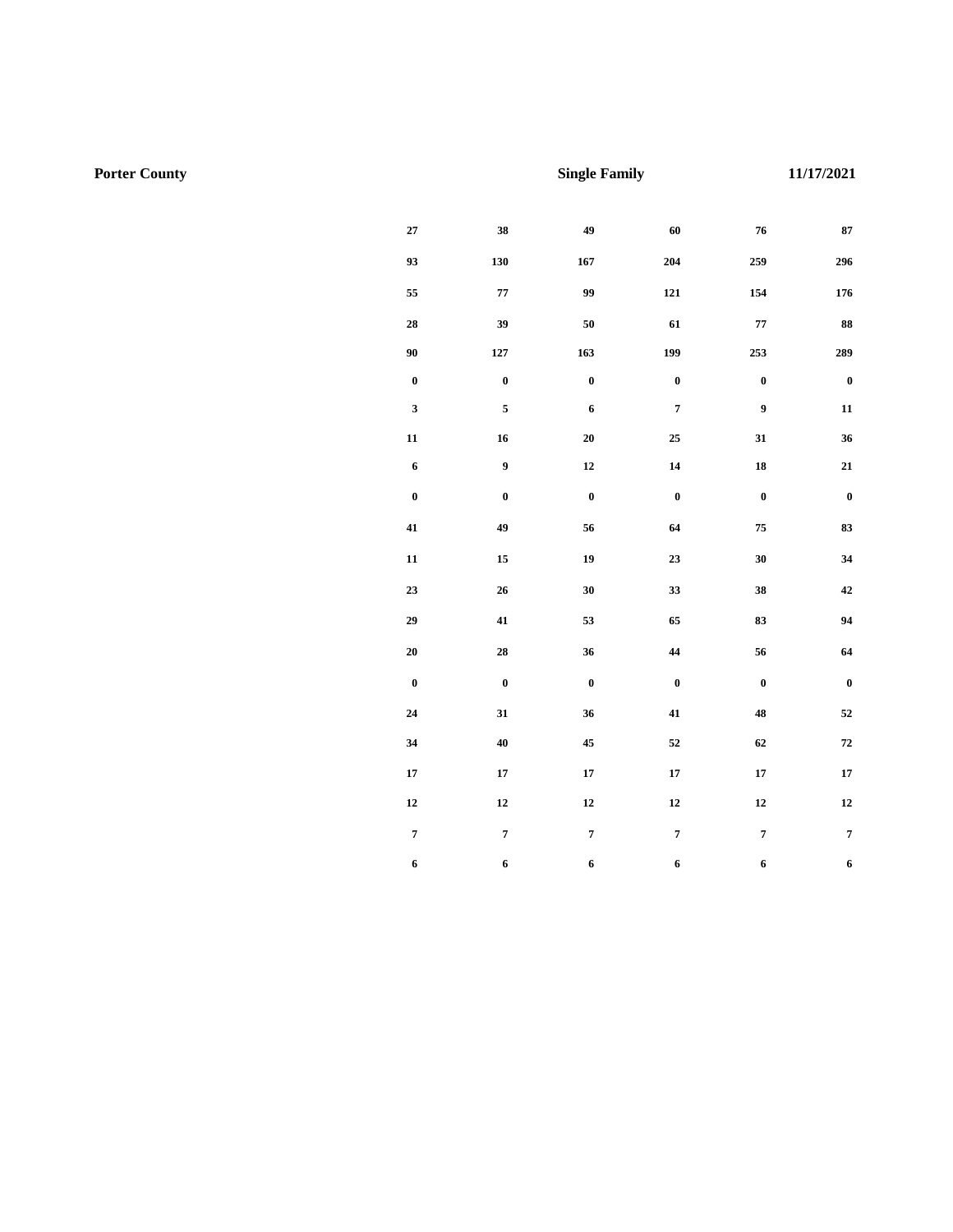**Porter County** **Single Family** **11/17/2021**

| | | | | | |
|---|---|---|---|---|---|
| 27 | 38 | 49 | 60 | 76 | 87 |
| 93 | 130 | 167 | 204 | 259 | 296 |
| 55 | 77 | 99 | 121 | 154 | 176 |
| 28 | 39 | 50 | 61 | 77 | 88 |
| 90 | 127 | 163 | 199 | 253 | 289 |
| 0 | 0 | 0 | 0 | 0 | 0 |
| 3 | 5 | 6 | 7 | 9 | 11 |
| 11 | 16 | 20 | 25 | 31 | 36 |
| 6 | 9 | 12 | 14 | 18 | 21 |
| 0 | 0 | 0 | 0 | 0 | 0 |
| 41 | 49 | 56 | 64 | 75 | 83 |
| 11 | 15 | 19 | 23 | 30 | 34 |
| 23 | 26 | 30 | 33 | 38 | 42 |
| 29 | 41 | 53 | 65 | 83 | 94 |
| 20 | 28 | 36 | 44 | 56 | 64 |
| 0 | 0 | 0 | 0 | 0 | 0 |
| 24 | 31 | 36 | 41 | 48 | 52 |
| 34 | 40 | 45 | 52 | 62 | 72 |
| 17 | 17 | 17 | 17 | 17 | 17 |
| 12 | 12 | 12 | 12 | 12 | 12 |
| 7 | 7 | 7 | 7 | 7 | 7 |
| 6 | 6 | 6 | 6 | 6 | 6 |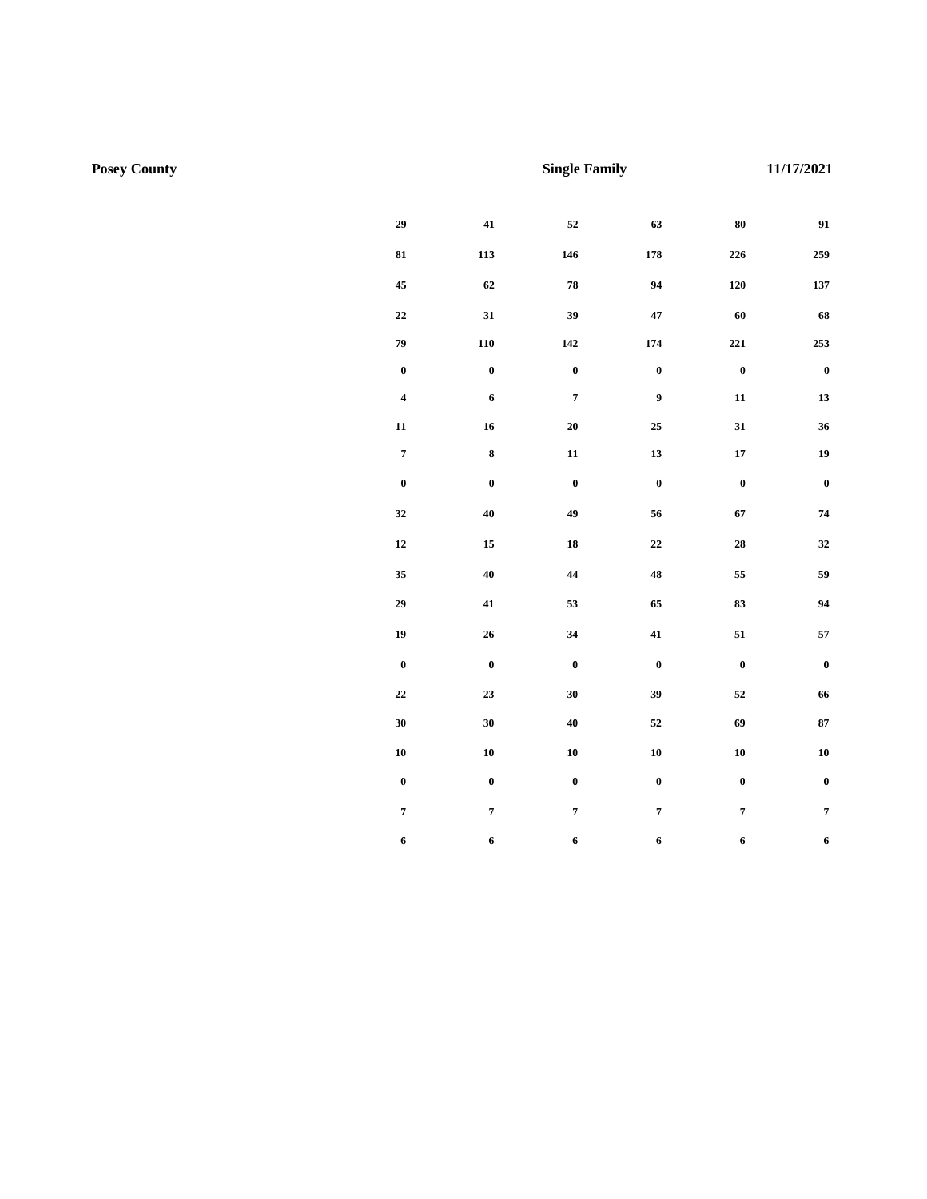**Posey County** **Single Family** **11/17/2021**

| | | | | | |
|---|---|---|---|---|---|
| 29 | 41 | 52 | 63 | 80 | 91 |
| 81 | 113 | 146 | 178 | 226 | 259 |
| 45 | 62 | 78 | 94 | 120 | 137 |
| 22 | 31 | 39 | 47 | 60 | 68 |
| 79 | 110 | 142 | 174 | 221 | 253 |
| 0 | 0 | 0 | 0 | 0 | 0 |
| 4 | 6 | 7 | 9 | 11 | 13 |
| 11 | 16 | 20 | 25 | 31 | 36 |
| 7 | 8 | 11 | 13 | 17 | 19 |
| 0 | 0 | 0 | 0 | 0 | 0 |
| 32 | 40 | 49 | 56 | 67 | 74 |
| 12 | 15 | 18 | 22 | 28 | 32 |
| 35 | 40 | 44 | 48 | 55 | 59 |
| 29 | 41 | 53 | 65 | 83 | 94 |
| 19 | 26 | 34 | 41 | 51 | 57 |
| 0 | 0 | 0 | 0 | 0 | 0 |
| 22 | 23 | 30 | 39 | 52 | 66 |
| 30 | 30 | 40 | 52 | 69 | 87 |
| 10 | 10 | 10 | 10 | 10 | 10 |
| 0 | 0 | 0 | 0 | 0 | 0 |
| 7 | 7 | 7 | 7 | 7 | 7 |
| 6 | 6 | 6 | 6 | 6 | 6 |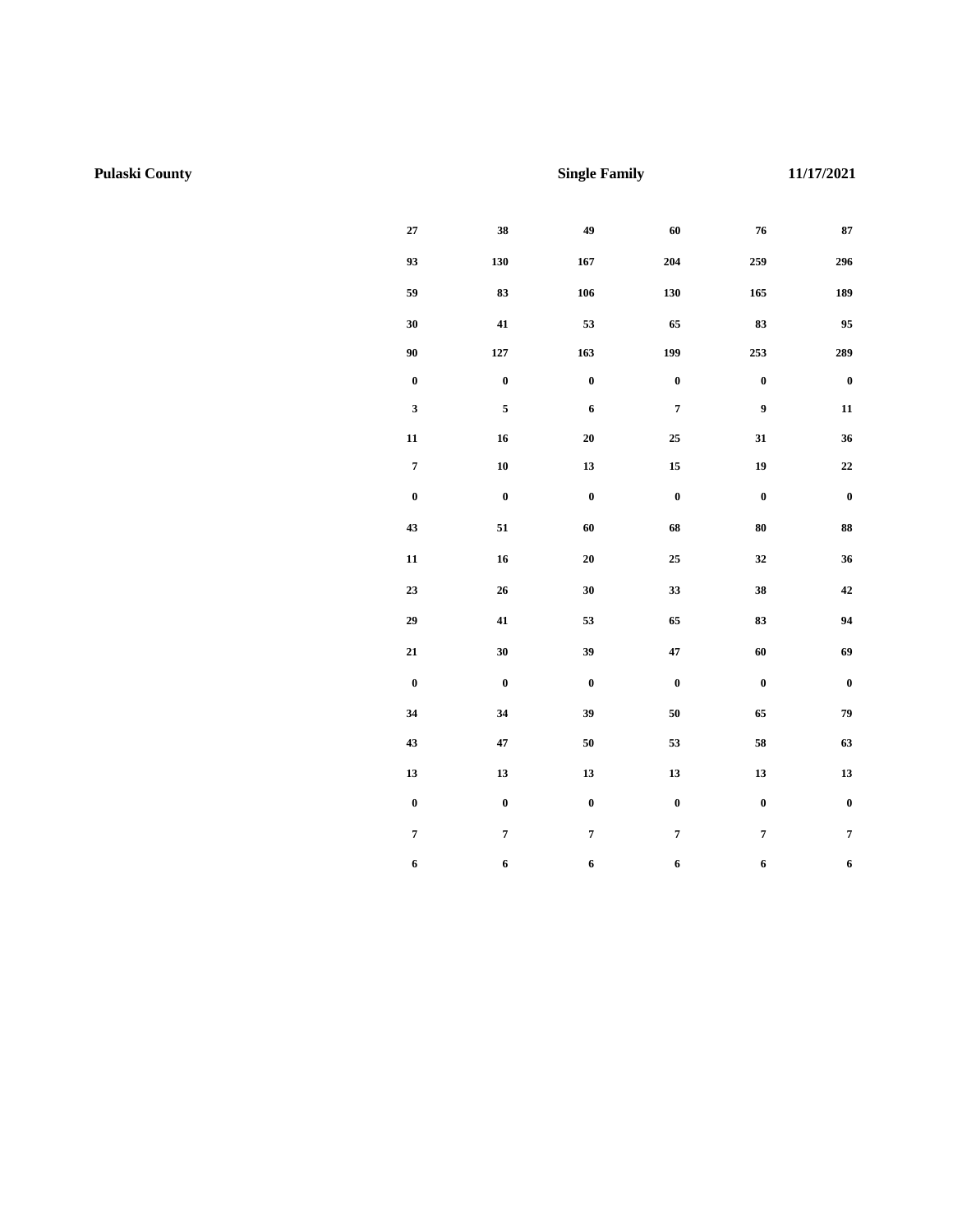**Pulaski County** **Single Family** **11/17/2021**

| | | | | | |
|---|---|---|---|---|---|
| 27 | 38 | 49 | 60 | 76 | 87 |
| 93 | 130 | 167 | 204 | 259 | 296 |
| 59 | 83 | 106 | 130 | 165 | 189 |
| 30 | 41 | 53 | 65 | 83 | 95 |
| 90 | 127 | 163 | 199 | 253 | 289 |
| 0 | 0 | 0 | 0 | 0 | 0 |
| 3 | 5 | 6 | 7 | 9 | 11 |
| 11 | 16 | 20 | 25 | 31 | 36 |
| 7 | 10 | 13 | 15 | 19 | 22 |
| 0 | 0 | 0 | 0 | 0 | 0 |
| 43 | 51 | 60 | 68 | 80 | 88 |
| 11 | 16 | 20 | 25 | 32 | 36 |
| 23 | 26 | 30 | 33 | 38 | 42 |
| 29 | 41 | 53 | 65 | 83 | 94 |
| 21 | 30 | 39 | 47 | 60 | 69 |
| 0 | 0 | 0 | 0 | 0 | 0 |
| 34 | 34 | 39 | 50 | 65 | 79 |
| 43 | 47 | 50 | 53 | 58 | 63 |
| 13 | 13 | 13 | 13 | 13 | 13 |
| 0 | 0 | 0 | 0 | 0 | 0 |
| 7 | 7 | 7 | 7 | 7 | 7 |
| 6 | 6 | 6 | 6 | 6 | 6 |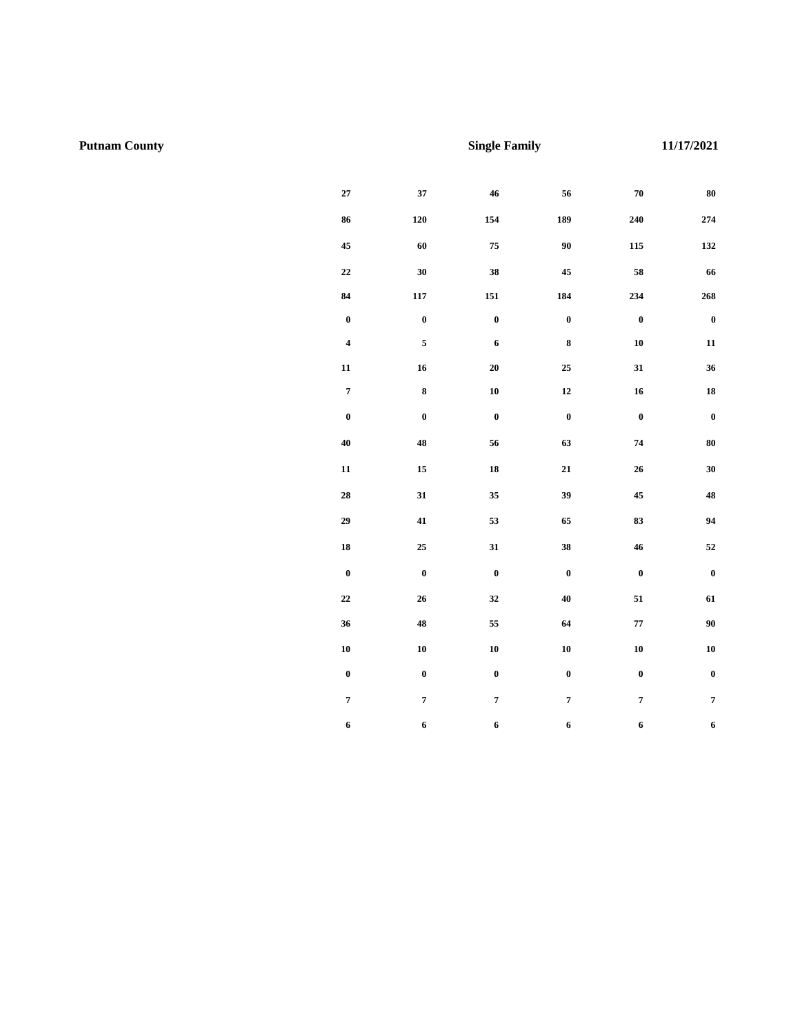**Putnam County** **Single Family** **11/17/2021**

| | | | | | |
|---|---|---|---|---|---|
| 27 | 37 | 46 | 56 | 70 | 80 |
| 86 | 120 | 154 | 189 | 240 | 274 |
| 45 | 60 | 75 | 90 | 115 | 132 |
| 22 | 30 | 38 | 45 | 58 | 66 |
| 84 | 117 | 151 | 184 | 234 | 268 |
| 0 | 0 | 0 | 0 | 0 | 0 |
| 4 | 5 | 6 | 8 | 10 | 11 |
| 11 | 16 | 20 | 25 | 31 | 36 |
| 7 | 8 | 10 | 12 | 16 | 18 |
| 0 | 0 | 0 | 0 | 0 | 0 |
| 40 | 48 | 56 | 63 | 74 | 80 |
| 11 | 15 | 18 | 21 | 26 | 30 |
| 28 | 31 | 35 | 39 | 45 | 48 |
| 29 | 41 | 53 | 65 | 83 | 94 |
| 18 | 25 | 31 | 38 | 46 | 52 |
| 0 | 0 | 0 | 0 | 0 | 0 |
| 22 | 26 | 32 | 40 | 51 | 61 |
| 36 | 48 | 55 | 64 | 77 | 90 |
| 10 | 10 | 10 | 10 | 10 | 10 |
| 0 | 0 | 0 | 0 | 0 | 0 |
| 7 | 7 | 7 | 7 | 7 | 7 |
| 6 | 6 | 6 | 6 | 6 | 6 |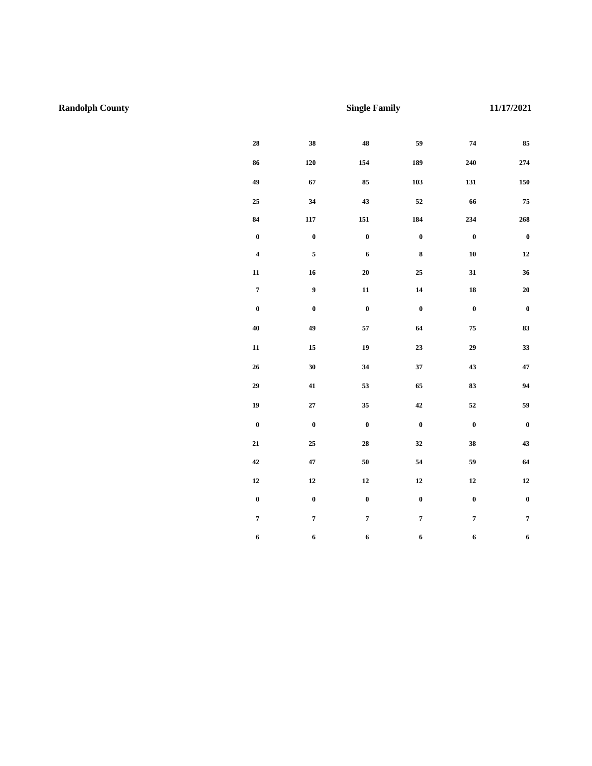**Randolph County** **Single Family** **11/17/2021**

| | | | | | |
|---|---|---|---|---|---|
| 28 | 38 | 48 | 59 | 74 | 85 |
| 86 | 120 | 154 | 189 | 240 | 274 |
| 49 | 67 | 85 | 103 | 131 | 150 |
| 25 | 34 | 43 | 52 | 66 | 75 |
| 84 | 117 | 151 | 184 | 234 | 268 |
| 0 | 0 | 0 | 0 | 0 | 0 |
| 4 | 5 | 6 | 8 | 10 | 12 |
| 11 | 16 | 20 | 25 | 31 | 36 |
| 7 | 9 | 11 | 14 | 18 | 20 |
| 0 | 0 | 0 | 0 | 0 | 0 |
| 40 | 49 | 57 | 64 | 75 | 83 |
| 11 | 15 | 19 | 23 | 29 | 33 |
| 26 | 30 | 34 | 37 | 43 | 47 |
| 29 | 41 | 53 | 65 | 83 | 94 |
| 19 | 27 | 35 | 42 | 52 | 59 |
| 0 | 0 | 0 | 0 | 0 | 0 |
| 21 | 25 | 28 | 32 | 38 | 43 |
| 42 | 47 | 50 | 54 | 59 | 64 |
| 12 | 12 | 12 | 12 | 12 | 12 |
| 0 | 0 | 0 | 0 | 0 | 0 |
| 7 | 7 | 7 | 7 | 7 | 7 |
| 6 | 6 | 6 | 6 | 6 | 6 |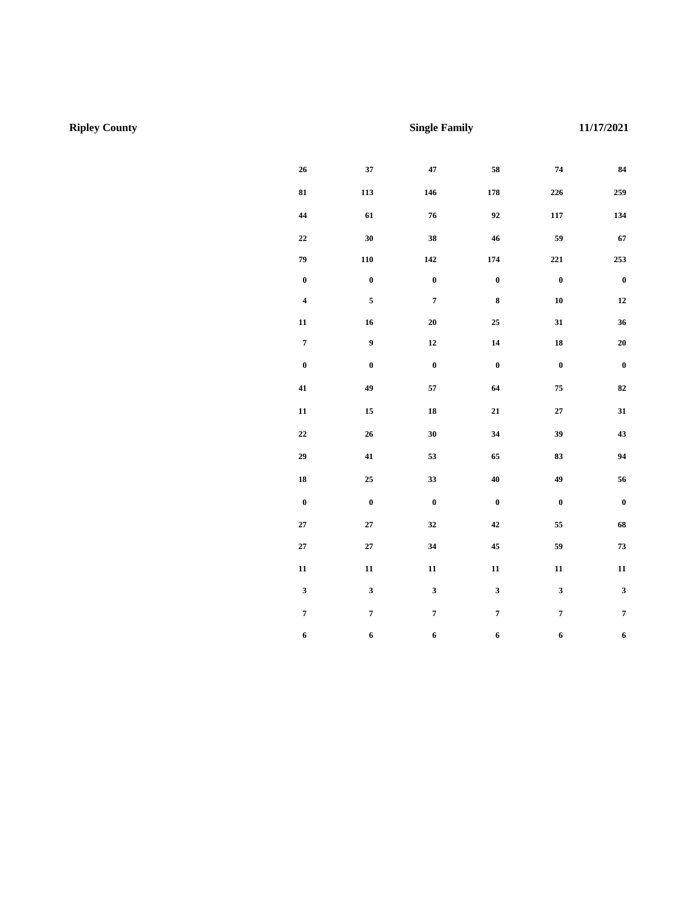**Ripley County** **Single Family** **11/17/2021**

| | | | | | |
|---|---|---|---|---|---|
| 26 | 37 | 47 | 58 | 74 | 84 |
| 81 | 113 | 146 | 178 | 226 | 259 |
| 44 | 61 | 76 | 92 | 117 | 134 |
| 22 | 30 | 38 | 46 | 59 | 67 |
| 79 | 110 | 142 | 174 | 221 | 253 |
| 0 | 0 | 0 | 0 | 0 | 0 |
| 4 | 5 | 7 | 8 | 10 | 12 |
| 11 | 16 | 20 | 25 | 31 | 36 |
| 7 | 9 | 12 | 14 | 18 | 20 |
| 0 | 0 | 0 | 0 | 0 | 0 |
| 41 | 49 | 57 | 64 | 75 | 82 |
| 11 | 15 | 18 | 21 | 27 | 31 |
| 22 | 26 | 30 | 34 | 39 | 43 |
| 29 | 41 | 53 | 65 | 83 | 94 |
| 18 | 25 | 33 | 40 | 49 | 56 |
| 0 | 0 | 0 | 0 | 0 | 0 |
| 27 | 27 | 32 | 42 | 55 | 68 |
| 27 | 27 | 34 | 45 | 59 | 73 |
| 11 | 11 | 11 | 11 | 11 | 11 |
| 3 | 3 | 3 | 3 | 3 | 3 |
| 7 | 7 | 7 | 7 | 7 | 7 |
| 6 | 6 | 6 | 6 | 6 | 6 |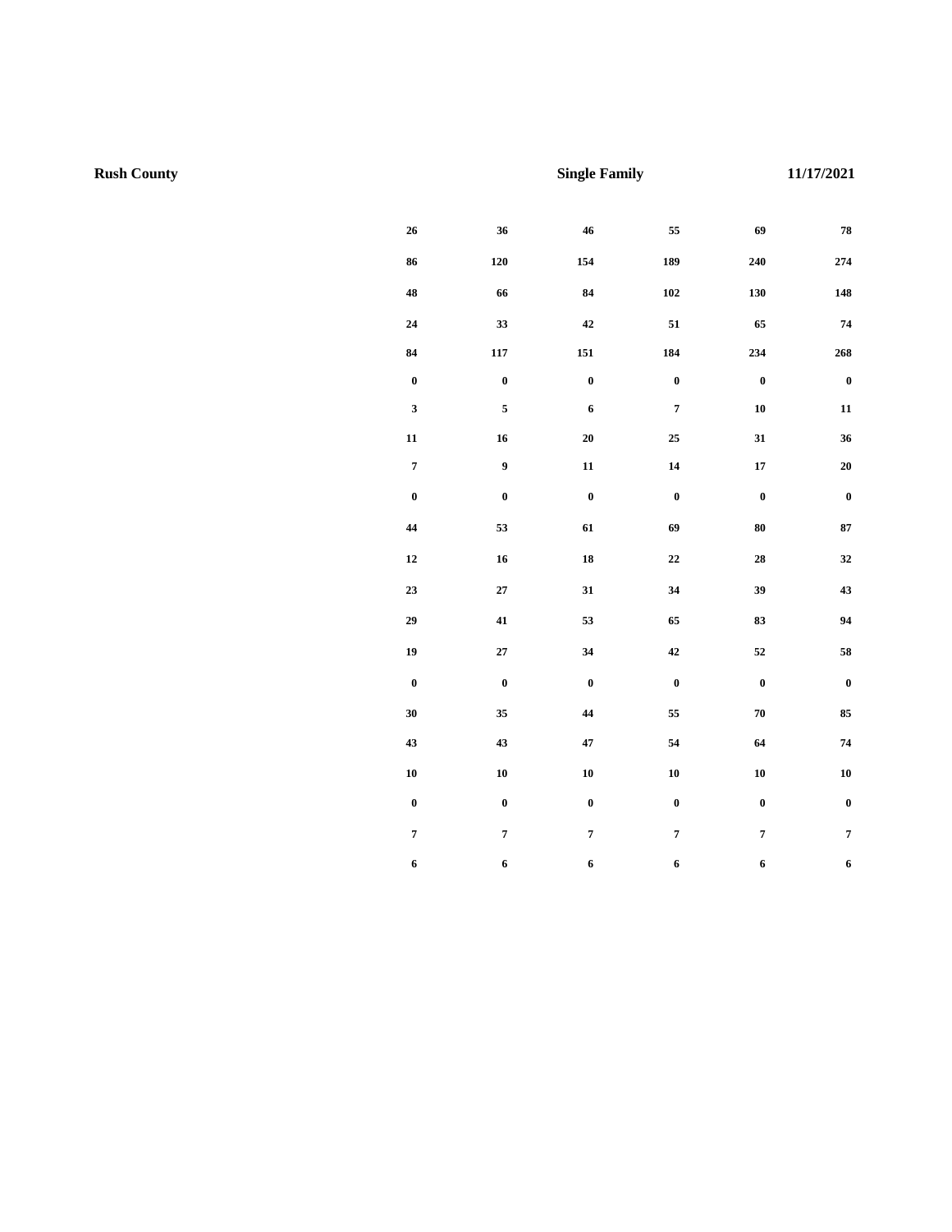**Rush County** **Single Family** **11/17/2021**

| | | | | | |
|---|---|---|---|---|---|
| 26 | 36 | 46 | 55 | 69 | 78 |
| 86 | 120 | 154 | 189 | 240 | 274 |
| 48 | 66 | 84 | 102 | 130 | 148 |
| 24 | 33 | 42 | 51 | 65 | 74 |
| 84 | 117 | 151 | 184 | 234 | 268 |
| 0 | 0 | 0 | 0 | 0 | 0 |
| 3 | 5 | 6 | 7 | 10 | 11 |
| 11 | 16 | 20 | 25 | 31 | 36 |
| 7 | 9 | 11 | 14 | 17 | 20 |
| 0 | 0 | 0 | 0 | 0 | 0 |
| 44 | 53 | 61 | 69 | 80 | 87 |
| 12 | 16 | 18 | 22 | 28 | 32 |
| 23 | 27 | 31 | 34 | 39 | 43 |
| 29 | 41 | 53 | 65 | 83 | 94 |
| 19 | 27 | 34 | 42 | 52 | 58 |
| 0 | 0 | 0 | 0 | 0 | 0 |
| 30 | 35 | 44 | 55 | 70 | 85 |
| 43 | 43 | 47 | 54 | 64 | 74 |
| 10 | 10 | 10 | 10 | 10 | 10 |
| 0 | 0 | 0 | 0 | 0 | 0 |
| 7 | 7 | 7 | 7 | 7 | 7 |
| 6 | 6 | 6 | 6 | 6 | 6 |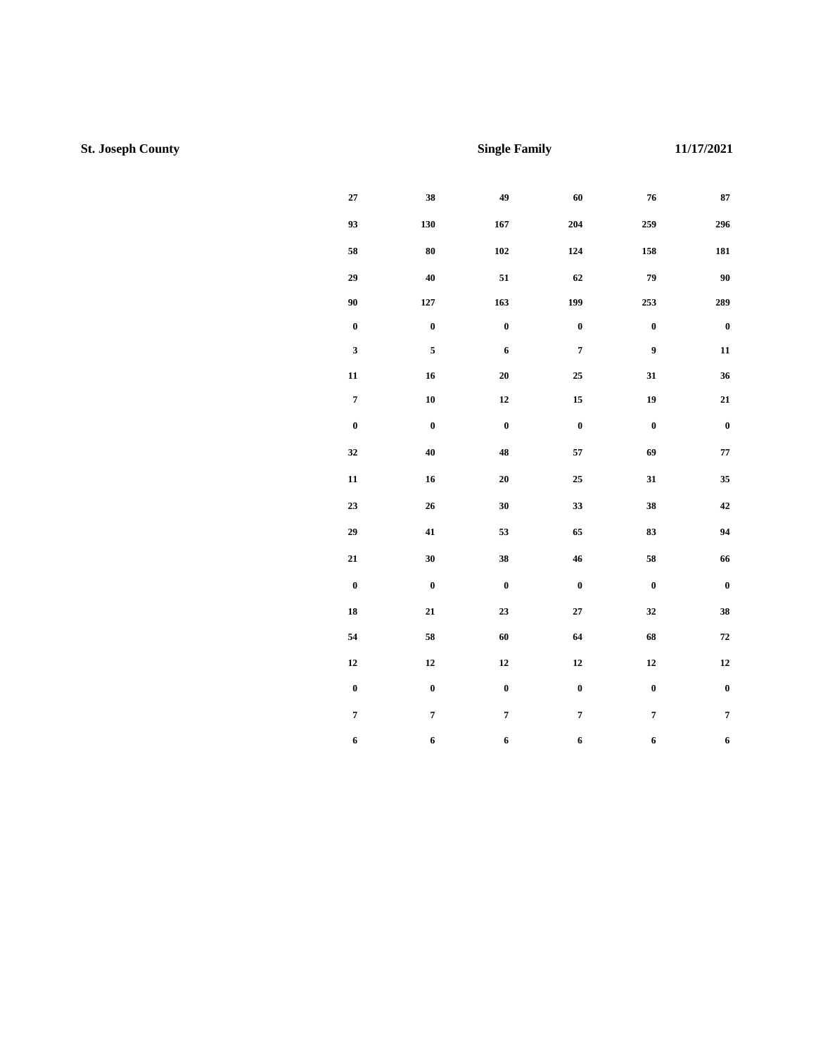**St. Joseph County** **Single Family** **11/17/2021**

| | | | | | |
|---|---|---|---|---|---|
| 27 | 38 | 49 | 60 | 76 | 87 |
| 93 | 130 | 167 | 204 | 259 | 296 |
| 58 | 80 | 102 | 124 | 158 | 181 |
| 29 | 40 | 51 | 62 | 79 | 90 |
| 90 | 127 | 163 | 199 | 253 | 289 |
| 0 | 0 | 0 | 0 | 0 | 0 |
| 3 | 5 | 6 | 7 | 9 | 11 |
| 11 | 16 | 20 | 25 | 31 | 36 |
| 7 | 10 | 12 | 15 | 19 | 21 |
| 0 | 0 | 0 | 0 | 0 | 0 |
| 32 | 40 | 48 | 57 | 69 | 77 |
| 11 | 16 | 20 | 25 | 31 | 35 |
| 23 | 26 | 30 | 33 | 38 | 42 |
| 29 | 41 | 53 | 65 | 83 | 94 |
| 21 | 30 | 38 | 46 | 58 | 66 |
| 0 | 0 | 0 | 0 | 0 | 0 |
| 18 | 21 | 23 | 27 | 32 | 38 |
| 54 | 58 | 60 | 64 | 68 | 72 |
| 12 | 12 | 12 | 12 | 12 | 12 |
| 0 | 0 | 0 | 0 | 0 | 0 |
| 7 | 7 | 7 | 7 | 7 | 7 |
| 6 | 6 | 6 | 6 | 6 | 6 |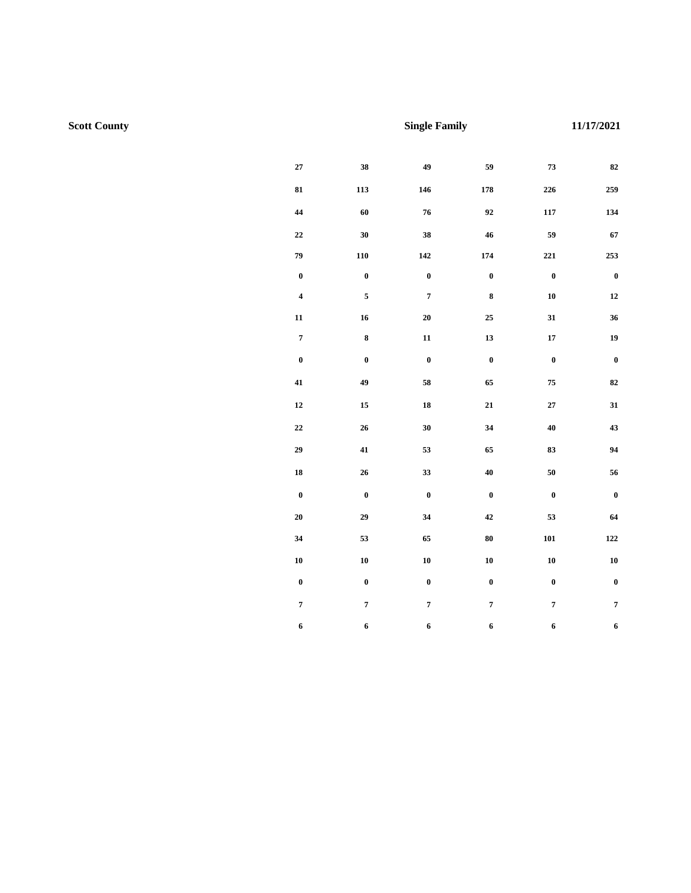**Scott County** **Single Family** **11/17/2021**

| | | | | | |
|---|---|---|---|---|---|
| 27 | 38 | 49 | 59 | 73 | 82 |
| 81 | 113 | 146 | 178 | 226 | 259 |
| 44 | 60 | 76 | 92 | 117 | 134 |
| 22 | 30 | 38 | 46 | 59 | 67 |
| 79 | 110 | 142 | 174 | 221 | 253 |
| 0 | 0 | 0 | 0 | 0 | 0 |
| 4 | 5 | 7 | 8 | 10 | 12 |
| 11 | 16 | 20 | 25 | 31 | 36 |
| 7 | 8 | 11 | 13 | 17 | 19 |
| 0 | 0 | 0 | 0 | 0 | 0 |
| 41 | 49 | 58 | 65 | 75 | 82 |
| 12 | 15 | 18 | 21 | 27 | 31 |
| 22 | 26 | 30 | 34 | 40 | 43 |
| 29 | 41 | 53 | 65 | 83 | 94 |
| 18 | 26 | 33 | 40 | 50 | 56 |
| 0 | 0 | 0 | 0 | 0 | 0 |
| 20 | 29 | 34 | 42 | 53 | 64 |
| 34 | 53 | 65 | 80 | 101 | 122 |
| 10 | 10 | 10 | 10 | 10 | 10 |
| 0 | 0 | 0 | 0 | 0 | 0 |
| 7 | 7 | 7 | 7 | 7 | 7 |
| 6 | 6 | 6 | 6 | 6 | 6 |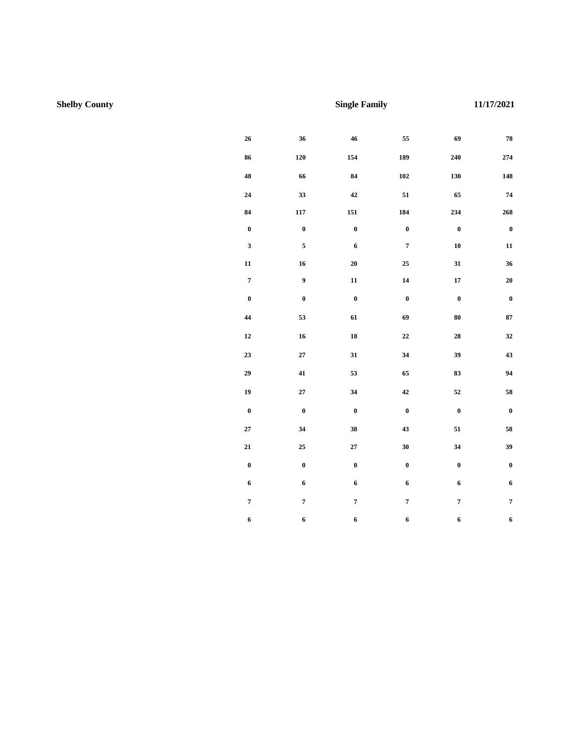**Shelby County** **Single Family** **11/17/2021**

| | | | | | |
|---|---|---|---|---|---|
| 26 | 36 | 46 | 55 | 69 | 78 |
| 86 | 120 | 154 | 189 | 240 | 274 |
| 48 | 66 | 84 | 102 | 130 | 148 |
| 24 | 33 | 42 | 51 | 65 | 74 |
| 84 | 117 | 151 | 184 | 234 | 268 |
| 0 | 0 | 0 | 0 | 0 | 0 |
| 3 | 5 | 6 | 7 | 10 | 11 |
| 11 | 16 | 20 | 25 | 31 | 36 |
| 7 | 9 | 11 | 14 | 17 | 20 |
| 0 | 0 | 0 | 0 | 0 | 0 |
| 44 | 53 | 61 | 69 | 80 | 87 |
| 12 | 16 | 18 | 22 | 28 | 32 |
| 23 | 27 | 31 | 34 | 39 | 43 |
| 29 | 41 | 53 | 65 | 83 | 94 |
| 19 | 27 | 34 | 42 | 52 | 58 |
| 0 | 0 | 0 | 0 | 0 | 0 |
| 27 | 34 | 38 | 43 | 51 | 58 |
| 21 | 25 | 27 | 30 | 34 | 39 |
| 0 | 0 | 0 | 0 | 0 | 0 |
| 6 | 6 | 6 | 6 | 6 | 6 |
| 7 | 7 | 7 | 7 | 7 | 7 |
| 6 | 6 | 6 | 6 | 6 | 6 |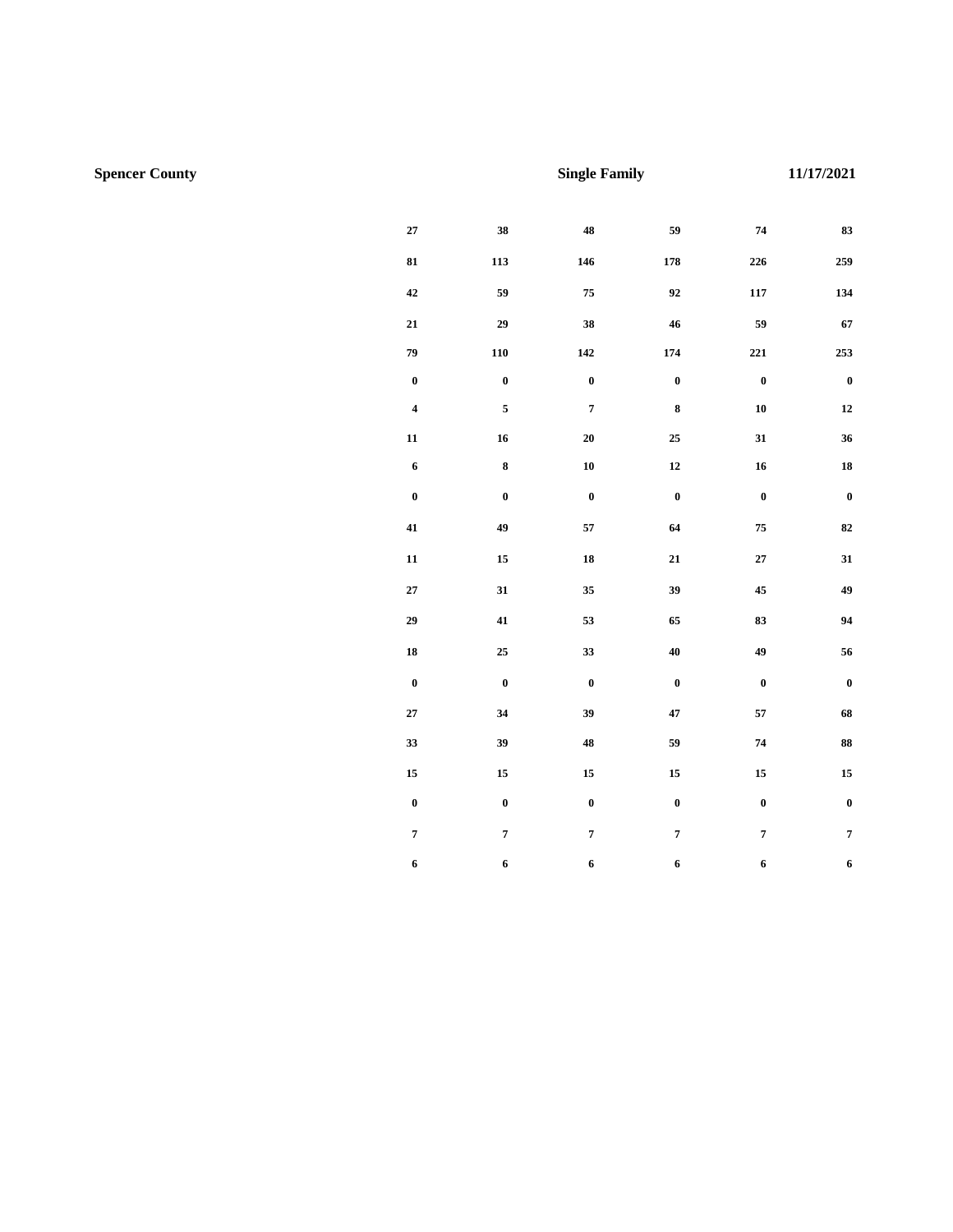**Spencer County** **Single Family** **11/17/2021**

| | | | | | |
|---|---|---|---|---|---|
| 27 | 38 | 48 | 59 | 74 | 83 |
| 81 | 113 | 146 | 178 | 226 | 259 |
| 42 | 59 | 75 | 92 | 117 | 134 |
| 21 | 29 | 38 | 46 | 59 | 67 |
| 79 | 110 | 142 | 174 | 221 | 253 |
| 0 | 0 | 0 | 0 | 0 | 0 |
| 4 | 5 | 7 | 8 | 10 | 12 |
| 11 | 16 | 20 | 25 | 31 | 36 |
| 6 | 8 | 10 | 12 | 16 | 18 |
| 0 | 0 | 0 | 0 | 0 | 0 |
| 41 | 49 | 57 | 64 | 75 | 82 |
| 11 | 15 | 18 | 21 | 27 | 31 |
| 27 | 31 | 35 | 39 | 45 | 49 |
| 29 | 41 | 53 | 65 | 83 | 94 |
| 18 | 25 | 33 | 40 | 49 | 56 |
| 0 | 0 | 0 | 0 | 0 | 0 |
| 27 | 34 | 39 | 47 | 57 | 68 |
| 33 | 39 | 48 | 59 | 74 | 88 |
| 15 | 15 | 15 | 15 | 15 | 15 |
| 0 | 0 | 0 | 0 | 0 | 0 |
| 7 | 7 | 7 | 7 | 7 | 7 |
| 6 | 6 | 6 | 6 | 6 | 6 |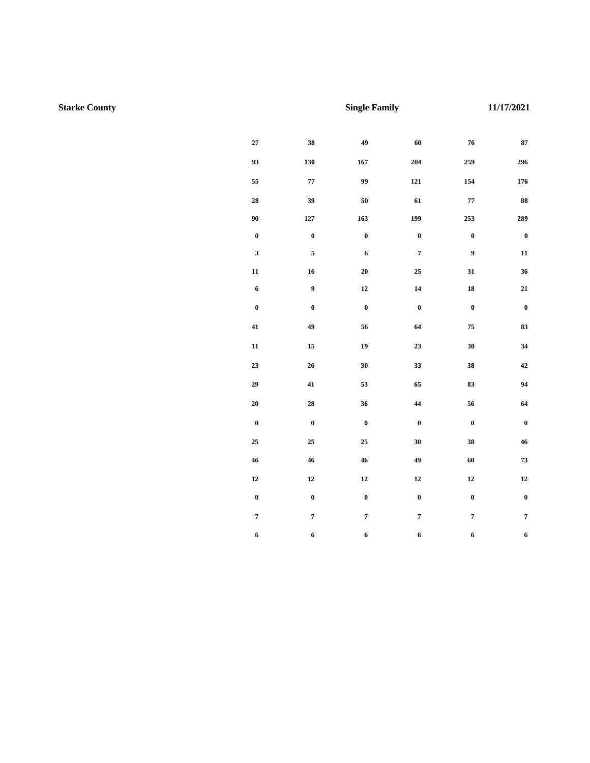**Starke County** **Single Family** **11/17/2021**

| | | | | | |
|---|---|---|---|---|---|
| 27 | 38 | 49 | 60 | 76 | 87 |
| 93 | 130 | 167 | 204 | 259 | 296 |
| 55 | 77 | 99 | 121 | 154 | 176 |
| 28 | 39 | 50 | 61 | 77 | 88 |
| 90 | 127 | 163 | 199 | 253 | 289 |
| 0 | 0 | 0 | 0 | 0 | 0 |
| 3 | 5 | 6 | 7 | 9 | 11 |
| 11 | 16 | 20 | 25 | 31 | 36 |
| 6 | 9 | 12 | 14 | 18 | 21 |
| 0 | 0 | 0 | 0 | 0 | 0 |
| 41 | 49 | 56 | 64 | 75 | 83 |
| 11 | 15 | 19 | 23 | 30 | 34 |
| 23 | 26 | 30 | 33 | 38 | 42 |
| 29 | 41 | 53 | 65 | 83 | 94 |
| 20 | 28 | 36 | 44 | 56 | 64 |
| 0 | 0 | 0 | 0 | 0 | 0 |
| 25 | 25 | 25 | 30 | 38 | 46 |
| 46 | 46 | 46 | 49 | 60 | 73 |
| 12 | 12 | 12 | 12 | 12 | 12 |
| 0 | 0 | 0 | 0 | 0 | 0 |
| 7 | 7 | 7 | 7 | 7 | 7 |
| 6 | 6 | 6 | 6 | 6 | 6 |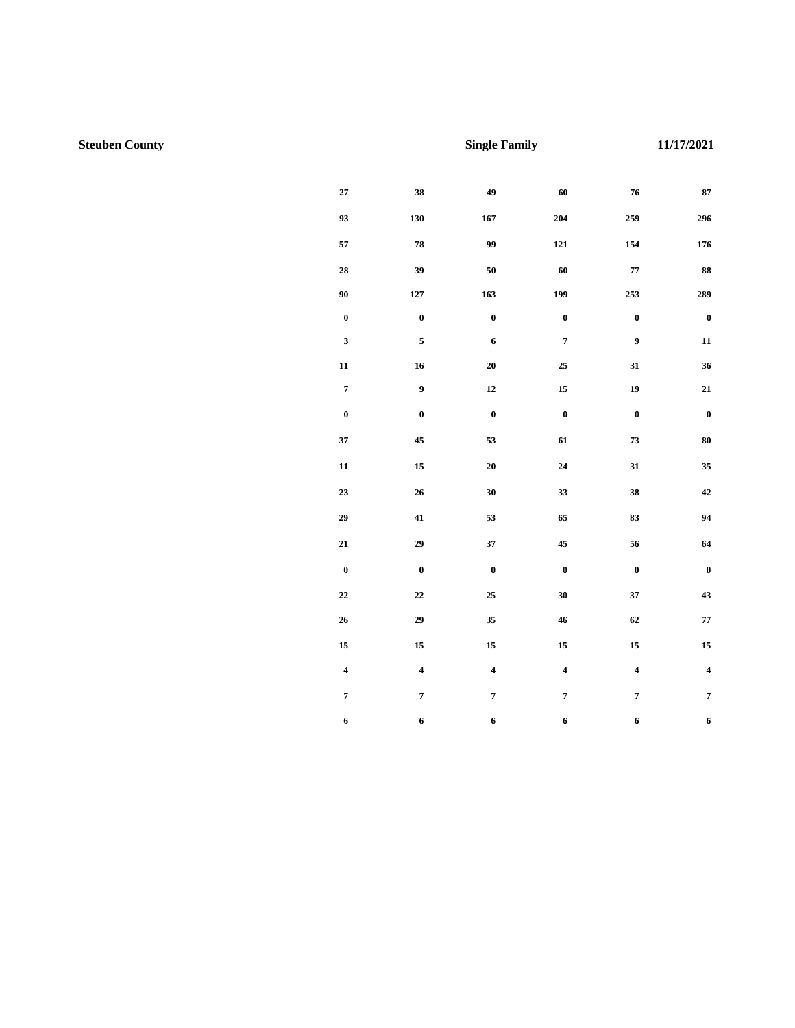**Steuben County** **Single Family** **11/17/2021**

| | | | | | |
|---|---|---|---|---|---|
| 27 | 38 | 49 | 60 | 76 | 87 |
| 93 | 130 | 167 | 204 | 259 | 296 |
| 57 | 78 | 99 | 121 | 154 | 176 |
| 28 | 39 | 50 | 60 | 77 | 88 |
| 90 | 127 | 163 | 199 | 253 | 289 |
| 0 | 0 | 0 | 0 | 0 | 0 |
| 3 | 5 | 6 | 7 | 9 | 11 |
| 11 | 16 | 20 | 25 | 31 | 36 |
| 7 | 9 | 12 | 15 | 19 | 21 |
| 0 | 0 | 0 | 0 | 0 | 0 |
| 37 | 45 | 53 | 61 | 73 | 80 |
| 11 | 15 | 20 | 24 | 31 | 35 |
| 23 | 26 | 30 | 33 | 38 | 42 |
| 29 | 41 | 53 | 65 | 83 | 94 |
| 21 | 29 | 37 | 45 | 56 | 64 |
| 0 | 0 | 0 | 0 | 0 | 0 |
| 22 | 22 | 25 | 30 | 37 | 43 |
| 26 | 29 | 35 | 46 | 62 | 77 |
| 15 | 15 | 15 | 15 | 15 | 15 |
| 4 | 4 | 4 | 4 | 4 | 4 |
| 7 | 7 | 7 | 7 | 7 | 7 |
| 6 | 6 | 6 | 6 | 6 | 6 |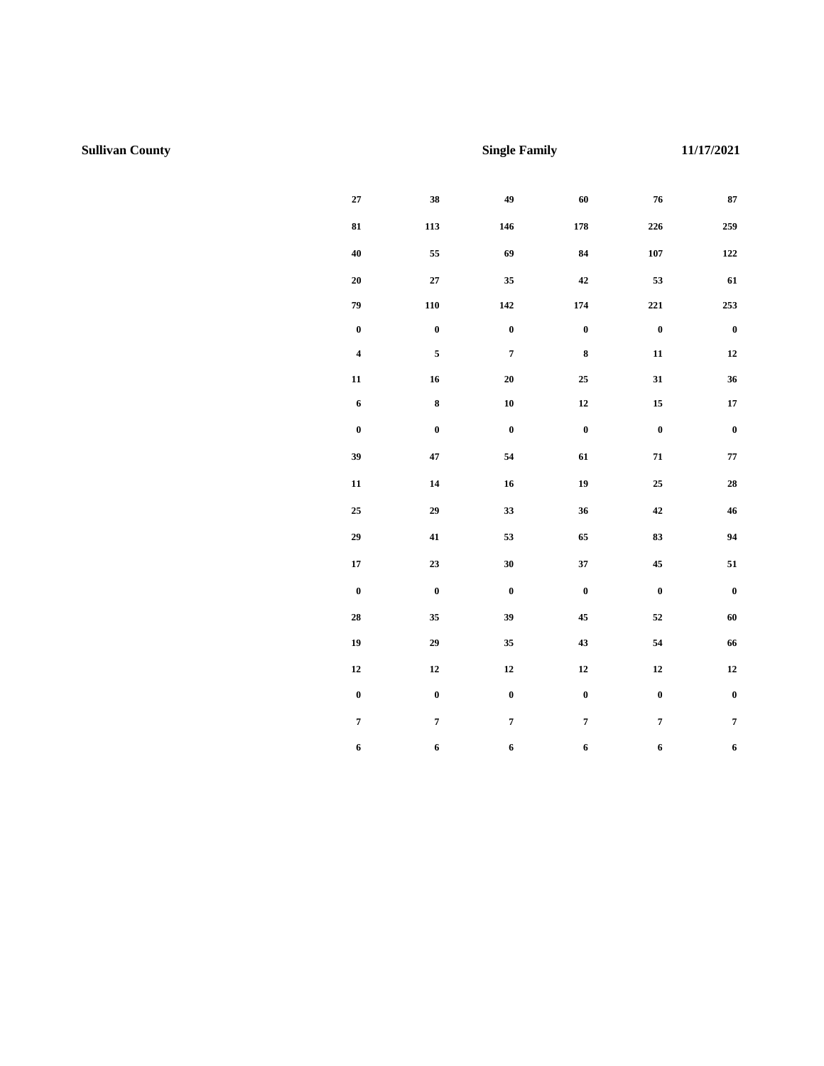**Sullivan County** **Single Family** **11/17/2021**

| | | | | | |
|---|---|---|---|---|---|
| 27 | 38 | 49 | 60 | 76 | 87 |
| 81 | 113 | 146 | 178 | 226 | 259 |
| 40 | 55 | 69 | 84 | 107 | 122 |
| 20 | 27 | 35 | 42 | 53 | 61 |
| 79 | 110 | 142 | 174 | 221 | 253 |
| 0 | 0 | 0 | 0 | 0 | 0 |
| 4 | 5 | 7 | 8 | 11 | 12 |
| 11 | 16 | 20 | 25 | 31 | 36 |
| 6 | 8 | 10 | 12 | 15 | 17 |
| 0 | 0 | 0 | 0 | 0 | 0 |
| 39 | 47 | 54 | 61 | 71 | 77 |
| 11 | 14 | 16 | 19 | 25 | 28 |
| 25 | 29 | 33 | 36 | 42 | 46 |
| 29 | 41 | 53 | 65 | 83 | 94 |
| 17 | 23 | 30 | 37 | 45 | 51 |
| 0 | 0 | 0 | 0 | 0 | 0 |
| 28 | 35 | 39 | 45 | 52 | 60 |
| 19 | 29 | 35 | 43 | 54 | 66 |
| 12 | 12 | 12 | 12 | 12 | 12 |
| 0 | 0 | 0 | 0 | 0 | 0 |
| 7 | 7 | 7 | 7 | 7 | 7 |
| 6 | 6 | 6 | 6 | 6 | 6 |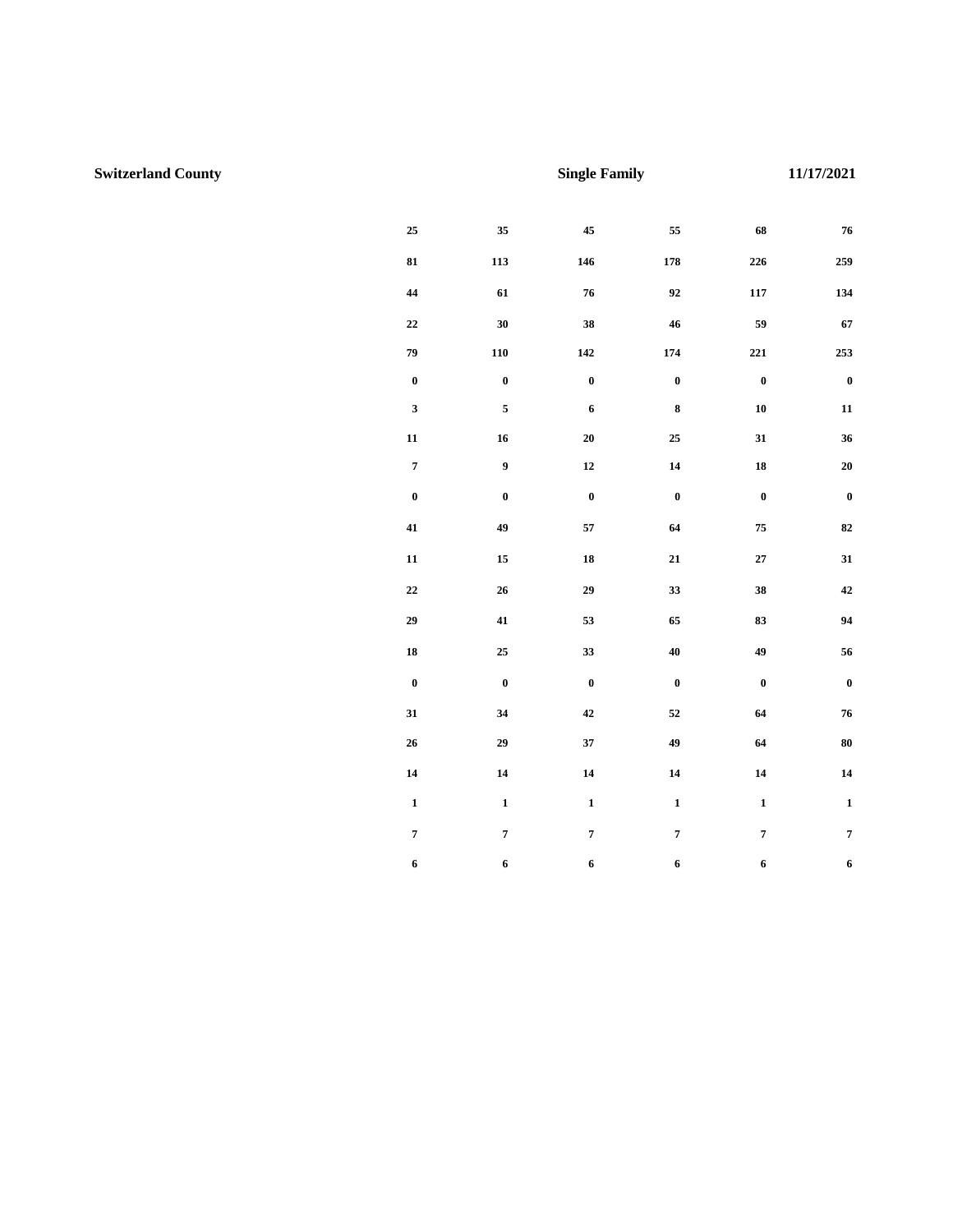**Switzerland County** **Single Family** **11/17/2021**

| | | | | | |
|---|---|---|---|---|---|
| 25 | 35 | 45 | 55 | 68 | 76 |
| 81 | 113 | 146 | 178 | 226 | 259 |
| 44 | 61 | 76 | 92 | 117 | 134 |
| 22 | 30 | 38 | 46 | 59 | 67 |
| 79 | 110 | 142 | 174 | 221 | 253 |
| 0 | 0 | 0 | 0 | 0 | 0 |
| 3 | 5 | 6 | 8 | 10 | 11 |
| 11 | 16 | 20 | 25 | 31 | 36 |
| 7 | 9 | 12 | 14 | 18 | 20 |
| 0 | 0 | 0 | 0 | 0 | 0 |
| 41 | 49 | 57 | 64 | 75 | 82 |
| 11 | 15 | 18 | 21 | 27 | 31 |
| 22 | 26 | 29 | 33 | 38 | 42 |
| 29 | 41 | 53 | 65 | 83 | 94 |
| 18 | 25 | 33 | 40 | 49 | 56 |
| 0 | 0 | 0 | 0 | 0 | 0 |
| 31 | 34 | 42 | 52 | 64 | 76 |
| 26 | 29 | 37 | 49 | 64 | 80 |
| 14 | 14 | 14 | 14 | 14 | 14 |
| 1 | 1 | 1 | 1 | 1 | 1 |
| 7 | 7 | 7 | 7 | 7 | 7 |
| 6 | 6 | 6 | 6 | 6 | 6 |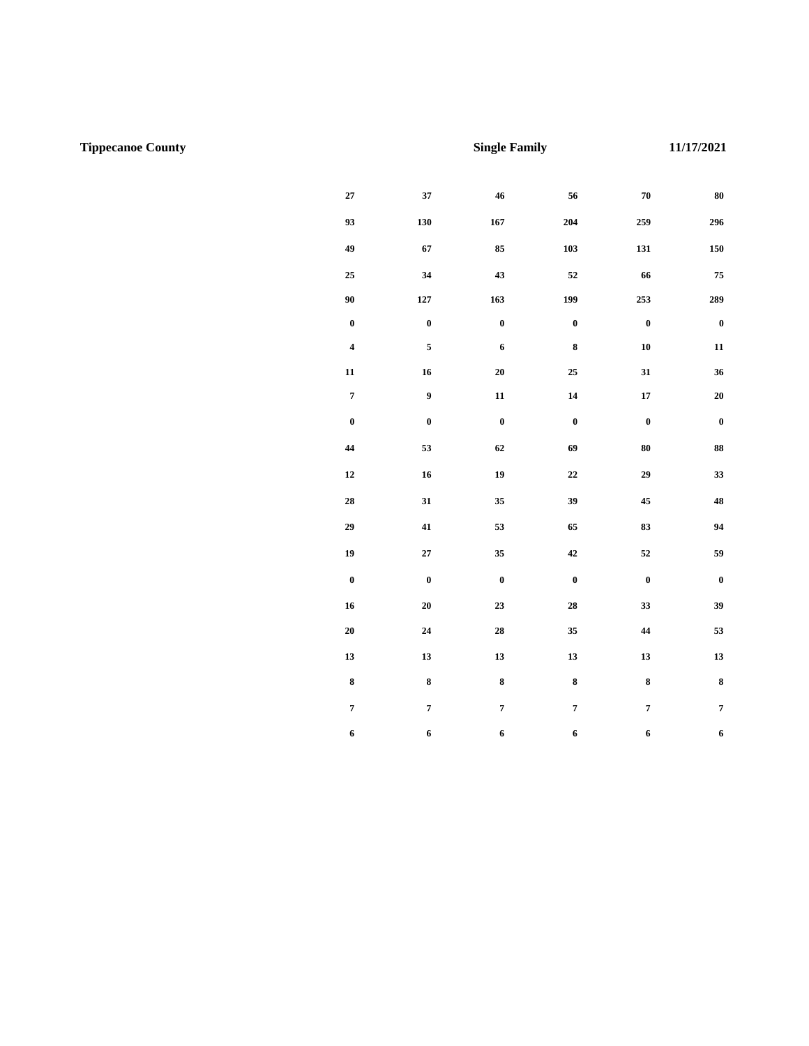**Tippecanoe County** **Single Family** **11/17/2021**

| | | | | | |
|---|---|---|---|---|---|
| 27 | 37 | 46 | 56 | 70 | 80 |
| 93 | 130 | 167 | 204 | 259 | 296 |
| 49 | 67 | 85 | 103 | 131 | 150 |
| 25 | 34 | 43 | 52 | 66 | 75 |
| 90 | 127 | 163 | 199 | 253 | 289 |
| 0 | 0 | 0 | 0 | 0 | 0 |
| 4 | 5 | 6 | 8 | 10 | 11 |
| 11 | 16 | 20 | 25 | 31 | 36 |
| 7 | 9 | 11 | 14 | 17 | 20 |
| 0 | 0 | 0 | 0 | 0 | 0 |
| 44 | 53 | 62 | 69 | 80 | 88 |
| 12 | 16 | 19 | 22 | 29 | 33 |
| 28 | 31 | 35 | 39 | 45 | 48 |
| 29 | 41 | 53 | 65 | 83 | 94 |
| 19 | 27 | 35 | 42 | 52 | 59 |
| 0 | 0 | 0 | 0 | 0 | 0 |
| 16 | 20 | 23 | 28 | 33 | 39 |
| 20 | 24 | 28 | 35 | 44 | 53 |
| 13 | 13 | 13 | 13 | 13 | 13 |
| 8 | 8 | 8 | 8 | 8 | 8 |
| 7 | 7 | 7 | 7 | 7 | 7 |
| 6 | 6 | 6 | 6 | 6 | 6 |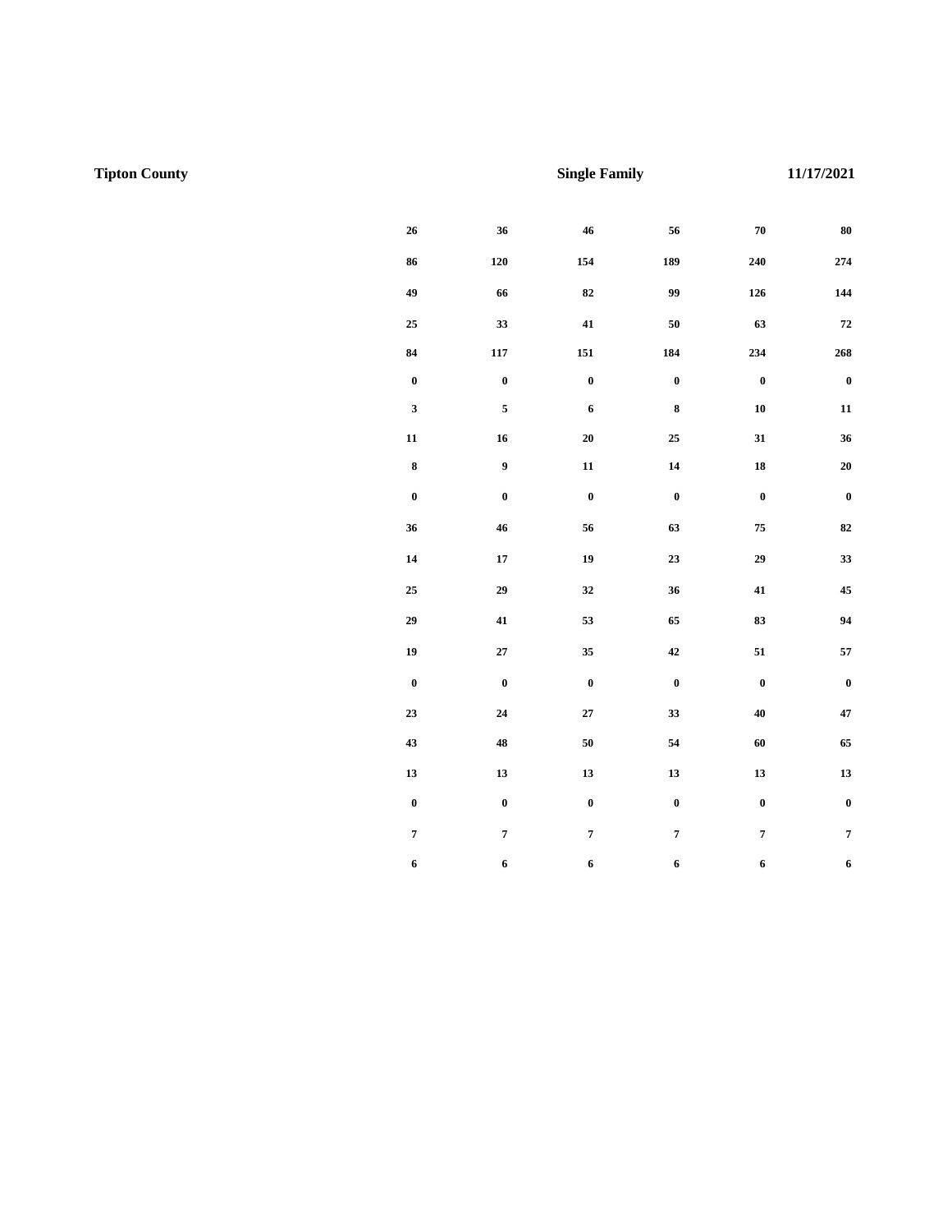**Tipton County** **Single Family** **11/17/2021**

| | | | | | |
|---|---|---|---|---|---|
| 26 | 36 | 46 | 56 | 70 | 80 |
| 86 | 120 | 154 | 189 | 240 | 274 |
| 49 | 66 | 82 | 99 | 126 | 144 |
| 25 | 33 | 41 | 50 | 63 | 72 |
| 84 | 117 | 151 | 184 | 234 | 268 |
| 0 | 0 | 0 | 0 | 0 | 0 |
| 3 | 5 | 6 | 8 | 10 | 11 |
| 11 | 16 | 20 | 25 | 31 | 36 |
| 8 | 9 | 11 | 14 | 18 | 20 |
| 0 | 0 | 0 | 0 | 0 | 0 |
| 36 | 46 | 56 | 63 | 75 | 82 |
| 14 | 17 | 19 | 23 | 29 | 33 |
| 25 | 29 | 32 | 36 | 41 | 45 |
| 29 | 41 | 53 | 65 | 83 | 94 |
| 19 | 27 | 35 | 42 | 51 | 57 |
| 0 | 0 | 0 | 0 | 0 | 0 |
| 23 | 24 | 27 | 33 | 40 | 47 |
| 43 | 48 | 50 | 54 | 60 | 65 |
| 13 | 13 | 13 | 13 | 13 | 13 |
| 0 | 0 | 0 | 0 | 0 | 0 |
| 7 | 7 | 7 | 7 | 7 | 7 |
| 6 | 6 | 6 | 6 | 6 | 6 |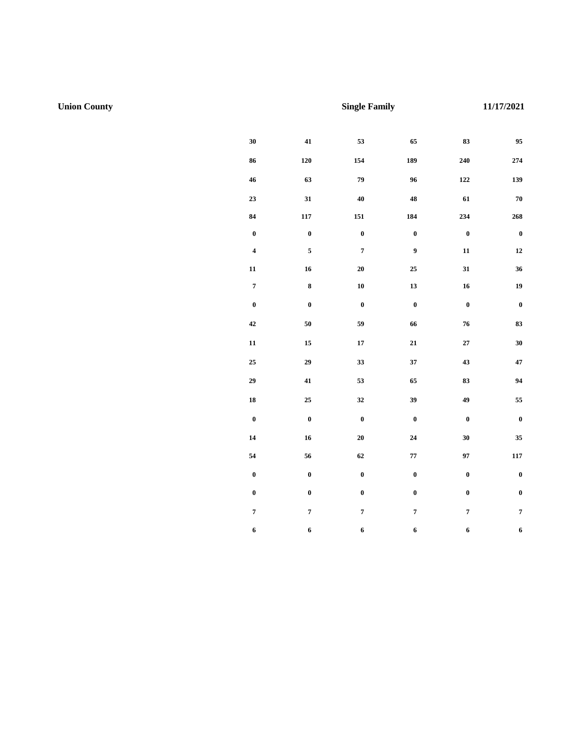**Union County** **Single Family** **11/17/2021**

| | | | | | |
|---|---|---|---|---|---|
| 30 | 41 | 53 | 65 | 83 | 95 |
| 86 | 120 | 154 | 189 | 240 | 274 |
| 46 | 63 | 79 | 96 | 122 | 139 |
| 23 | 31 | 40 | 48 | 61 | 70 |
| 84 | 117 | 151 | 184 | 234 | 268 |
| 0 | 0 | 0 | 0 | 0 | 0 |
| 4 | 5 | 7 | 9 | 11 | 12 |
| 11 | 16 | 20 | 25 | 31 | 36 |
| 7 | 8 | 10 | 13 | 16 | 19 |
| 0 | 0 | 0 | 0 | 0 | 0 |
| 42 | 50 | 59 | 66 | 76 | 83 |
| 11 | 15 | 17 | 21 | 27 | 30 |
| 25 | 29 | 33 | 37 | 43 | 47 |
| 29 | 41 | 53 | 65 | 83 | 94 |
| 18 | 25 | 32 | 39 | 49 | 55 |
| 0 | 0 | 0 | 0 | 0 | 0 |
| 14 | 16 | 20 | 24 | 30 | 35 |
| 54 | 56 | 62 | 77 | 97 | 117 |
| 0 | 0 | 0 | 0 | 0 | 0 |
| 0 | 0 | 0 | 0 | 0 | 0 |
| 7 | 7 | 7 | 7 | 7 | 7 |
| 6 | 6 | 6 | 6 | 6 | 6 |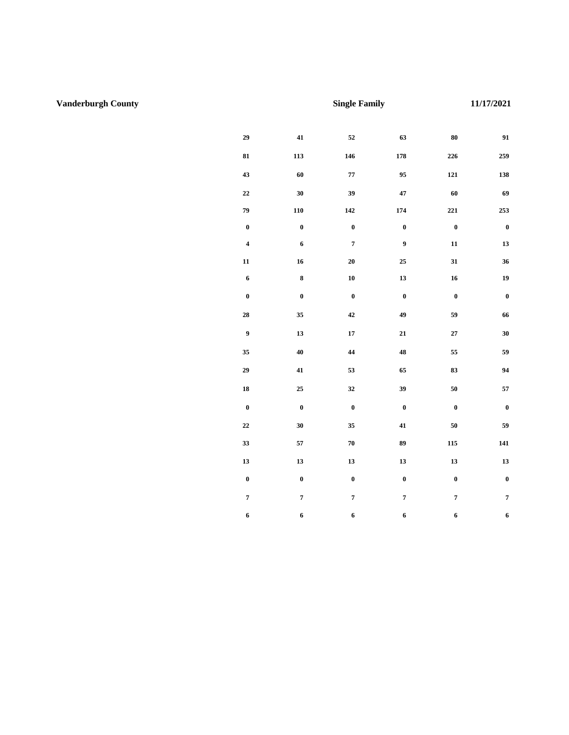**Vanderburgh County** **Single Family** **11/17/2021**

| | | | | | |
|---|---|---|---|---|---|
| 29 | 41 | 52 | 63 | 80 | 91 |
| 81 | 113 | 146 | 178 | 226 | 259 |
| 43 | 60 | 77 | 95 | 121 | 138 |
| 22 | 30 | 39 | 47 | 60 | 69 |
| 79 | 110 | 142 | 174 | 221 | 253 |
| 0 | 0 | 0 | 0 | 0 | 0 |
| 4 | 6 | 7 | 9 | 11 | 13 |
| 11 | 16 | 20 | 25 | 31 | 36 |
| 6 | 8 | 10 | 13 | 16 | 19 |
| 0 | 0 | 0 | 0 | 0 | 0 |
| 28 | 35 | 42 | 49 | 59 | 66 |
| 9 | 13 | 17 | 21 | 27 | 30 |
| 35 | 40 | 44 | 48 | 55 | 59 |
| 29 | 41 | 53 | 65 | 83 | 94 |
| 18 | 25 | 32 | 39 | 50 | 57 |
| 0 | 0 | 0 | 0 | 0 | 0 |
| 22 | 30 | 35 | 41 | 50 | 59 |
| 33 | 57 | 70 | 89 | 115 | 141 |
| 13 | 13 | 13 | 13 | 13 | 13 |
| 0 | 0 | 0 | 0 | 0 | 0 |
| 7 | 7 | 7 | 7 | 7 | 7 |
| 6 | 6 | 6 | 6 | 6 | 6 |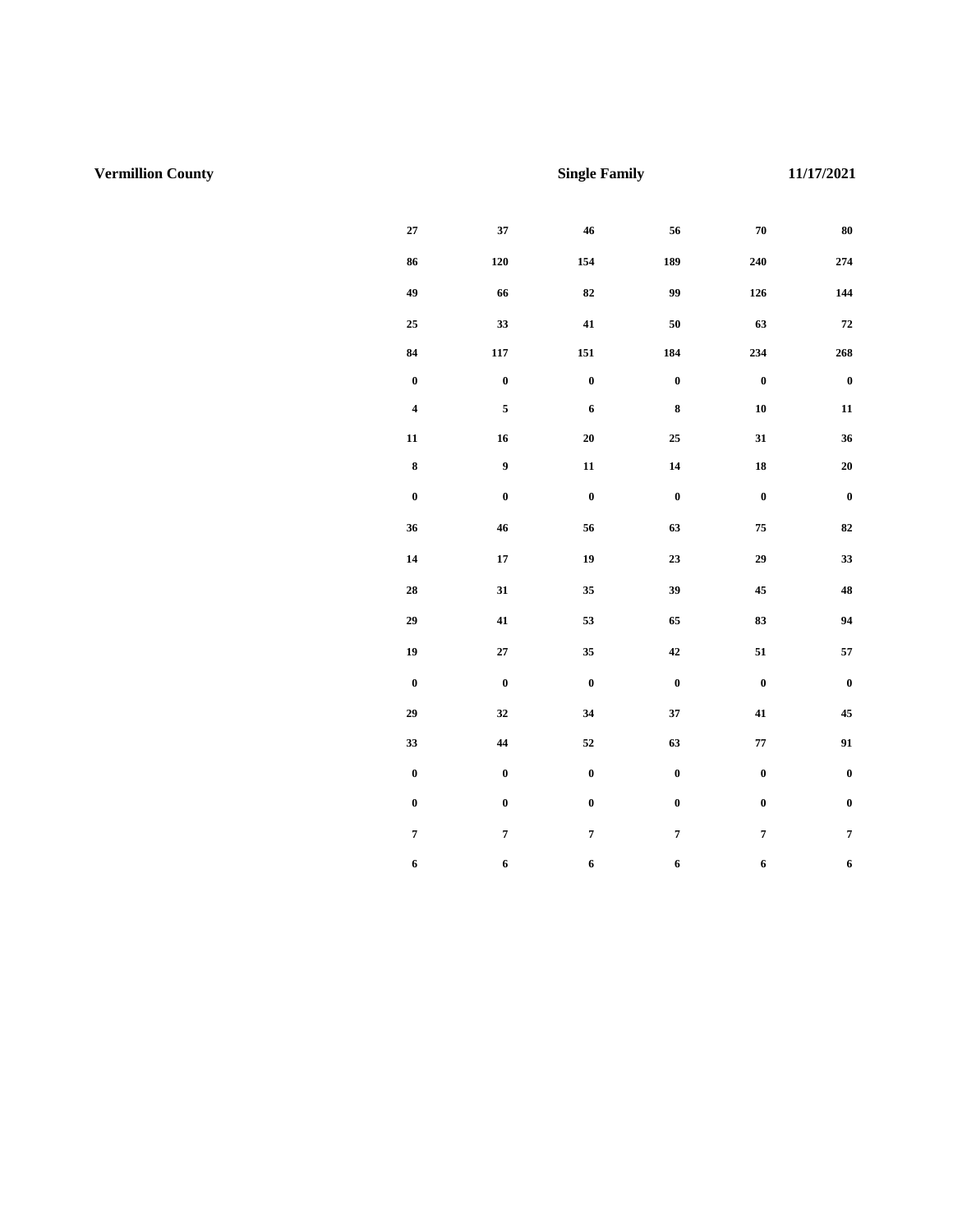**Vermillion County** **Single Family** **11/17/2021**

| | | | | | |
|---|---|---|---|---|---|
| 27 | 37 | 46 | 56 | 70 | 80 |
| 86 | 120 | 154 | 189 | 240 | 274 |
| 49 | 66 | 82 | 99 | 126 | 144 |
| 25 | 33 | 41 | 50 | 63 | 72 |
| 84 | 117 | 151 | 184 | 234 | 268 |
| 0 | 0 | 0 | 0 | 0 | 0 |
| 4 | 5 | 6 | 8 | 10 | 11 |
| 11 | 16 | 20 | 25 | 31 | 36 |
| 8 | 9 | 11 | 14 | 18 | 20 |
| 0 | 0 | 0 | 0 | 0 | 0 |
| 36 | 46 | 56 | 63 | 75 | 82 |
| 14 | 17 | 19 | 23 | 29 | 33 |
| 28 | 31 | 35 | 39 | 45 | 48 |
| 29 | 41 | 53 | 65 | 83 | 94 |
| 19 | 27 | 35 | 42 | 51 | 57 |
| 0 | 0 | 0 | 0 | 0 | 0 |
| 29 | 32 | 34 | 37 | 41 | 45 |
| 33 | 44 | 52 | 63 | 77 | 91 |
| 0 | 0 | 0 | 0 | 0 | 0 |
| 0 | 0 | 0 | 0 | 0 | 0 |
| 7 | 7 | 7 | 7 | 7 | 7 |
| 6 | 6 | 6 | 6 | 6 | 6 |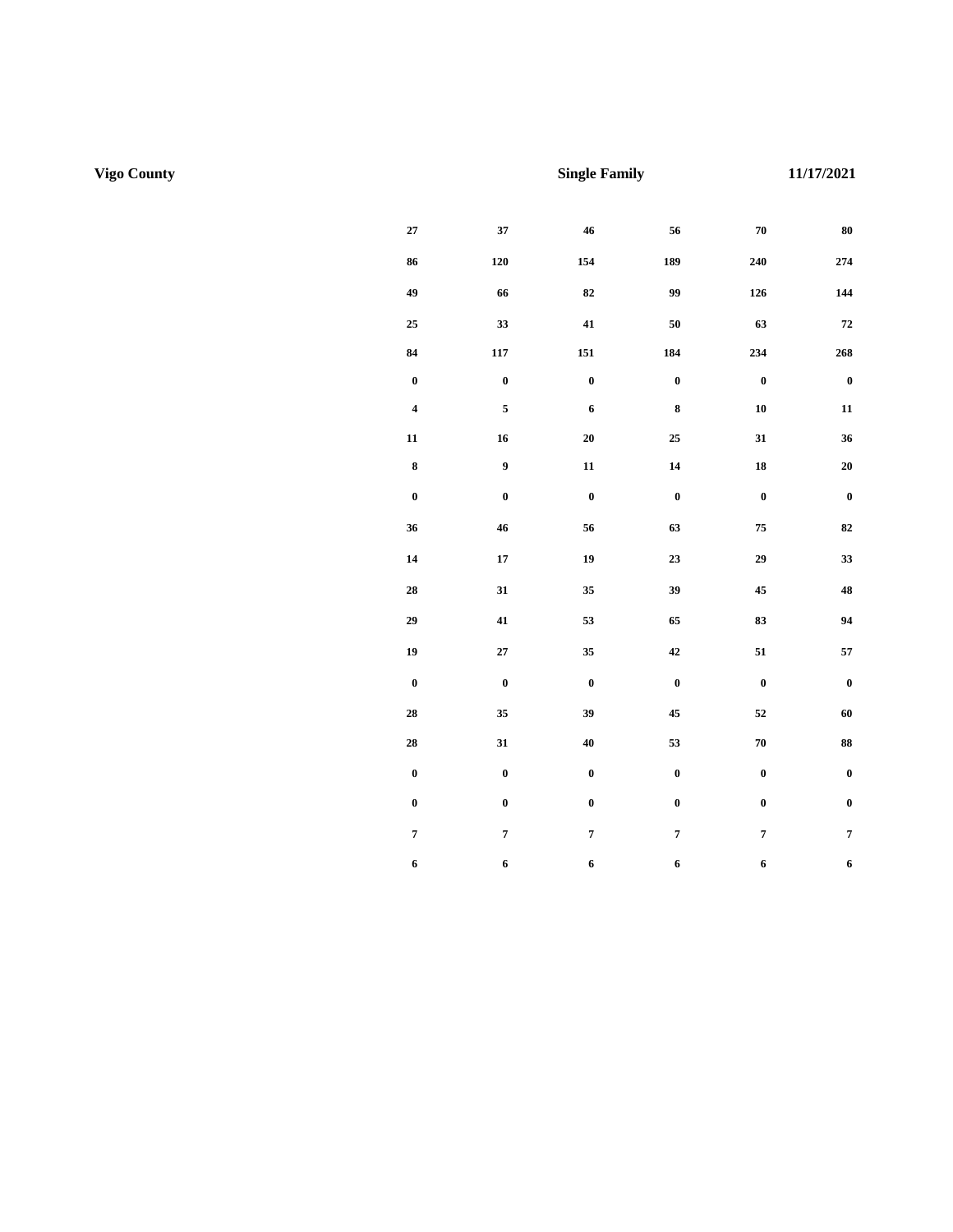**Vigo County** **Single Family** **11/17/2021**

| | | | | | |
|---|---|---|---|---|---|
| 27 | 37 | 46 | 56 | 70 | 80 |
| 86 | 120 | 154 | 189 | 240 | 274 |
| 49 | 66 | 82 | 99 | 126 | 144 |
| 25 | 33 | 41 | 50 | 63 | 72 |
| 84 | 117 | 151 | 184 | 234 | 268 |
| 0 | 0 | 0 | 0 | 0 | 0 |
| 4 | 5 | 6 | 8 | 10 | 11 |
| 11 | 16 | 20 | 25 | 31 | 36 |
| 8 | 9 | 11 | 14 | 18 | 20 |
| 0 | 0 | 0 | 0 | 0 | 0 |
| 36 | 46 | 56 | 63 | 75 | 82 |
| 14 | 17 | 19 | 23 | 29 | 33 |
| 28 | 31 | 35 | 39 | 45 | 48 |
| 29 | 41 | 53 | 65 | 83 | 94 |
| 19 | 27 | 35 | 42 | 51 | 57 |
| 0 | 0 | 0 | 0 | 0 | 0 |
| 28 | 35 | 39 | 45 | 52 | 60 |
| 28 | 31 | 40 | 53 | 70 | 88 |
| 0 | 0 | 0 | 0 | 0 | 0 |
| 0 | 0 | 0 | 0 | 0 | 0 |
| 7 | 7 | 7 | 7 | 7 | 7 |
| 6 | 6 | 6 | 6 | 6 | 6 |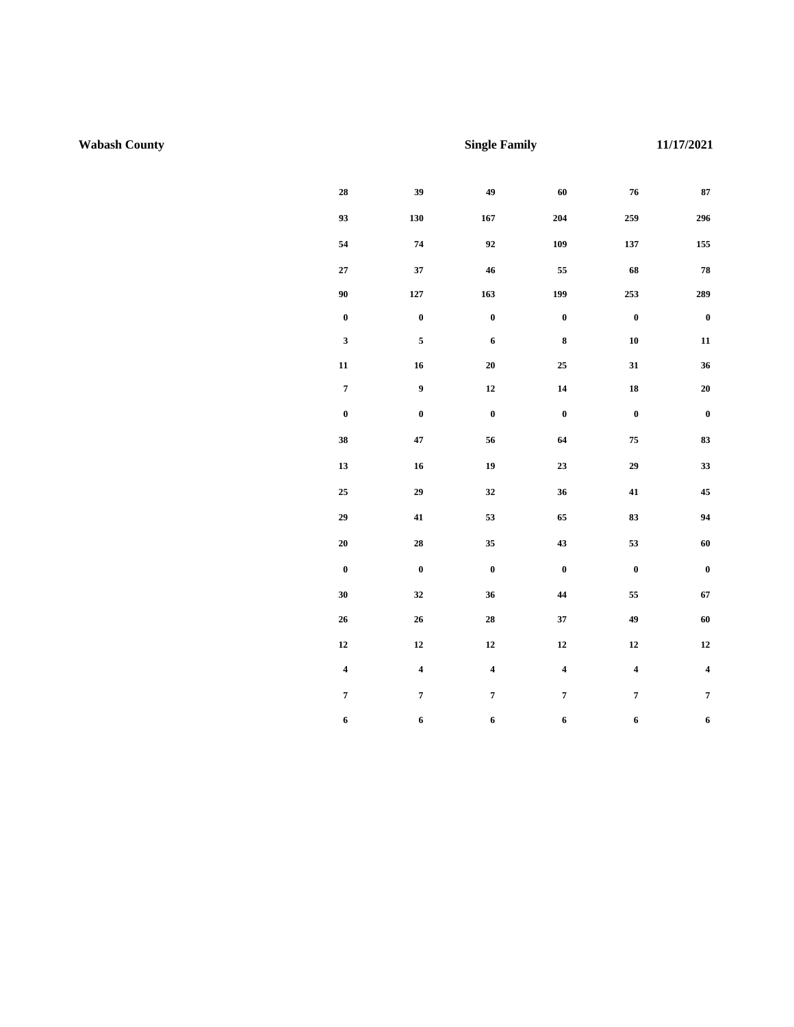**Wabash County** **Single Family** **11/17/2021**

| | | | | | |
|---|---|---|---|---|---|
| 28 | 39 | 49 | 60 | 76 | 87 |
| 93 | 130 | 167 | 204 | 259 | 296 |
| 54 | 74 | 92 | 109 | 137 | 155 |
| 27 | 37 | 46 | 55 | 68 | 78 |
| 90 | 127 | 163 | 199 | 253 | 289 |
| 0 | 0 | 0 | 0 | 0 | 0 |
| 3 | 5 | 6 | 8 | 10 | 11 |
| 11 | 16 | 20 | 25 | 31 | 36 |
| 7 | 9 | 12 | 14 | 18 | 20 |
| 0 | 0 | 0 | 0 | 0 | 0 |
| 38 | 47 | 56 | 64 | 75 | 83 |
| 13 | 16 | 19 | 23 | 29 | 33 |
| 25 | 29 | 32 | 36 | 41 | 45 |
| 29 | 41 | 53 | 65 | 83 | 94 |
| 20 | 28 | 35 | 43 | 53 | 60 |
| 0 | 0 | 0 | 0 | 0 | 0 |
| 30 | 32 | 36 | 44 | 55 | 67 |
| 26 | 26 | 28 | 37 | 49 | 60 |
| 12 | 12 | 12 | 12 | 12 | 12 |
| 4 | 4 | 4 | 4 | 4 | 4 |
| 7 | 7 | 7 | 7 | 7 | 7 |
| 6 | 6 | 6 | 6 | 6 | 6 |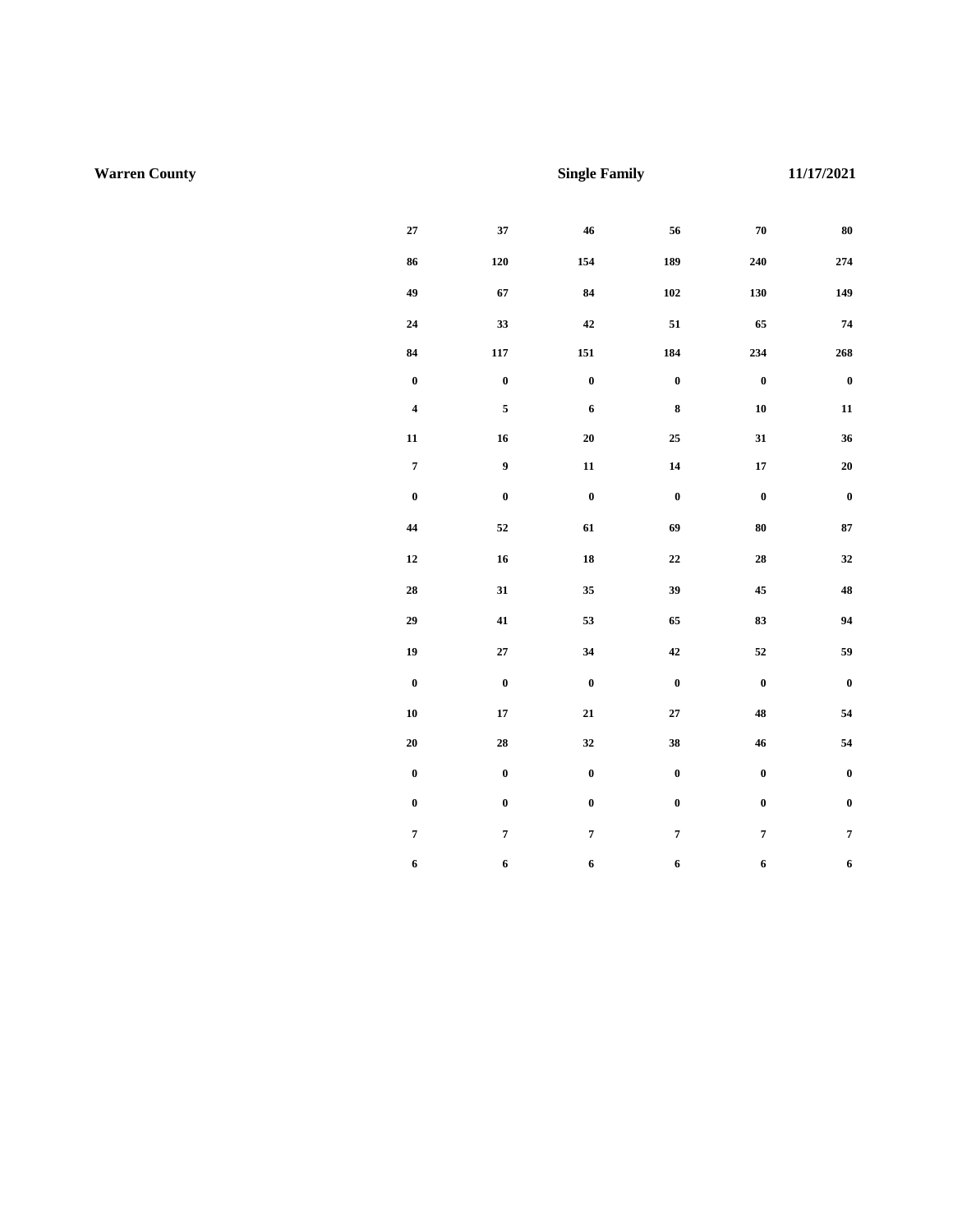**Warren County** **Single Family** **11/17/2021**

| | | | | | |
|---|---|---|---|---|---|
| 27 | 37 | 46 | 56 | 70 | 80 |
| 86 | 120 | 154 | 189 | 240 | 274 |
| 49 | 67 | 84 | 102 | 130 | 149 |
| 24 | 33 | 42 | 51 | 65 | 74 |
| 84 | 117 | 151 | 184 | 234 | 268 |
| 0 | 0 | 0 | 0 | 0 | 0 |
| 4 | 5 | 6 | 8 | 10 | 11 |
| 11 | 16 | 20 | 25 | 31 | 36 |
| 7 | 9 | 11 | 14 | 17 | 20 |
| 0 | 0 | 0 | 0 | 0 | 0 |
| 44 | 52 | 61 | 69 | 80 | 87 |
| 12 | 16 | 18 | 22 | 28 | 32 |
| 28 | 31 | 35 | 39 | 45 | 48 |
| 29 | 41 | 53 | 65 | 83 | 94 |
| 19 | 27 | 34 | 42 | 52 | 59 |
| 0 | 0 | 0 | 0 | 0 | 0 |
| 10 | 17 | 21 | 27 | 48 | 54 |
| 20 | 28 | 32 | 38 | 46 | 54 |
| 0 | 0 | 0 | 0 | 0 | 0 |
| 0 | 0 | 0 | 0 | 0 | 0 |
| 7 | 7 | 7 | 7 | 7 | 7 |
| 6 | 6 | 6 | 6 | 6 | 6 |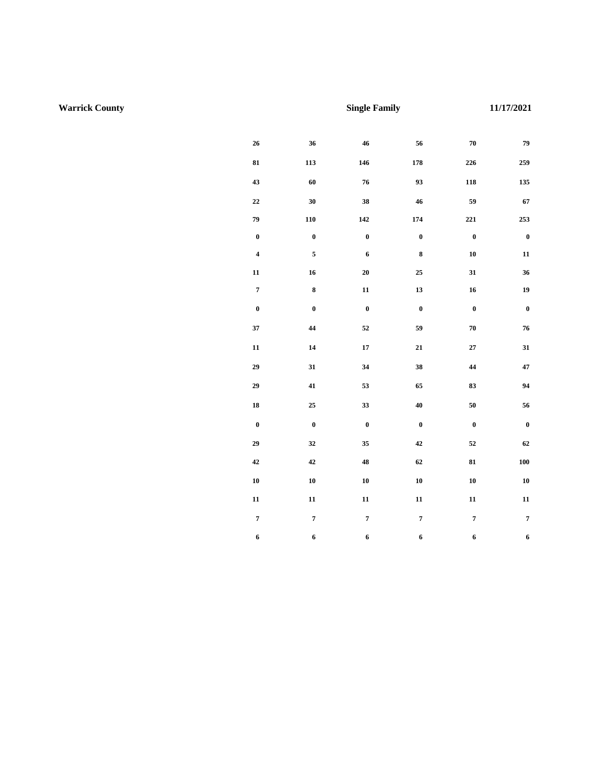**Warrick County** **Single Family** **11/17/2021**

| | | | | | |
|---|---|---|---|---|---|
| 26 | 36 | 46 | 56 | 70 | 79 |
| 81 | 113 | 146 | 178 | 226 | 259 |
| 43 | 60 | 76 | 93 | 118 | 135 |
| 22 | 30 | 38 | 46 | 59 | 67 |
| 79 | 110 | 142 | 174 | 221 | 253 |
| 0 | 0 | 0 | 0 | 0 | 0 |
| 4 | 5 | 6 | 8 | 10 | 11 |
| 11 | 16 | 20 | 25 | 31 | 36 |
| 7 | 8 | 11 | 13 | 16 | 19 |
| 0 | 0 | 0 | 0 | 0 | 0 |
| 37 | 44 | 52 | 59 | 70 | 76 |
| 11 | 14 | 17 | 21 | 27 | 31 |
| 29 | 31 | 34 | 38 | 44 | 47 |
| 29 | 41 | 53 | 65 | 83 | 94 |
| 18 | 25 | 33 | 40 | 50 | 56 |
| 0 | 0 | 0 | 0 | 0 | 0 |
| 29 | 32 | 35 | 42 | 52 | 62 |
| 42 | 42 | 48 | 62 | 81 | 100 |
| 10 | 10 | 10 | 10 | 10 | 10 |
| 11 | 11 | 11 | 11 | 11 | 11 |
| 7 | 7 | 7 | 7 | 7 | 7 |
| 6 | 6 | 6 | 6 | 6 | 6 |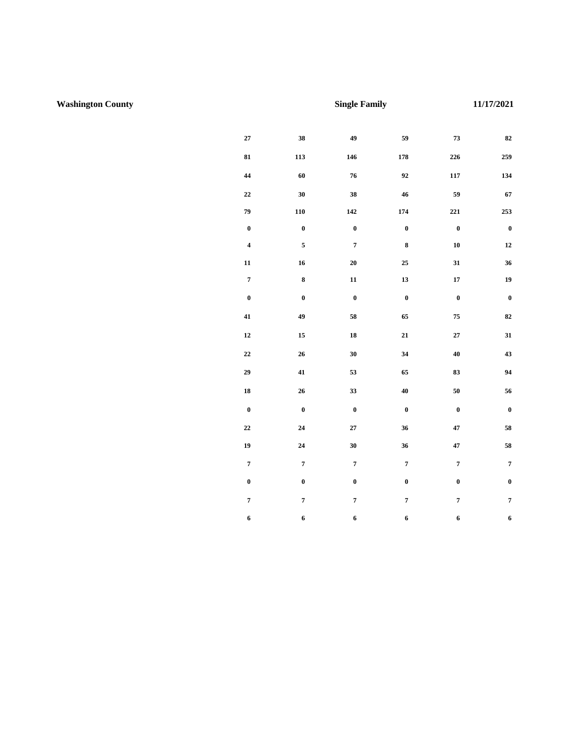**Washington County** **Single Family** **11/17/2021**

| | | | | | |
|---|---|---|---|---|---|
| 27 | 38 | 49 | 59 | 73 | 82 |
| 81 | 113 | 146 | 178 | 226 | 259 |
| 44 | 60 | 76 | 92 | 117 | 134 |
| 22 | 30 | 38 | 46 | 59 | 67 |
| 79 | 110 | 142 | 174 | 221 | 253 |
| 0 | 0 | 0 | 0 | 0 | 0 |
| 4 | 5 | 7 | 8 | 10 | 12 |
| 11 | 16 | 20 | 25 | 31 | 36 |
| 7 | 8 | 11 | 13 | 17 | 19 |
| 0 | 0 | 0 | 0 | 0 | 0 |
| 41 | 49 | 58 | 65 | 75 | 82 |
| 12 | 15 | 18 | 21 | 27 | 31 |
| 22 | 26 | 30 | 34 | 40 | 43 |
| 29 | 41 | 53 | 65 | 83 | 94 |
| 18 | 26 | 33 | 40 | 50 | 56 |
| 0 | 0 | 0 | 0 | 0 | 0 |
| 22 | 24 | 27 | 36 | 47 | 58 |
| 19 | 24 | 30 | 36 | 47 | 58 |
| 7 | 7 | 7 | 7 | 7 | 7 |
| 0 | 0 | 0 | 0 | 0 | 0 |
| 7 | 7 | 7 | 7 | 7 | 7 |
| 6 | 6 | 6 | 6 | 6 | 6 |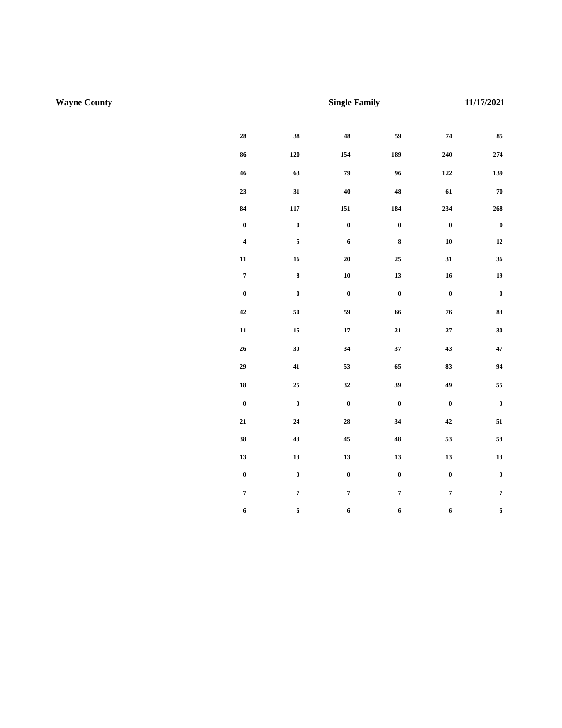**Wayne County** **Single Family** **11/17/2021**

| | | | | | |
|---|---|---|---|---|---|
| 28 | 38 | 48 | 59 | 74 | 85 |
| 86 | 120 | 154 | 189 | 240 | 274 |
| 46 | 63 | 79 | 96 | 122 | 139 |
| 23 | 31 | 40 | 48 | 61 | 70 |
| 84 | 117 | 151 | 184 | 234 | 268 |
| 0 | 0 | 0 | 0 | 0 | 0 |
| 4 | 5 | 6 | 8 | 10 | 12 |
| 11 | 16 | 20 | 25 | 31 | 36 |
| 7 | 8 | 10 | 13 | 16 | 19 |
| 0 | 0 | 0 | 0 | 0 | 0 |
| 42 | 50 | 59 | 66 | 76 | 83 |
| 11 | 15 | 17 | 21 | 27 | 30 |
| 26 | 30 | 34 | 37 | 43 | 47 |
| 29 | 41 | 53 | 65 | 83 | 94 |
| 18 | 25 | 32 | 39 | 49 | 55 |
| 0 | 0 | 0 | 0 | 0 | 0 |
| 21 | 24 | 28 | 34 | 42 | 51 |
| 38 | 43 | 45 | 48 | 53 | 58 |
| 13 | 13 | 13 | 13 | 13 | 13 |
| 0 | 0 | 0 | 0 | 0 | 0 |
| 7 | 7 | 7 | 7 | 7 | 7 |
| 6 | 6 | 6 | 6 | 6 | 6 |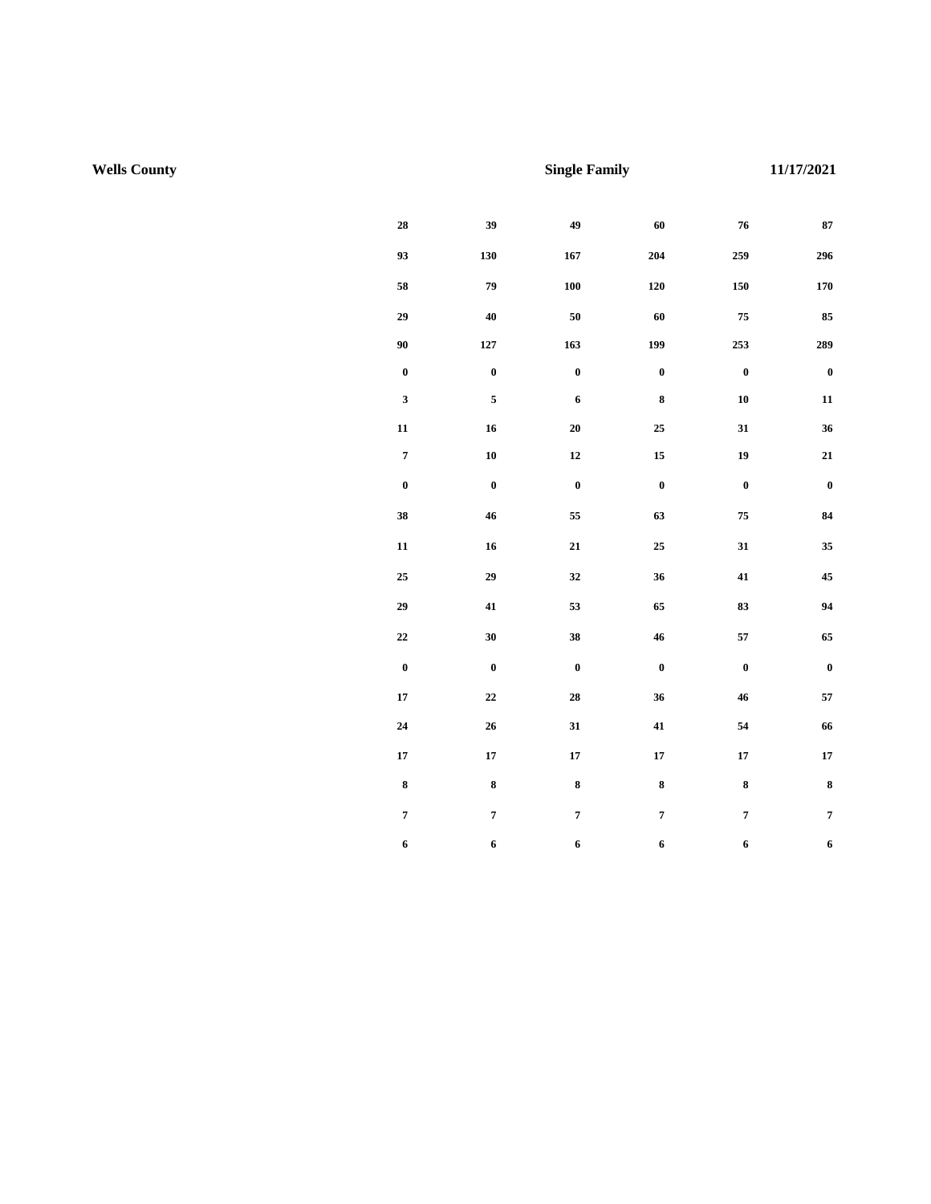**Wells County** **Single Family** **11/17/2021**

| | | | | | |
|---|---|---|---|---|---|
| 28 | 39 | 49 | 60 | 76 | 87 |
| 93 | 130 | 167 | 204 | 259 | 296 |
| 58 | 79 | 100 | 120 | 150 | 170 |
| 29 | 40 | 50 | 60 | 75 | 85 |
| 90 | 127 | 163 | 199 | 253 | 289 |
| 0 | 0 | 0 | 0 | 0 | 0 |
| 3 | 5 | 6 | 8 | 10 | 11 |
| 11 | 16 | 20 | 25 | 31 | 36 |
| 7 | 10 | 12 | 15 | 19 | 21 |
| 0 | 0 | 0 | 0 | 0 | 0 |
| 38 | 46 | 55 | 63 | 75 | 84 |
| 11 | 16 | 21 | 25 | 31 | 35 |
| 25 | 29 | 32 | 36 | 41 | 45 |
| 29 | 41 | 53 | 65 | 83 | 94 |
| 22 | 30 | 38 | 46 | 57 | 65 |
| 0 | 0 | 0 | 0 | 0 | 0 |
| 17 | 22 | 28 | 36 | 46 | 57 |
| 24 | 26 | 31 | 41 | 54 | 66 |
| 17 | 17 | 17 | 17 | 17 | 17 |
| 8 | 8 | 8 | 8 | 8 | 8 |
| 7 | 7 | 7 | 7 | 7 | 7 |
| 6 | 6 | 6 | 6 | 6 | 6 |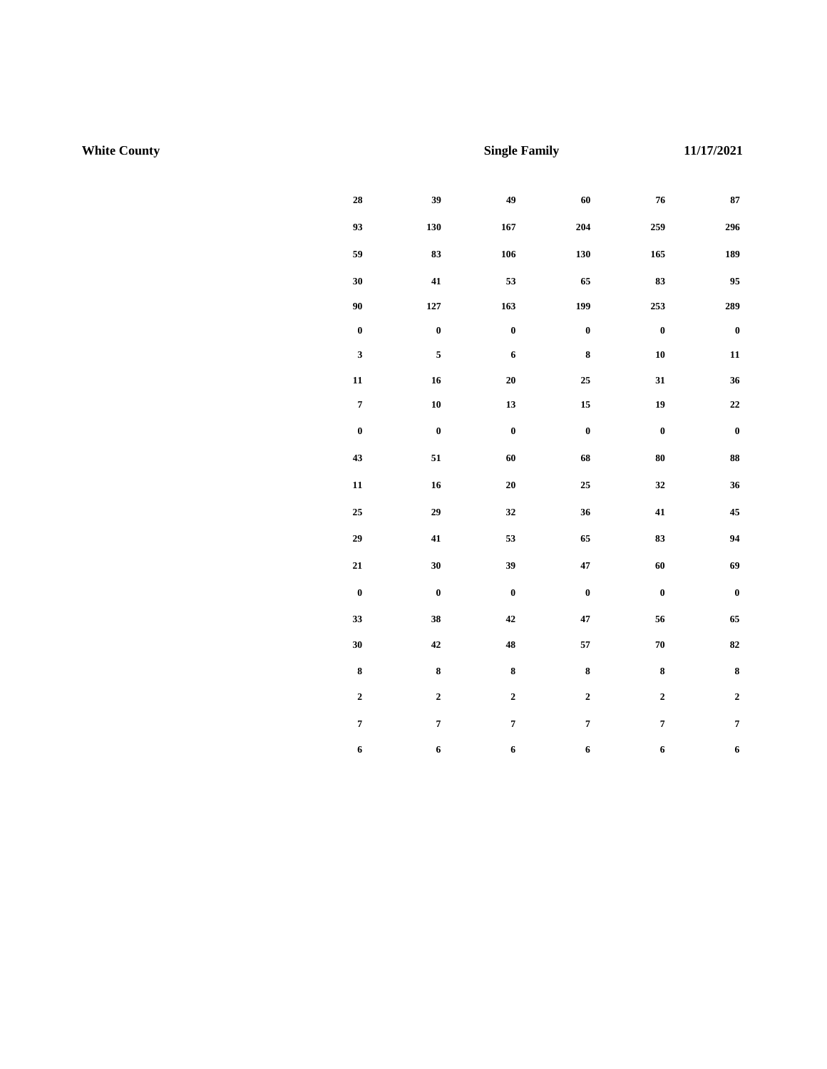**White County** **Single Family** **11/17/2021**

| | | | | | |
|---|---|---|---|---|---|
| 28 | 39 | 49 | 60 | 76 | 87 |
| 93 | 130 | 167 | 204 | 259 | 296 |
| 59 | 83 | 106 | 130 | 165 | 189 |
| 30 | 41 | 53 | 65 | 83 | 95 |
| 90 | 127 | 163 | 199 | 253 | 289 |
| 0 | 0 | 0 | 0 | 0 | 0 |
| 3 | 5 | 6 | 8 | 10 | 11 |
| 11 | 16 | 20 | 25 | 31 | 36 |
| 7 | 10 | 13 | 15 | 19 | 22 |
| 0 | 0 | 0 | 0 | 0 | 0 |
| 43 | 51 | 60 | 68 | 80 | 88 |
| 11 | 16 | 20 | 25 | 32 | 36 |
| 25 | 29 | 32 | 36 | 41 | 45 |
| 29 | 41 | 53 | 65 | 83 | 94 |
| 21 | 30 | 39 | 47 | 60 | 69 |
| 0 | 0 | 0 | 0 | 0 | 0 |
| 33 | 38 | 42 | 47 | 56 | 65 |
| 30 | 42 | 48 | 57 | 70 | 82 |
| 8 | 8 | 8 | 8 | 8 | 8 |
| 2 | 2 | 2 | 2 | 2 | 2 |
| 7 | 7 | 7 | 7 | 7 | 7 |
| 6 | 6 | 6 | 6 | 6 | 6 |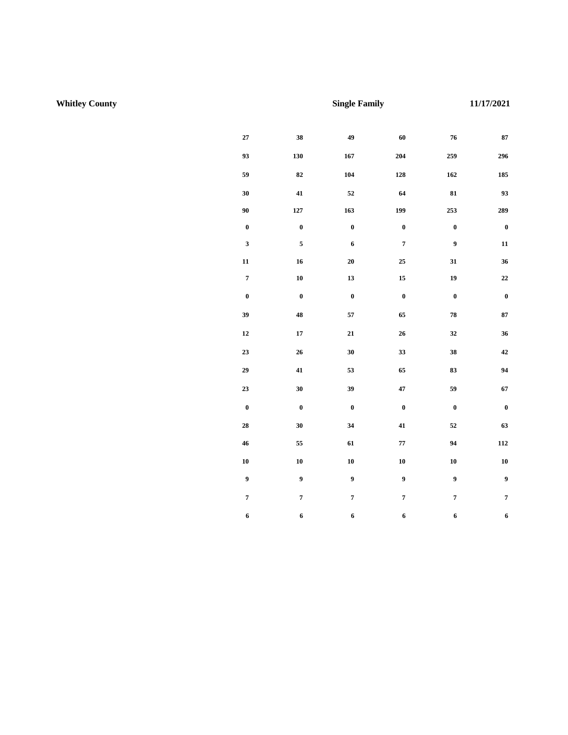**Whitley County** **Single Family** **11/17/2021**

| | | | | | |
|---|---|---|---|---|---|
| 27 | 38 | 49 | 60 | 76 | 87 |
| 93 | 130 | 167 | 204 | 259 | 296 |
| 59 | 82 | 104 | 128 | 162 | 185 |
| 30 | 41 | 52 | 64 | 81 | 93 |
| 90 | 127 | 163 | 199 | 253 | 289 |
| 0 | 0 | 0 | 0 | 0 | 0 |
| 3 | 5 | 6 | 7 | 9 | 11 |
| 11 | 16 | 20 | 25 | 31 | 36 |
| 7 | 10 | 13 | 15 | 19 | 22 |
| 0 | 0 | 0 | 0 | 0 | 0 |
| 39 | 48 | 57 | 65 | 78 | 87 |
| 12 | 17 | 21 | 26 | 32 | 36 |
| 23 | 26 | 30 | 33 | 38 | 42 |
| 29 | 41 | 53 | 65 | 83 | 94 |
| 23 | 30 | 39 | 47 | 59 | 67 |
| 0 | 0 | 0 | 0 | 0 | 0 |
| 28 | 30 | 34 | 41 | 52 | 63 |
| 46 | 55 | 61 | 77 | 94 | 112 |
| 10 | 10 | 10 | 10 | 10 | 10 |
| 9 | 9 | 9 | 9 | 9 | 9 |
| 7 | 7 | 7 | 7 | 7 | 7 |
| 6 | 6 | 6 | 6 | 6 | 6 |